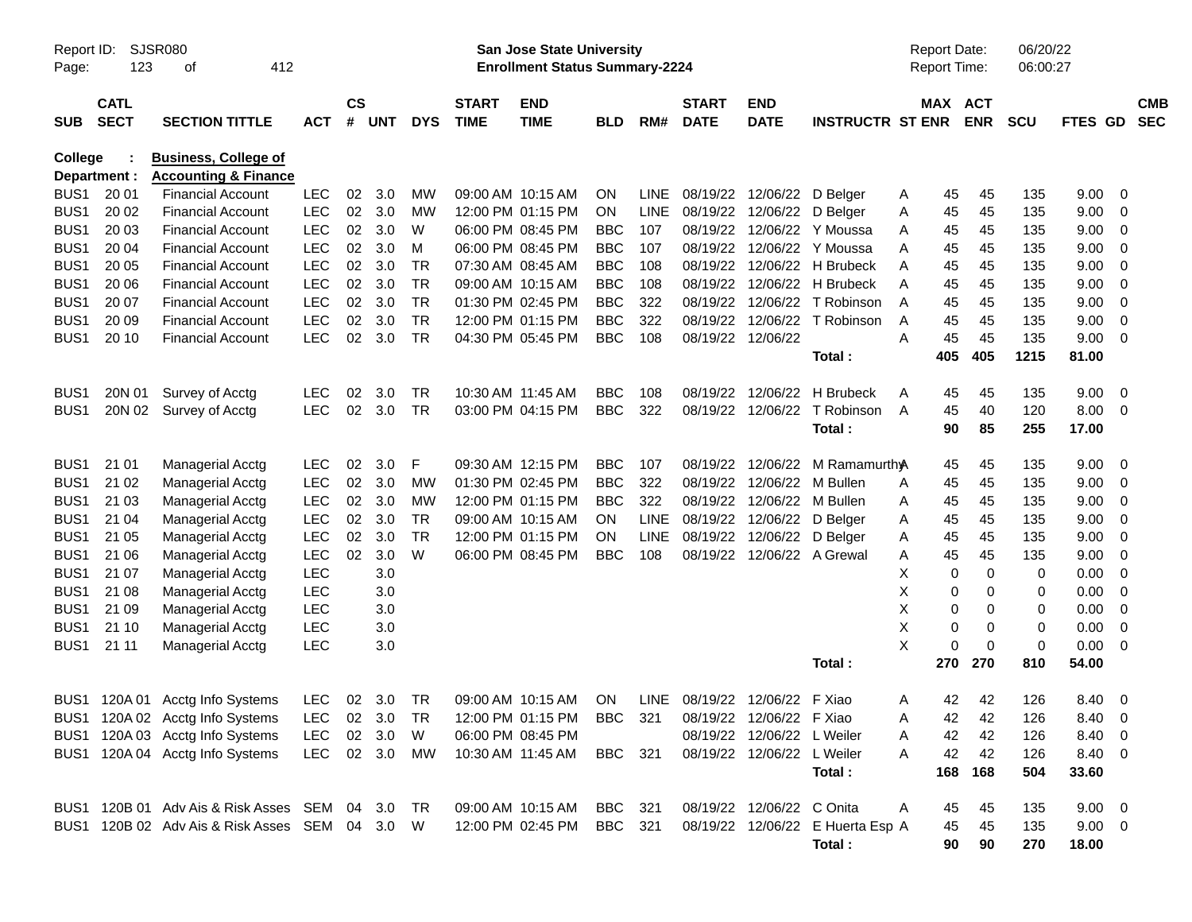Report ID: SJSR080
Page: 123 of 412

**San Jose State University**
**Enrollment Status Summary-2224**

Report Date: 06/20/22
Report Time: 06:00:27

**College : Business, College of**
**Department : Accounting & Finance**

| SUB | CATL SECT | SECTION TITTLE | ACT | CS # | UNT | DYS | START TIME | END TIME | BLD | RM# | START DATE | END DATE | INSTRUCTR | ST | MAX ENR | ACT ENR | SCU | FTES | GD | CMB SEC |
|---|---|---|---|---|---|---|---|---|---|---|---|---|---|---|---|---|---|---|---|---|
| BUS1 | 20 01 | Financial Account | LEC | 02 | 3.0 | MW | 09:00 AM | 10:15 AM | ON | LINE | 08/19/22 | 12/06/22 | D Belger | A | 45 | 45 | 135 | 9.00 | 0 | |
| BUS1 | 20 02 | Financial Account | LEC | 02 | 3.0 | MW | 12:00 PM | 01:15 PM | ON | LINE | 08/19/22 | 12/06/22 | D Belger | A | 45 | 45 | 135 | 9.00 | 0 | |
| BUS1 | 20 03 | Financial Account | LEC | 02 | 3.0 | W | 06:00 PM | 08:45 PM | BBC | 107 | 08/19/22 | 12/06/22 | Y Moussa | A | 45 | 45 | 135 | 9.00 | 0 | |
| BUS1 | 20 04 | Financial Account | LEC | 02 | 3.0 | M | 06:00 PM | 08:45 PM | BBC | 107 | 08/19/22 | 12/06/22 | Y Moussa | A | 45 | 45 | 135 | 9.00 | 0 | |
| BUS1 | 20 05 | Financial Account | LEC | 02 | 3.0 | TR | 07:30 AM | 08:45 AM | BBC | 108 | 08/19/22 | 12/06/22 | H Brubeck | A | 45 | 45 | 135 | 9.00 | 0 | |
| BUS1 | 20 06 | Financial Account | LEC | 02 | 3.0 | TR | 09:00 AM | 10:15 AM | BBC | 108 | 08/19/22 | 12/06/22 | H Brubeck | A | 45 | 45 | 135 | 9.00 | 0 | |
| BUS1 | 20 07 | Financial Account | LEC | 02 | 3.0 | TR | 01:30 PM | 02:45 PM | BBC | 322 | 08/19/22 | 12/06/22 | T Robinson | A | 45 | 45 | 135 | 9.00 | 0 | |
| BUS1 | 20 09 | Financial Account | LEC | 02 | 3.0 | TR | 12:00 PM | 01:15 PM | BBC | 322 | 08/19/22 | 12/06/22 | T Robinson | A | 45 | 45 | 135 | 9.00 | 0 | |
| BUS1 | 20 10 | Financial Account | LEC | 02 | 3.0 | TR | 04:30 PM | 05:45 PM | BBC | 108 | 08/19/22 | 12/06/22 | | A | 45 | 45 | 135 | 9.00 | 0 | |
| | | | | | | | | | | | | | **Total :** | | **405** | **405** | **1215** | **81.00** | | |
| BUS1 | 20N 01 | Survey of Acctg | LEC | 02 | 3.0 | TR | 10:30 AM | 11:45 AM | BBC | 108 | 08/19/22 | 12/06/22 | H Brubeck | A | 45 | 45 | 135 | 9.00 | 0 | |
| BUS1 | 20N 02 | Survey of Acctg | LEC | 02 | 3.0 | TR | 03:00 PM | 04:15 PM | BBC | 322 | 08/19/22 | 12/06/22 | T Robinson | A | 45 | 40 | 120 | 8.00 | 0 | |
| | | | | | | | | | | | | | **Total :** | | **90** | **85** | **255** | **17.00** | | |
| BUS1 | 21 01 | Managerial Acctg | LEC | 02 | 3.0 | F | 09:30 AM | 12:15 PM | BBC | 107 | 08/19/22 | 12/06/22 | M Ramamurthy | A | 45 | 45 | 135 | 9.00 | 0 | |
| BUS1 | 21 02 | Managerial Acctg | LEC | 02 | 3.0 | MW | 01:30 PM | 02:45 PM | BBC | 322 | 08/19/22 | 12/06/22 | M Bullen | A | 45 | 45 | 135 | 9.00 | 0 | |
| BUS1 | 21 03 | Managerial Acctg | LEC | 02 | 3.0 | MW | 12:00 PM | 01:15 PM | BBC | 322 | 08/19/22 | 12/06/22 | M Bullen | A | 45 | 45 | 135 | 9.00 | 0 | |
| BUS1 | 21 04 | Managerial Acctg | LEC | 02 | 3.0 | TR | 09:00 AM | 10:15 AM | ON | LINE | 08/19/22 | 12/06/22 | D Belger | A | 45 | 45 | 135 | 9.00 | 0 | |
| BUS1 | 21 05 | Managerial Acctg | LEC | 02 | 3.0 | TR | 12:00 PM | 01:15 PM | ON | LINE | 08/19/22 | 12/06/22 | D Belger | A | 45 | 45 | 135 | 9.00 | 0 | |
| BUS1 | 21 06 | Managerial Acctg | LEC | 02 | 3.0 | W | 06:00 PM | 08:45 PM | BBC | 108 | 08/19/22 | 12/06/22 | A Grewal | A | 45 | 45 | 135 | 9.00 | 0 | |
| BUS1 | 21 07 | Managerial Acctg | LEC | | 3.0 | | | | | | | | | X | 0 | 0 | 0 | 0.00 | 0 | |
| BUS1 | 21 08 | Managerial Acctg | LEC | | 3.0 | | | | | | | | | X | 0 | 0 | 0 | 0.00 | 0 | |
| BUS1 | 21 09 | Managerial Acctg | LEC | | 3.0 | | | | | | | | | X | 0 | 0 | 0 | 0.00 | 0 | |
| BUS1 | 21 10 | Managerial Acctg | LEC | | 3.0 | | | | | | | | | X | 0 | 0 | 0 | 0.00 | 0 | |
| BUS1 | 21 11 | Managerial Acctg | LEC | | 3.0 | | | | | | | | | X | 0 | 0 | 0 | 0.00 | 0 | |
| | | | | | | | | | | | | | **Total :** | | **270** | **270** | **810** | **54.00** | | |
| BUS1 | 120A 01 | Acctg Info Systems | LEC | 02 | 3.0 | TR | 09:00 AM | 10:15 AM | ON | LINE | 08/19/22 | 12/06/22 | F Xiao | A | 42 | 42 | 126 | 8.40 | 0 | |
| BUS1 | 120A 02 | Acctg Info Systems | LEC | 02 | 3.0 | TR | 12:00 PM | 01:15 PM | BBC | 321 | 08/19/22 | 12/06/22 | F Xiao | A | 42 | 42 | 126 | 8.40 | 0 | |
| BUS1 | 120A 03 | Acctg Info Systems | LEC | 02 | 3.0 | W | 06:00 PM | 08:45 PM | | | 08/19/22 | 12/06/22 | L Weiler | A | 42 | 42 | 126 | 8.40 | 0 | |
| BUS1 | 120A 04 | Acctg Info Systems | LEC | 02 | 3.0 | MW | 10:30 AM | 11:45 AM | BBC | 321 | 08/19/22 | 12/06/22 | L Weiler | A | 42 | 42 | 126 | 8.40 | 0 | |
| | | | | | | | | | | | | | **Total :** | | **168** | **168** | **504** | **33.60** | | |
| BUS1 | 120B 01 | Adv Ais & Risk Asses | SEM | 04 | 3.0 | TR | 09:00 AM | 10:15 AM | BBC | 321 | 08/19/22 | 12/06/22 | C Onita | A | 45 | 45 | 135 | 9.00 | 0 | |
| BUS1 | 120B 02 | Adv Ais & Risk Asses | SEM | 04 | 3.0 | W | 12:00 PM | 02:45 PM | BBC | 321 | 08/19/22 | 12/06/22 | E Huerta Esp | A | 45 | 45 | 135 | 9.00 | 0 | |
| | | | | | | | | | | | | | **Total :** | | **90** | **90** | **270** | **18.00** | | |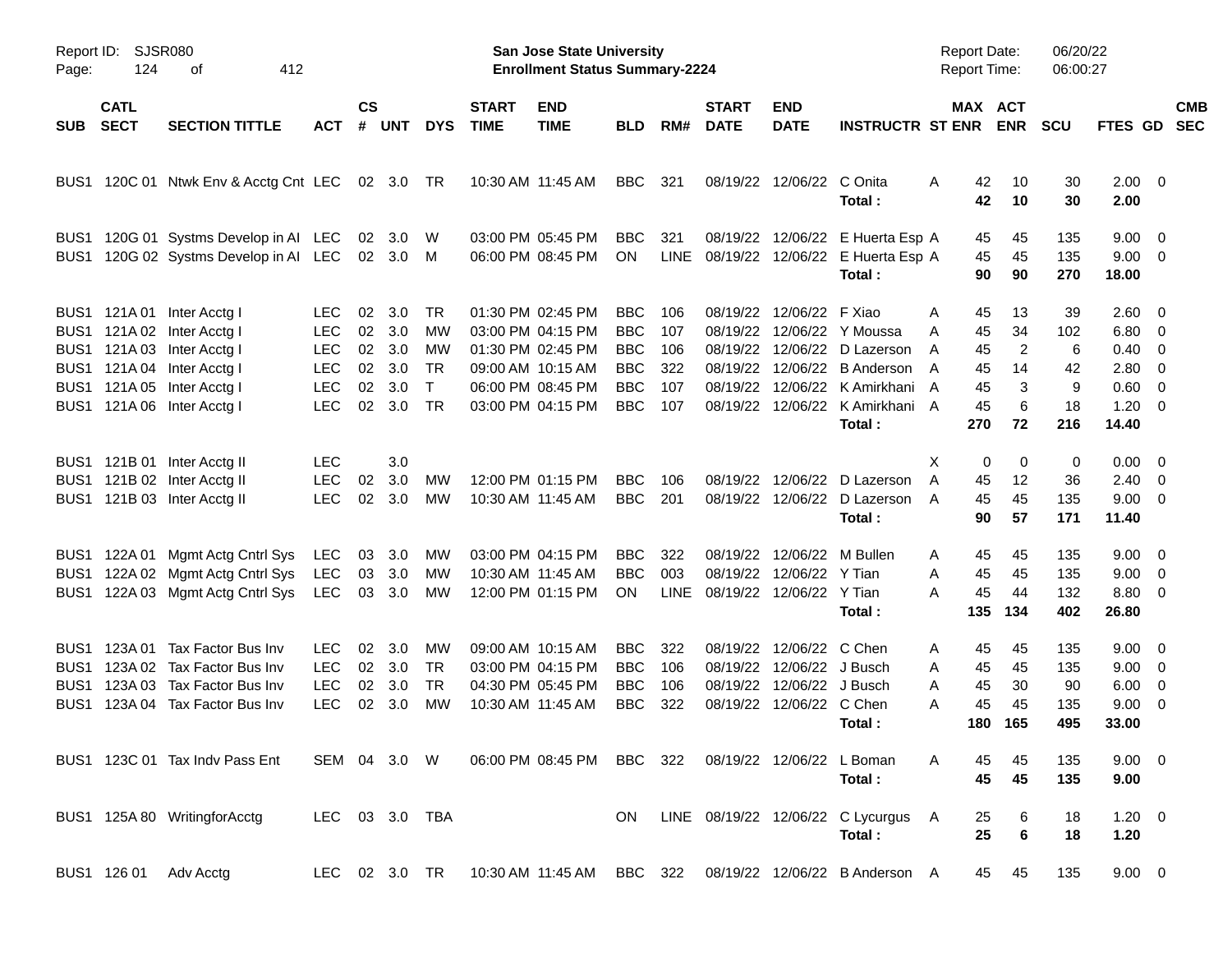Report ID: SJSR080
Page: 124 of 412

**San Jose State University**
**Enrollment Status Summary-2224**

Report Date: 06/20/22
Report Time: 06:00:27

| SUB | CATL SECT | SECTION TITTLE | ACT | CS # | UNT | DYS | START TIME | END TIME | BLD | RM# | START DATE | END DATE | INSTRUCTR | ST | MAX ENR | ACT ENR | SCU | FTES | GD | CMB SEC |
|---|---|---|---|---|---|---|---|---|---|---|---|---|---|---|---|---|---|---|---|---|
| BUS1 | 120C 01 | Ntwk Env & Acctg Cnt | LEC | 02 | 3.0 | TR | 10:30 AM | 11:45 AM | BBC | 321 | 08/19/22 | 12/06/22 | C Onita | A | 42 | 10 | 30 | 2.00 | 0 | |
| | | | | | | | | | | | | | **Total :** | | **42** | **10** | **30** | **2.00** | | |
| BUS1 | 120G 01 | Systms Develop in AI | LEC | 02 | 3.0 | W | 03:00 PM | 05:45 PM | BBC | 321 | 08/19/22 | 12/06/22 | E Huerta Esp | A | 45 | 45 | 135 | 9.00 | 0 | |
| BUS1 | 120G 02 | Systms Develop in AI | LEC | 02 | 3.0 | M | 06:00 PM | 08:45 PM | ON | LINE | 08/19/22 | 12/06/22 | E Huerta Esp | A | 45 | 45 | 135 | 9.00 | 0 | |
| | | | | | | | | | | | | | **Total :** | | **90** | **90** | **270** | **18.00** | | |
| BUS1 | 121A 01 | Inter Acctg I | LEC | 02 | 3.0 | TR | 01:30 PM | 02:45 PM | BBC | 106 | 08/19/22 | 12/06/22 | F Xiao | A | 45 | 13 | 39 | 2.60 | 0 | |
| BUS1 | 121A 02 | Inter Acctg I | LEC | 02 | 3.0 | MW | 03:00 PM | 04:15 PM | BBC | 107 | 08/19/22 | 12/06/22 | Y Moussa | A | 45 | 34 | 102 | 6.80 | 0 | |
| BUS1 | 121A 03 | Inter Acctg I | LEC | 02 | 3.0 | MW | 01:30 PM | 02:45 PM | BBC | 106 | 08/19/22 | 12/06/22 | D Lazerson | A | 45 | 2 | 6 | 0.40 | 0 | |
| BUS1 | 121A 04 | Inter Acctg I | LEC | 02 | 3.0 | TR | 09:00 AM | 10:15 AM | BBC | 322 | 08/19/22 | 12/06/22 | B Anderson | A | 45 | 14 | 42 | 2.80 | 0 | |
| BUS1 | 121A 05 | Inter Acctg I | LEC | 02 | 3.0 | T | 06:00 PM | 08:45 PM | BBC | 107 | 08/19/22 | 12/06/22 | K Amirkhani | A | 45 | 3 | 9 | 0.60 | 0 | |
| BUS1 | 121A 06 | Inter Acctg I | LEC | 02 | 3.0 | TR | 03:00 PM | 04:15 PM | BBC | 107 | 08/19/22 | 12/06/22 | K Amirkhani | A | 45 | 6 | 18 | 1.20 | 0 | |
| | | | | | | | | | | | | | **Total :** | | **270** | **72** | **216** | **14.40** | | |
| BUS1 | 121B 01 | Inter Acctg II | LEC | | 3.0 | | | | | | | | | X | 0 | 0 | 0 | 0.00 | 0 | |
| BUS1 | 121B 02 | Inter Acctg II | LEC | 02 | 3.0 | MW | 12:00 PM | 01:15 PM | BBC | 106 | 08/19/22 | 12/06/22 | D Lazerson | A | 45 | 12 | 36 | 2.40 | 0 | |
| BUS1 | 121B 03 | Inter Acctg II | LEC | 02 | 3.0 | MW | 10:30 AM | 11:45 AM | BBC | 201 | 08/19/22 | 12/06/22 | D Lazerson | A | 45 | 45 | 135 | 9.00 | 0 | |
| | | | | | | | | | | | | | **Total :** | | **90** | **57** | **171** | **11.40** | | |
| BUS1 | 122A 01 | Mgmt Actg Cntrl Sys | LEC | 03 | 3.0 | MW | 03:00 PM | 04:15 PM | BBC | 322 | 08/19/22 | 12/06/22 | M Bullen | A | 45 | 45 | 135 | 9.00 | 0 | |
| BUS1 | 122A 02 | Mgmt Actg Cntrl Sys | LEC | 03 | 3.0 | MW | 10:30 AM | 11:45 AM | BBC | 003 | 08/19/22 | 12/06/22 | Y Tian | A | 45 | 45 | 135 | 9.00 | 0 | |
| BUS1 | 122A 03 | Mgmt Actg Cntrl Sys | LEC | 03 | 3.0 | MW | 12:00 PM | 01:15 PM | ON | LINE | 08/19/22 | 12/06/22 | Y Tian | A | 45 | 44 | 132 | 8.80 | 0 | |
| | | | | | | | | | | | | | **Total :** | | **135** | **134** | **402** | **26.80** | | |
| BUS1 | 123A 01 | Tax Factor Bus Inv | LEC | 02 | 3.0 | MW | 09:00 AM | 10:15 AM | BBC | 322 | 08/19/22 | 12/06/22 | C Chen | A | 45 | 45 | 135 | 9.00 | 0 | |
| BUS1 | 123A 02 | Tax Factor Bus Inv | LEC | 02 | 3.0 | TR | 03:00 PM | 04:15 PM | BBC | 106 | 08/19/22 | 12/06/22 | J Busch | A | 45 | 45 | 135 | 9.00 | 0 | |
| BUS1 | 123A 03 | Tax Factor Bus Inv | LEC | 02 | 3.0 | TR | 04:30 PM | 05:45 PM | BBC | 106 | 08/19/22 | 12/06/22 | J Busch | A | 45 | 30 | 90 | 6.00 | 0 | |
| BUS1 | 123A 04 | Tax Factor Bus Inv | LEC | 02 | 3.0 | MW | 10:30 AM | 11:45 AM | BBC | 322 | 08/19/22 | 12/06/22 | C Chen | A | 45 | 45 | 135 | 9.00 | 0 | |
| | | | | | | | | | | | | | **Total :** | | **180** | **165** | **495** | **33.00** | | |
| BUS1 | 123C 01 | Tax Indv Pass Ent | SEM | 04 | 3.0 | W | 06:00 PM | 08:45 PM | BBC | 322 | 08/19/22 | 12/06/22 | L Boman | A | 45 | 45 | 135 | 9.00 | 0 | |
| | | | | | | | | | | | | | **Total :** | | **45** | **45** | **135** | **9.00** | | |
| BUS1 | 125A 80 | WritingforAcctg | LEC | 03 | 3.0 | TBA | | | ON | LINE | 08/19/22 | 12/06/22 | C Lycurgus | A | 25 | 6 | 18 | 1.20 | 0 | |
| | | | | | | | | | | | | | **Total :** | | **25** | **6** | **18** | **1.20** | | |
| BUS1 | 126 01 | Adv Acctg | LEC | 02 | 3.0 | TR | 10:30 AM | 11:45 AM | BBC | 322 | 08/19/22 | 12/06/22 | B Anderson | A | 45 | 45 | 135 | 9.00 | 0 | |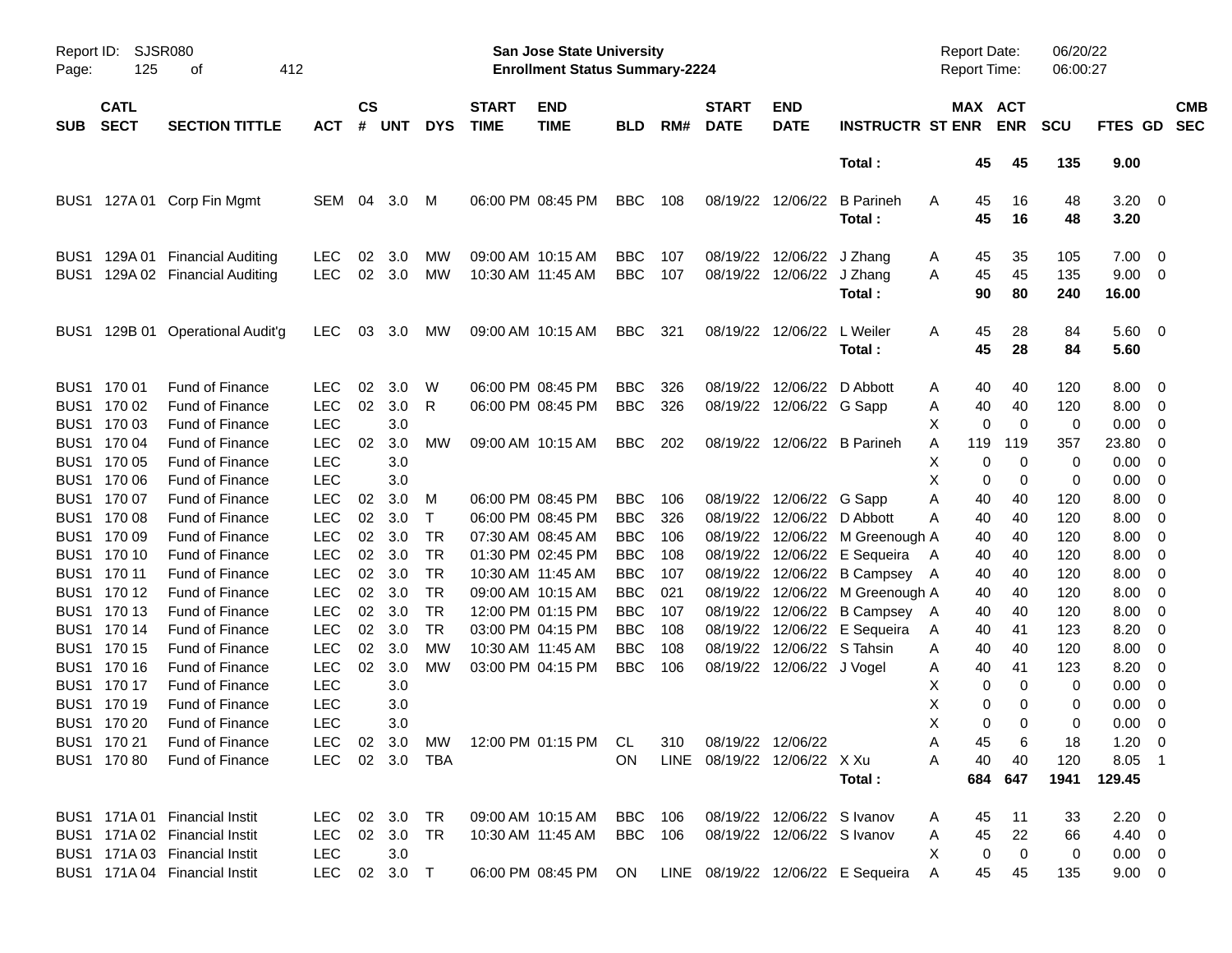Report ID: SJSR080 | Page: 125 of 412

**San Jose State University**
**Enrollment Status Summary-2224**

Report Date: 06/20/22 | Report Time: 06:00:27

| SUB | CATL SECT | SECTION TITTLE | ACT | CS # | UNT | DYS | START TIME | END TIME | BLD | RM# | START DATE | END DATE | INSTRUCTR | ST | MAX ENR | ACT ENR | SCU | FTES | GD | CMB SEC |
|---|---|---|---|---|---|---|---|---|---|---|---|---|---|---|---|---|---|---|---|---|
| | | | | | | | | | | | | | **Total :** | | **45** | **45** | **135** | **9.00** | | |
| BUS1 | 127A 01 | Corp Fin Mgmt | SEM | 04 | 3.0 | M | 06:00 PM | 08:45 PM | BBC | 108 | 08/19/22 | 12/06/22 | B Parineh | A | 45 | 16 | 48 | 3.20 | 0 | |
| | | | | | | | | | | | | | **Total :** | | **45** | **16** | **48** | **3.20** | | |
| BUS1 | 129A 01 | Financial Auditing | LEC | 02 | 3.0 | MW | 09:00 AM | 10:15 AM | BBC | 107 | 08/19/22 | 12/06/22 | J Zhang | A | 45 | 35 | 105 | 7.00 | 0 | |
| BUS1 | 129A 02 | Financial Auditing | LEC | 02 | 3.0 | MW | 10:30 AM | 11:45 AM | BBC | 107 | 08/19/22 | 12/06/22 | J Zhang | A | 45 | 45 | 135 | 9.00 | 0 | |
| | | | | | | | | | | | | | **Total :** | | **90** | **80** | **240** | **16.00** | | |
| BUS1 | 129B 01 | Operational Audit'g | LEC | 03 | 3.0 | MW | 09:00 AM | 10:15 AM | BBC | 321 | 08/19/22 | 12/06/22 | L Weiler | A | 45 | 28 | 84 | 5.60 | 0 | |
| | | | | | | | | | | | | | **Total :** | | **45** | **28** | **84** | **5.60** | | |
| BUS1 | 170 01 | Fund of Finance | LEC | 02 | 3.0 | W | 06:00 PM | 08:45 PM | BBC | 326 | 08/19/22 | 12/06/22 | D Abbott | A | 40 | 40 | 120 | 8.00 | 0 | |
| BUS1 | 170 02 | Fund of Finance | LEC | 02 | 3.0 | R | 06:00 PM | 08:45 PM | BBC | 326 | 08/19/22 | 12/06/22 | G Sapp | A | 40 | 40 | 120 | 8.00 | 0 | |
| BUS1 | 170 03 | Fund of Finance | LEC | | 3.0 | | | | | | | | | X | 0 | 0 | 0 | 0.00 | 0 | |
| BUS1 | 170 04 | Fund of Finance | LEC | 02 | 3.0 | MW | 09:00 AM | 10:15 AM | BBC | 202 | 08/19/22 | 12/06/22 | B Parineh | A | 119 | 119 | 357 | 23.80 | 0 | |
| BUS1 | 170 05 | Fund of Finance | LEC | | 3.0 | | | | | | | | | X | 0 | 0 | 0 | 0.00 | 0 | |
| BUS1 | 170 06 | Fund of Finance | LEC | | 3.0 | | | | | | | | | X | 0 | 0 | 0 | 0.00 | 0 | |
| BUS1 | 170 07 | Fund of Finance | LEC | 02 | 3.0 | M | 06:00 PM | 08:45 PM | BBC | 106 | 08/19/22 | 12/06/22 | G Sapp | A | 40 | 40 | 120 | 8.00 | 0 | |
| BUS1 | 170 08 | Fund of Finance | LEC | 02 | 3.0 | T | 06:00 PM | 08:45 PM | BBC | 326 | 08/19/22 | 12/06/22 | D Abbott | A | 40 | 40 | 120 | 8.00 | 0 | |
| BUS1 | 170 09 | Fund of Finance | LEC | 02 | 3.0 | TR | 07:30 AM | 08:45 AM | BBC | 106 | 08/19/22 | 12/06/22 | M Greenough | A | 40 | 40 | 120 | 8.00 | 0 | |
| BUS1 | 170 10 | Fund of Finance | LEC | 02 | 3.0 | TR | 01:30 PM | 02:45 PM | BBC | 108 | 08/19/22 | 12/06/22 | E Sequeira | A | 40 | 40 | 120 | 8.00 | 0 | |
| BUS1 | 170 11 | Fund of Finance | LEC | 02 | 3.0 | TR | 10:30 AM | 11:45 AM | BBC | 107 | 08/19/22 | 12/06/22 | B Campsey | A | 40 | 40 | 120 | 8.00 | 0 | |
| BUS1 | 170 12 | Fund of Finance | LEC | 02 | 3.0 | TR | 09:00 AM | 10:15 AM | BBC | 021 | 08/19/22 | 12/06/22 | M Greenough | A | 40 | 40 | 120 | 8.00 | 0 | |
| BUS1 | 170 13 | Fund of Finance | LEC | 02 | 3.0 | TR | 12:00 PM | 01:15 PM | BBC | 107 | 08/19/22 | 12/06/22 | B Campsey | A | 40 | 40 | 120 | 8.00 | 0 | |
| BUS1 | 170 14 | Fund of Finance | LEC | 02 | 3.0 | TR | 03:00 PM | 04:15 PM | BBC | 108 | 08/19/22 | 12/06/22 | E Sequeira | A | 40 | 41 | 123 | 8.20 | 0 | |
| BUS1 | 170 15 | Fund of Finance | LEC | 02 | 3.0 | MW | 10:30 AM | 11:45 AM | BBC | 108 | 08/19/22 | 12/06/22 | S Tahsin | A | 40 | 40 | 120 | 8.00 | 0 | |
| BUS1 | 170 16 | Fund of Finance | LEC | 02 | 3.0 | MW | 03:00 PM | 04:15 PM | BBC | 106 | 08/19/22 | 12/06/22 | J Vogel | A | 40 | 41 | 123 | 8.20 | 0 | |
| BUS1 | 170 17 | Fund of Finance | LEC | | 3.0 | | | | | | | | | X | 0 | 0 | 0 | 0.00 | 0 | |
| BUS1 | 170 19 | Fund of Finance | LEC | | 3.0 | | | | | | | | | X | 0 | 0 | 0 | 0.00 | 0 | |
| BUS1 | 170 20 | Fund of Finance | LEC | | 3.0 | | | | | | | | | X | 0 | 0 | 0 | 0.00 | 0 | |
| BUS1 | 170 21 | Fund of Finance | LEC | 02 | 3.0 | MW | 12:00 PM | 01:15 PM | CL | 310 | 08/19/22 | 12/06/22 | | A | 45 | 6 | 18 | 1.20 | 0 | |
| BUS1 | 170 80 | Fund of Finance | LEC | 02 | 3.0 | TBA | | | ON | LINE | 08/19/22 | 12/06/22 | X Xu | A | 40 | 40 | 120 | 8.05 | 1 | |
| | | | | | | | | | | | | | **Total :** | | **684** | **647** | **1941** | **129.45** | | |
| BUS1 | 171A 01 | Financial Instit | LEC | 02 | 3.0 | TR | 09:00 AM | 10:15 AM | BBC | 106 | 08/19/22 | 12/06/22 | S Ivanov | A | 45 | 11 | 33 | 2.20 | 0 | |
| BUS1 | 171A 02 | Financial Instit | LEC | 02 | 3.0 | TR | 10:30 AM | 11:45 AM | BBC | 106 | 08/19/22 | 12/06/22 | S Ivanov | A | 45 | 22 | 66 | 4.40 | 0 | |
| BUS1 | 171A 03 | Financial Instit | LEC | | 3.0 | | | | | | | | | X | 0 | 0 | 0 | 0.00 | 0 | |
| BUS1 | 171A 04 | Financial Instit | LEC | 02 | 3.0 | T | 06:00 PM | 08:45 PM | ON | LINE | 08/19/22 | 12/06/22 | E Sequeira | A | 45 | 45 | 135 | 9.00 | 0 | |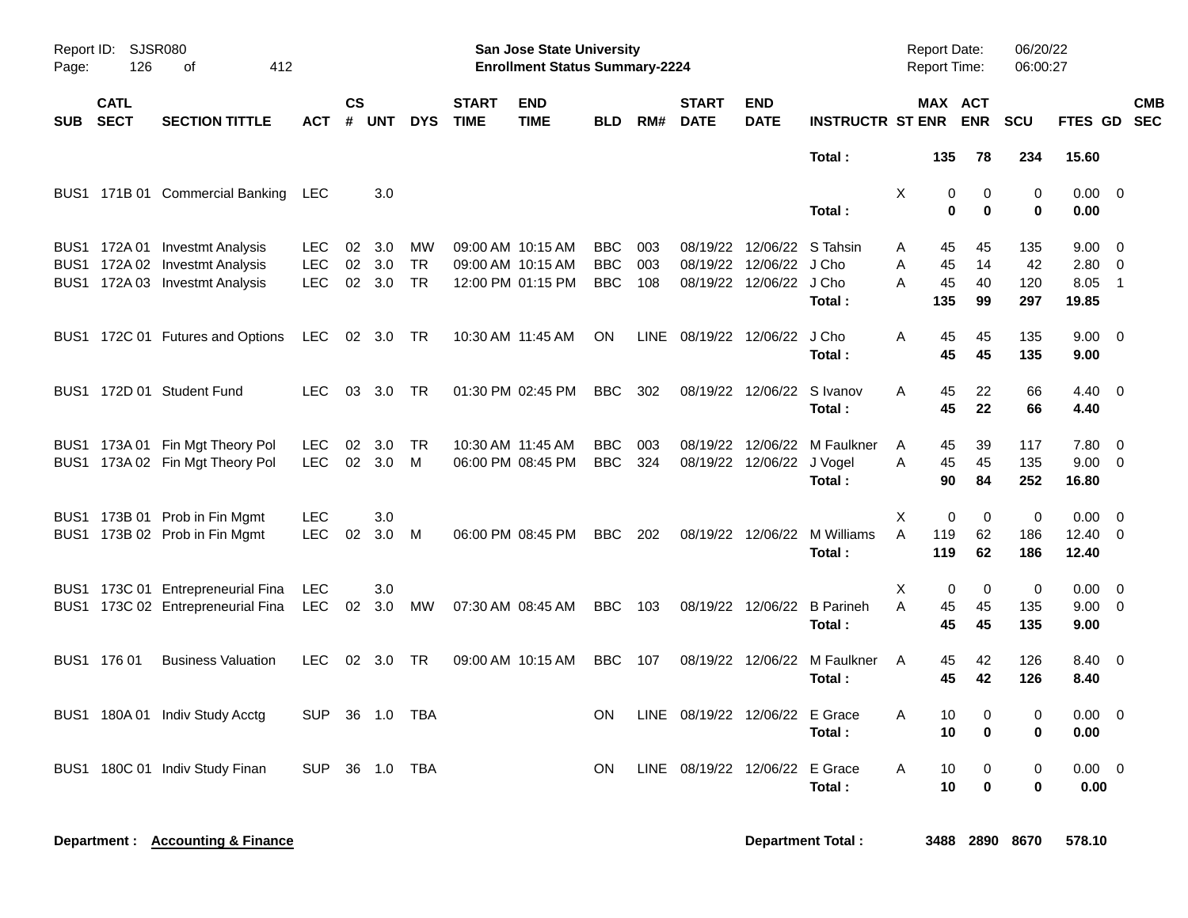Report ID: SJSR080 | San Jose State University | Report Date: 06/20/22
Page: 126 of 412 | Enrollment Status Summary-2224 | Report Time: 06:00:27

| SUB | CATL SECT | SECTION TITTLE | ACT | CS # | UNT | DYS | START TIME | END TIME | BLD | RM# | START DATE | END DATE | INSTRUCTR | ST | MAX ENR | ACT ENR | SCU | FTES | GD | CMB SEC |
|---|---|---|---|---|---|---|---|---|---|---|---|---|---|---|---|---|---|---|---|---|
| | | | | | | | | | | | | | **Total :** | | **135** | **78** | **234** | **15.60** | | |
| BUS1 | 171B 01 | Commercial Banking | LEC | | 3.0 | | | | | | | | | X | 0 | 0 | 0 | 0.00 | 0 | |
| | | | | | | | | | | | | | **Total :** | | **0** | **0** | **0** | **0.00** | | |
| BUS1 | 172A 01 | Investmt Analysis | LEC | 02 | 3.0 | MW | 09:00 AM | 10:15 AM | BBC | 003 | 08/19/22 | 12/06/22 | S Tahsin | A | 45 | 45 | 135 | 9.00 | 0 | |
| BUS1 | 172A 02 | Investmt Analysis | LEC | 02 | 3.0 | TR | 09:00 AM | 10:15 AM | BBC | 003 | 08/19/22 | 12/06/22 | J Cho | A | 45 | 14 | 42 | 2.80 | 0 | |
| BUS1 | 172A 03 | Investmt Analysis | LEC | 02 | 3.0 | TR | 12:00 PM | 01:15 PM | BBC | 108 | 08/19/22 | 12/06/22 | J Cho | A | 45 | 40 | 120 | 8.05 | 1 | |
| | | | | | | | | | | | | | **Total :** | | **135** | **99** | **297** | **19.85** | | |
| BUS1 | 172C 01 | Futures and Options | LEC | 02 | 3.0 | TR | 10:30 AM | 11:45 AM | ON | LINE | 08/19/22 | 12/06/22 | J Cho | A | 45 | 45 | 135 | 9.00 | 0 | |
| | | | | | | | | | | | | | **Total :** | | **45** | **45** | **135** | **9.00** | | |
| BUS1 | 172D 01 | Student Fund | LEC | 03 | 3.0 | TR | 01:30 PM | 02:45 PM | BBC | 302 | 08/19/22 | 12/06/22 | S Ivanov | A | 45 | 22 | 66 | 4.40 | 0 | |
| | | | | | | | | | | | | | **Total :** | | **45** | **22** | **66** | **4.40** | | |
| BUS1 | 173A 01 | Fin Mgt Theory Pol | LEC | 02 | 3.0 | TR | 10:30 AM | 11:45 AM | BBC | 003 | 08/19/22 | 12/06/22 | M Faulkner | A | 45 | 39 | 117 | 7.80 | 0 | |
| BUS1 | 173A 02 | Fin Mgt Theory Pol | LEC | 02 | 3.0 | M | 06:00 PM | 08:45 PM | BBC | 324 | 08/19/22 | 12/06/22 | J Vogel | A | 45 | 45 | 135 | 9.00 | 0 | |
| | | | | | | | | | | | | | **Total :** | | **90** | **84** | **252** | **16.80** | | |
| BUS1 | 173B 01 | Prob in Fin Mgmt | LEC | | 3.0 | | | | | | | | | X | 0 | 0 | 0 | 0.00 | 0 | |
| BUS1 | 173B 02 | Prob in Fin Mgmt | LEC | 02 | 3.0 | M | 06:00 PM | 08:45 PM | BBC | 202 | 08/19/22 | 12/06/22 | M Williams | A | 119 | 62 | 186 | 12.40 | 0 | |
| | | | | | | | | | | | | | **Total :** | | **119** | **62** | **186** | **12.40** | | |
| BUS1 | 173C 01 | Entrepreneurial Fina | LEC | | 3.0 | | | | | | | | | X | 0 | 0 | 0 | 0.00 | 0 | |
| BUS1 | 173C 02 | Entrepreneurial Fina | LEC | 02 | 3.0 | MW | 07:30 AM | 08:45 AM | BBC | 103 | 08/19/22 | 12/06/22 | B Parineh | A | 45 | 45 | 135 | 9.00 | 0 | |
| | | | | | | | | | | | | | **Total :** | | **45** | **45** | **135** | **9.00** | | |
| BUS1 | 176 01 | Business Valuation | LEC | 02 | 3.0 | TR | 09:00 AM | 10:15 AM | BBC | 107 | 08/19/22 | 12/06/22 | M Faulkner | A | 45 | 42 | 126 | 8.40 | 0 | |
| | | | | | | | | | | | | | **Total :** | | **45** | **42** | **126** | **8.40** | | |
| BUS1 | 180A 01 | Indiv Study Acctg | SUP | 36 | 1.0 | TBA | | | ON | LINE | 08/19/22 | 12/06/22 | E Grace | A | 10 | 0 | 0 | 0.00 | 0 | |
| | | | | | | | | | | | | | **Total :** | | **10** | **0** | **0** | **0.00** | | |
| BUS1 | 180C 01 | Indiv Study Finan | SUP | 36 | 1.0 | TBA | | | ON | LINE | 08/19/22 | 12/06/22 | E Grace | A | 10 | 0 | 0 | 0.00 | 0 | |
| | | | | | | | | | | | | | **Total :** | | **10** | **0** | **0** | **0.00** | | |

**Department : Accounting & Finance** | **Department Total : 3488 2890 8670 578.10**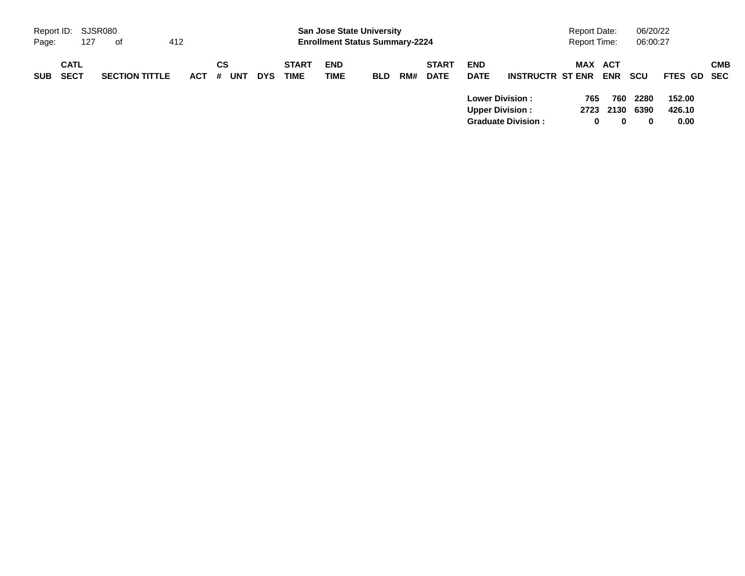| SUB | CATL SECT | SECTION TITTLE | ACT | CS # | UNT | DYS | START TIME | END TIME | BLD | RM# | START DATE | END DATE | INSTRUCTR | MAX ST ENR | ACT ENR | SCU | FTES | GD | CMB SEC |
|---|---|---|---|---|---|---|---|---|---|---|---|---|---|---|---|---|---|---|---|
| | | | | | | | | | | | | **Lower Division :** | | **765** | **760** | **2280** | **152.00** | | |
| | | | | | | | | | | | | **Upper Division :** | | **2723** | **2130** | **6390** | **426.10** | | |
| | | | | | | | | | | | | **Graduate Division :** | | **0** | **0** | **0** | **0.00** | | |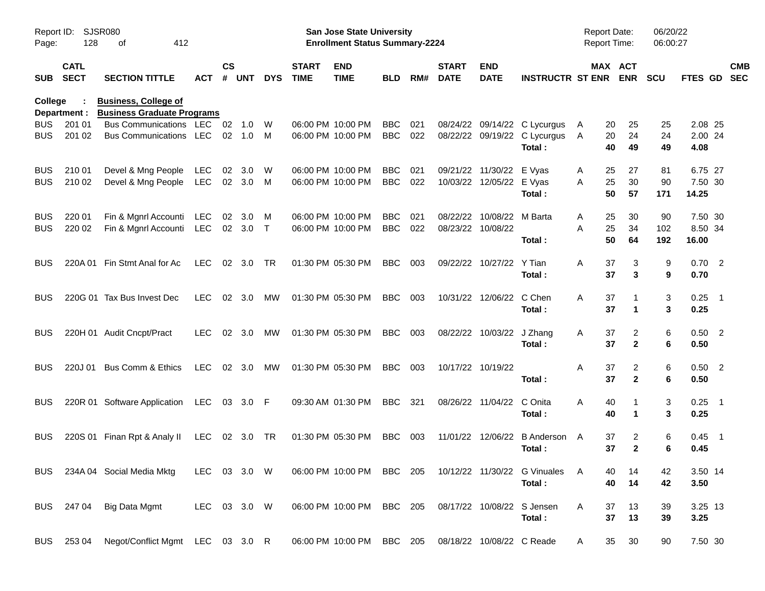Report ID: SJSR080

**San Jose State University**
**Enrollment Status Summary-2224**

Report Date: 06/20/22
Report Time: 06:00:27

**College : Business, College of**
**Department : Business Graduate Programs**

| SUB | CATL SECT | SECTION TITTLE | ACT | CS # | UNT | DYS | START TIME | END TIME | BLD | RM# | START DATE | END DATE | INSTRUCTR | ST | MAX ENR | ACT ENR | SCU | FTES | GD | CMB SEC |
|---|---|---|---|---|---|---|---|---|---|---|---|---|---|---|---|---|---|---|---|---|
| BUS | 201 01 | Bus Communications | LEC | 02 | 1.0 | W | 06:00 PM | 10:00 PM | BBC | 021 | 08/24/22 | 09/14/22 | C Lycurgus | A | 20 | 25 | 25 | 2.08 | 25 | |
| BUS | 201 02 | Bus Communications | LEC | 02 | 1.0 | M | 06:00 PM | 10:00 PM | BBC | 022 | 08/22/22 | 09/19/22 | C Lycurgus | A | 20 | 24 | 24 | 2.00 | 24 | |
| | | | | | | | | | | | | | **Total :** | | **40** | **49** | **49** | **4.08** | | |
| BUS | 210 01 | Devel & Mng People | LEC | 02 | 3.0 | W | 06:00 PM | 10:00 PM | BBC | 021 | 09/21/22 | 11/30/22 | E Vyas | A | 25 | 27 | 81 | 6.75 | 27 | |
| BUS | 210 02 | Devel & Mng People | LEC | 02 | 3.0 | M | 06:00 PM | 10:00 PM | BBC | 022 | 10/03/22 | 12/05/22 | E Vyas | A | 25 | 30 | 90 | 7.50 | 30 | |
| | | | | | | | | | | | | | **Total :** | | **50** | **57** | **171** | **14.25** | | |
| BUS | 220 01 | Fin & Mgnrl Accounti | LEC | 02 | 3.0 | M | 06:00 PM | 10:00 PM | BBC | 021 | 08/22/22 | 10/08/22 | M Barta | A | 25 | 30 | 90 | 7.50 | 30 | |
| BUS | 220 02 | Fin & Mgnrl Accounti | LEC | 02 | 3.0 | T | 06:00 PM | 10:00 PM | BBC | 022 | 08/23/22 | 10/08/22 | | A | 25 | 34 | 102 | 8.50 | 34 | |
| | | | | | | | | | | | | | **Total :** | | **50** | **64** | **192** | **16.00** | | |
| BUS | 220A 01 | Fin Stmt Anal for Ac | LEC | 02 | 3.0 | TR | 01:30 PM | 05:30 PM | BBC | 003 | 09/22/22 | 10/27/22 | Y Tian | A | 37 | 3 | 9 | 0.70 | 2 | |
| | | | | | | | | | | | | | **Total :** | | **37** | **3** | **9** | **0.70** | | |
| BUS | 220G 01 | Tax Bus Invest Dec | LEC | 02 | 3.0 | MW | 01:30 PM | 05:30 PM | BBC | 003 | 10/31/22 | 12/06/22 | C Chen | A | 37 | 1 | 3 | 0.25 | 1 | |
| | | | | | | | | | | | | | **Total :** | | **37** | **1** | **3** | **0.25** | | |
| BUS | 220H 01 | Audit Cncpt/Pract | LEC | 02 | 3.0 | MW | 01:30 PM | 05:30 PM | BBC | 003 | 08/22/22 | 10/03/22 | J Zhang | A | 37 | 2 | 6 | 0.50 | 2 | |
| | | | | | | | | | | | | | **Total :** | | **37** | **2** | **6** | **0.50** | | |
| BUS | 220J 01 | Bus Comm & Ethics | LEC | 02 | 3.0 | MW | 01:30 PM | 05:30 PM | BBC | 003 | 10/17/22 | 10/19/22 | | A | 37 | 2 | 6 | 0.50 | 2 | |
| | | | | | | | | | | | | | **Total :** | | **37** | **2** | **6** | **0.50** | | |
| BUS | 220R 01 | Software Application | LEC | 03 | 3.0 | F | 09:30 AM | 01:30 PM | BBC | 321 | 08/26/22 | 11/04/22 | C Onita | A | 40 | 1 | 3 | 0.25 | 1 | |
| | | | | | | | | | | | | | **Total :** | | **40** | **1** | **3** | **0.25** | | |
| BUS | 220S 01 | Finan Rpt & Analy II | LEC | 02 | 3.0 | TR | 01:30 PM | 05:30 PM | BBC | 003 | 11/01/22 | 12/06/22 | B Anderson | A | 37 | 2 | 6 | 0.45 | 1 | |
| | | | | | | | | | | | | | **Total :** | | **37** | **2** | **6** | **0.45** | | |
| BUS | 234A 04 | Social Media Mktg | LEC | 03 | 3.0 | W | 06:00 PM | 10:00 PM | BBC | 205 | 10/12/22 | 11/30/22 | G Vinuales | A | 40 | 14 | 42 | 3.50 | 14 | |
| | | | | | | | | | | | | | **Total :** | | **40** | **14** | **42** | **3.50** | | |
| BUS | 247 04 | Big Data Mgmt | LEC | 03 | 3.0 | W | 06:00 PM | 10:00 PM | BBC | 205 | 08/17/22 | 10/08/22 | S Jensen | A | 37 | 13 | 39 | 3.25 | 13 | |
| | | | | | | | | | | | | | **Total :** | | **37** | **13** | **39** | **3.25** | | |
| BUS | 253 04 | Negot/Conflict Mgmt | LEC | 03 | 3.0 | R | 06:00 PM | 10:00 PM | BBC | 205 | 08/18/22 | 10/08/22 | C Reade | A | 35 | 30 | 90 | 7.50 | 30 | |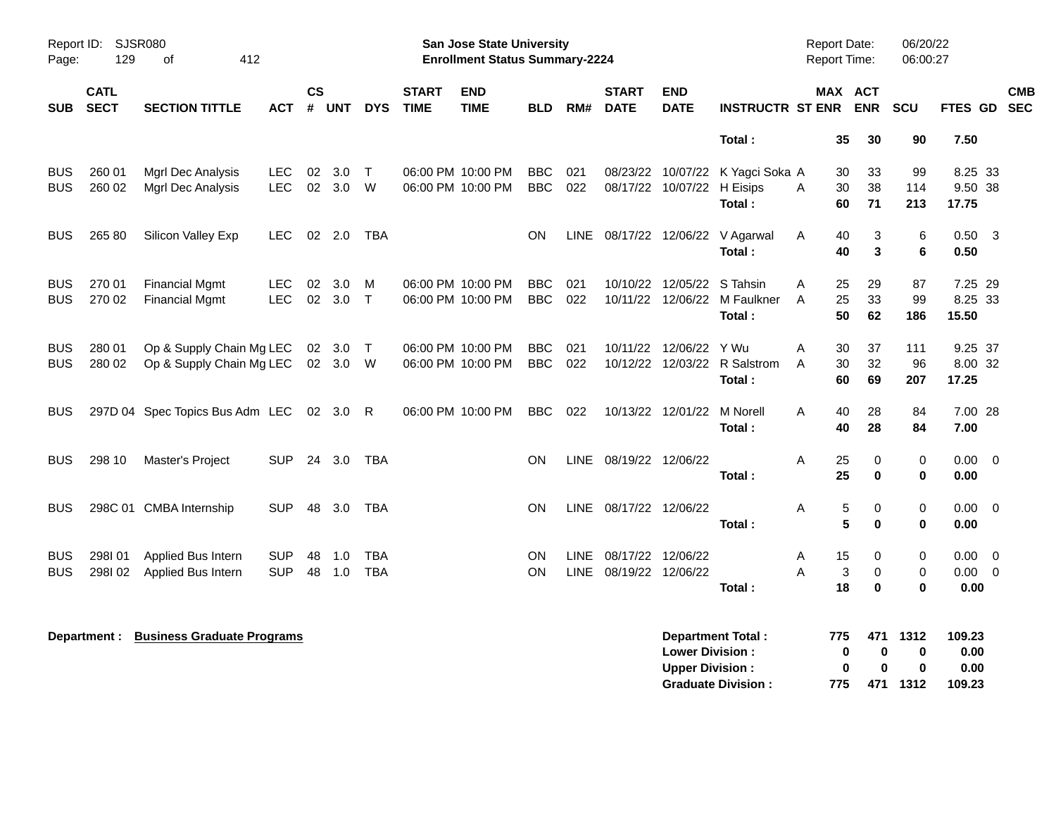Report ID: SJSR080
Page: 129 of 412

**San Jose State University**
**Enrollment Status Summary-2224**

Report Date: 06/20/22
Report Time: 06:00:27

| SUB | CATL SECT | SECTION TITTLE | ACT | CS # | UNT | DYS | START TIME | END TIME | BLD | RM# | START DATE | END DATE | INSTRUCTR | ST | MAX ENR | ACT ENR | SCU | FTES | GD | CMB SEC |
|---|---|---|---|---|---|---|---|---|---|---|---|---|---|---|---|---|---|---|---|---|
| | | | | | | | | | | | | | **Total :** | | **35** | **30** | **90** | **7.50** | | |
| BUS | 260 01 | Mgrl Dec Analysis | LEC | 02 | 3.0 | T | 06:00 PM | 10:00 PM | BBC | 021 | 08/23/22 | 10/07/22 | K Yagci Soka | A | 30 | 33 | 99 | 8.25 | 33 | |
| BUS | 260 02 | Mgrl Dec Analysis | LEC | 02 | 3.0 | W | 06:00 PM | 10:00 PM | BBC | 022 | 08/17/22 | 10/07/22 | H Eisips | A | 30 | 38 | 114 | 9.50 | 38 | |
| | | | | | | | | | | | | | **Total :** | | **60** | **71** | **213** | **17.75** | | |
| BUS | 265 80 | Silicon Valley Exp | LEC | 02 | 2.0 | TBA | | | ON | LINE | 08/17/22 | 12/06/22 | V Agarwal | A | 40 | 3 | 6 | 0.50 | 3 | |
| | | | | | | | | | | | | | **Total :** | | **40** | **3** | **6** | **0.50** | | |
| BUS | 270 01 | Financial Mgmt | LEC | 02 | 3.0 | M | 06:00 PM | 10:00 PM | BBC | 021 | 10/10/22 | 12/05/22 | S Tahsin | A | 25 | 29 | 87 | 7.25 | 29 | |
| BUS | 270 02 | Financial Mgmt | LEC | 02 | 3.0 | T | 06:00 PM | 10:00 PM | BBC | 022 | 10/11/22 | 12/06/22 | M Faulkner | A | 25 | 33 | 99 | 8.25 | 33 | |
| | | | | | | | | | | | | | **Total :** | | **50** | **62** | **186** | **15.50** | | |
| BUS | 280 01 | Op & Supply Chain Mg | LEC | 02 | 3.0 | T | 06:00 PM | 10:00 PM | BBC | 021 | 10/11/22 | 12/06/22 | Y Wu | A | 30 | 37 | 111 | 9.25 | 37 | |
| BUS | 280 02 | Op & Supply Chain Mg | LEC | 02 | 3.0 | W | 06:00 PM | 10:00 PM | BBC | 022 | 10/12/22 | 12/03/22 | R Salstrom | A | 30 | 32 | 96 | 8.00 | 32 | |
| | | | | | | | | | | | | | **Total :** | | **60** | **69** | **207** | **17.25** | | |
| BUS | 297D 04 | Spec Topics Bus Adm | LEC | 02 | 3.0 | R | 06:00 PM | 10:00 PM | BBC | 022 | 10/13/22 | 12/01/22 | M Norell | A | 40 | 28 | 84 | 7.00 | 28 | |
| | | | | | | | | | | | | | **Total :** | | **40** | **28** | **84** | **7.00** | | |
| BUS | 298 10 | Master's Project | SUP | 24 | 3.0 | TBA | | | ON | LINE | 08/19/22 | 12/06/22 | | A | 25 | 0 | 0 | 0.00 | 0 | |
| | | | | | | | | | | | | | **Total :** | | **25** | **0** | **0** | **0.00** | | |
| BUS | 298C 01 | CMBA Internship | SUP | 48 | 3.0 | TBA | | | ON | LINE | 08/17/22 | 12/06/22 | | A | 5 | 0 | 0 | 0.00 | 0 | |
| | | | | | | | | | | | | | **Total :** | | **5** | **0** | **0** | **0.00** | | |
| BUS | 298I 01 | Applied Bus Intern | SUP | 48 | 1.0 | TBA | | | ON | LINE | 08/17/22 | 12/06/22 | | A | 15 | 0 | 0 | 0.00 | 0 | |
| BUS | 298I 02 | Applied Bus Intern | SUP | 48 | 1.0 | TBA | | | ON | LINE | 08/19/22 | 12/06/22 | | A | 3 | 0 | 0 | 0.00 | 0 | |
| | | | | | | | | | | | | | **Total :** | | **18** | **0** | **0** | **0.00** | | |

**Department : Business Graduate Programs**

| | MAX ENR | ACT ENR | SCU | FTES |
|---|---|---|---|---|
| **Department Total :** | **775** | **471** | **1312** | **109.23** |
| **Lower Division :** | **0** | **0** | **0** | **0.00** |
| **Upper Division :** | **0** | **0** | **0** | **0.00** |
| **Graduate Division :** | **775** | **471** | **1312** | **109.23** |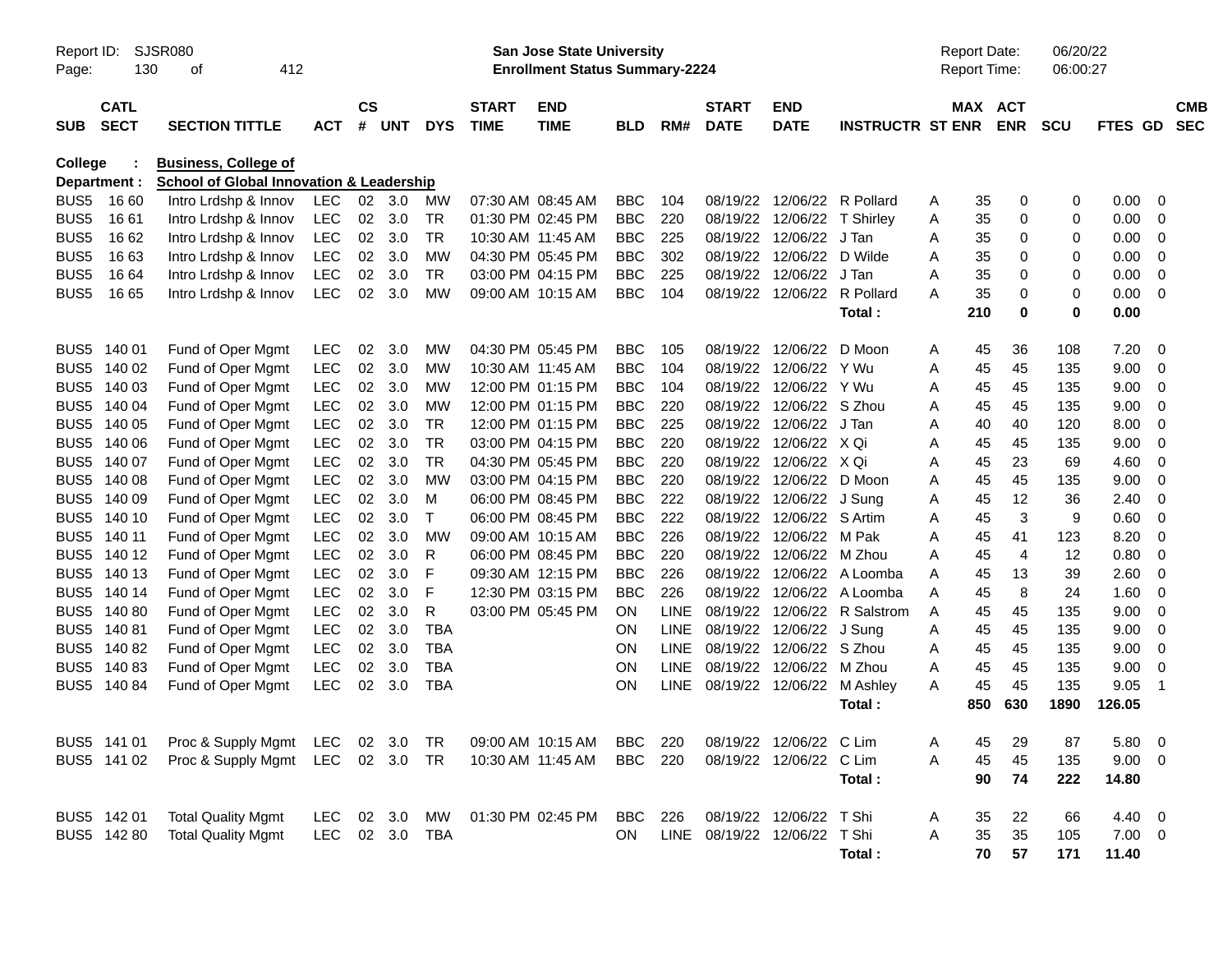Report ID: SJSR080
**San Jose State University**
**Enrollment Status Summary-2224**
Report Date: 06/20/22
Report Time: 06:00:27

**College : Business, College of**
**Department : School of Global Innovation & Leadership**

| SUB | CATL SECT | SECTION TITTLE | ACT | CS # | UNT | DYS | START TIME | END TIME | BLD | RM# | START DATE | END DATE | INSTRUCTR | ST | MAX ENR | ACT ENR | SCU | FTES | GD | CMB SEC |
|---|---|---|---|---|---|---|---|---|---|---|---|---|---|---|---|---|---|---|---|---|
| BUS5 | 16 60 | Intro Lrdshp & Innov | LEC | 02 | 3.0 | MW | 07:30 AM | 08:45 AM | BBC | 104 | 08/19/22 | 12/06/22 | R Pollard | A | 35 | 0 | 0 | 0.00 | 0 | |
| BUS5 | 16 61 | Intro Lrdshp & Innov | LEC | 02 | 3.0 | TR | 01:30 PM | 02:45 PM | BBC | 220 | 08/19/22 | 12/06/22 | T Shirley | A | 35 | 0 | 0 | 0.00 | 0 | |
| BUS5 | 16 62 | Intro Lrdshp & Innov | LEC | 02 | 3.0 | TR | 10:30 AM | 11:45 AM | BBC | 225 | 08/19/22 | 12/06/22 | J Tan | A | 35 | 0 | 0 | 0.00 | 0 | |
| BUS5 | 16 63 | Intro Lrdshp & Innov | LEC | 02 | 3.0 | MW | 04:30 PM | 05:45 PM | BBC | 302 | 08/19/22 | 12/06/22 | D Wilde | A | 35 | 0 | 0 | 0.00 | 0 | |
| BUS5 | 16 64 | Intro Lrdshp & Innov | LEC | 02 | 3.0 | TR | 03:00 PM | 04:15 PM | BBC | 225 | 08/19/22 | 12/06/22 | J Tan | A | 35 | 0 | 0 | 0.00 | 0 | |
| BUS5 | 16 65 | Intro Lrdshp & Innov | LEC | 02 | 3.0 | MW | 09:00 AM | 10:15 AM | BBC | 104 | 08/19/22 | 12/06/22 | R Pollard | A | 35 | 0 | 0 | 0.00 | 0 | |
| | | | | | | | | | | | | | **Total :** | | **210** | **0** | **0** | **0.00** | | |
| BUS5 | 140 01 | Fund of Oper Mgmt | LEC | 02 | 3.0 | MW | 04:30 PM | 05:45 PM | BBC | 105 | 08/19/22 | 12/06/22 | D Moon | A | 45 | 36 | 108 | 7.20 | 0 | |
| BUS5 | 140 02 | Fund of Oper Mgmt | LEC | 02 | 3.0 | MW | 10:30 AM | 11:45 AM | BBC | 104 | 08/19/22 | 12/06/22 | Y Wu | A | 45 | 45 | 135 | 9.00 | 0 | |
| BUS5 | 140 03 | Fund of Oper Mgmt | LEC | 02 | 3.0 | MW | 12:00 PM | 01:15 PM | BBC | 104 | 08/19/22 | 12/06/22 | Y Wu | A | 45 | 45 | 135 | 9.00 | 0 | |
| BUS5 | 140 04 | Fund of Oper Mgmt | LEC | 02 | 3.0 | MW | 12:00 PM | 01:15 PM | BBC | 220 | 08/19/22 | 12/06/22 | S Zhou | A | 45 | 45 | 135 | 9.00 | 0 | |
| BUS5 | 140 05 | Fund of Oper Mgmt | LEC | 02 | 3.0 | TR | 12:00 PM | 01:15 PM | BBC | 225 | 08/19/22 | 12/06/22 | J Tan | A | 40 | 40 | 120 | 8.00 | 0 | |
| BUS5 | 140 06 | Fund of Oper Mgmt | LEC | 02 | 3.0 | TR | 03:00 PM | 04:15 PM | BBC | 220 | 08/19/22 | 12/06/22 | X Qi | A | 45 | 45 | 135 | 9.00 | 0 | |
| BUS5 | 140 07 | Fund of Oper Mgmt | LEC | 02 | 3.0 | TR | 04:30 PM | 05:45 PM | BBC | 220 | 08/19/22 | 12/06/22 | X Qi | A | 45 | 23 | 69 | 4.60 | 0 | |
| BUS5 | 140 08 | Fund of Oper Mgmt | LEC | 02 | 3.0 | MW | 03:00 PM | 04:15 PM | BBC | 220 | 08/19/22 | 12/06/22 | D Moon | A | 45 | 45 | 135 | 9.00 | 0 | |
| BUS5 | 140 09 | Fund of Oper Mgmt | LEC | 02 | 3.0 | M | 06:00 PM | 08:45 PM | BBC | 222 | 08/19/22 | 12/06/22 | J Sung | A | 45 | 12 | 36 | 2.40 | 0 | |
| BUS5 | 140 10 | Fund of Oper Mgmt | LEC | 02 | 3.0 | T | 06:00 PM | 08:45 PM | BBC | 222 | 08/19/22 | 12/06/22 | S Artim | A | 45 | 3 | 9 | 0.60 | 0 | |
| BUS5 | 140 11 | Fund of Oper Mgmt | LEC | 02 | 3.0 | MW | 09:00 AM | 10:15 AM | BBC | 226 | 08/19/22 | 12/06/22 | M Pak | A | 45 | 41 | 123 | 8.20 | 0 | |
| BUS5 | 140 12 | Fund of Oper Mgmt | LEC | 02 | 3.0 | R | 06:00 PM | 08:45 PM | BBC | 220 | 08/19/22 | 12/06/22 | M Zhou | A | 45 | 4 | 12 | 0.80 | 0 | |
| BUS5 | 140 13 | Fund of Oper Mgmt | LEC | 02 | 3.0 | F | 09:30 AM | 12:15 PM | BBC | 226 | 08/19/22 | 12/06/22 | A Loomba | A | 45 | 13 | 39 | 2.60 | 0 | |
| BUS5 | 140 14 | Fund of Oper Mgmt | LEC | 02 | 3.0 | F | 12:30 PM | 03:15 PM | BBC | 226 | 08/19/22 | 12/06/22 | A Loomba | A | 45 | 8 | 24 | 1.60 | 0 | |
| BUS5 | 140 80 | Fund of Oper Mgmt | LEC | 02 | 3.0 | R | 03:00 PM | 05:45 PM | ON | LINE | 08/19/22 | 12/06/22 | R Salstrom | A | 45 | 45 | 135 | 9.00 | 0 | |
| BUS5 | 140 81 | Fund of Oper Mgmt | LEC | 02 | 3.0 | TBA | | | ON | LINE | 08/19/22 | 12/06/22 | J Sung | A | 45 | 45 | 135 | 9.00 | 0 | |
| BUS5 | 140 82 | Fund of Oper Mgmt | LEC | 02 | 3.0 | TBA | | | ON | LINE | 08/19/22 | 12/06/22 | S Zhou | A | 45 | 45 | 135 | 9.00 | 0 | |
| BUS5 | 140 83 | Fund of Oper Mgmt | LEC | 02 | 3.0 | TBA | | | ON | LINE | 08/19/22 | 12/06/22 | M Zhou | A | 45 | 45 | 135 | 9.00 | 0 | |
| BUS5 | 140 84 | Fund of Oper Mgmt | LEC | 02 | 3.0 | TBA | | | ON | LINE | 08/19/22 | 12/06/22 | M Ashley | A | 45 | 45 | 135 | 9.05 | 1 | |
| | | | | | | | | | | | | | **Total :** | | **850** | **630** | **1890** | **126.05** | | |
| BUS5 | 141 01 | Proc & Supply Mgmt | LEC | 02 | 3.0 | TR | 09:00 AM | 10:15 AM | BBC | 220 | 08/19/22 | 12/06/22 | C Lim | A | 45 | 29 | 87 | 5.80 | 0 | |
| BUS5 | 141 02 | Proc & Supply Mgmt | LEC | 02 | 3.0 | TR | 10:30 AM | 11:45 AM | BBC | 220 | 08/19/22 | 12/06/22 | C Lim | A | 45 | 45 | 135 | 9.00 | 0 | |
| | | | | | | | | | | | | | **Total :** | | **90** | **74** | **222** | **14.80** | | |
| BUS5 | 142 01 | Total Quality Mgmt | LEC | 02 | 3.0 | MW | 01:30 PM | 02:45 PM | BBC | 226 | 08/19/22 | 12/06/22 | T Shi | A | 35 | 22 | 66 | 4.40 | 0 | |
| BUS5 | 142 80 | Total Quality Mgmt | LEC | 02 | 3.0 | TBA | | | ON | LINE | 08/19/22 | 12/06/22 | T Shi | A | 35 | 35 | 105 | 7.00 | 0 | |
| | | | | | | | | | | | | | **Total :** | | **70** | **57** | **171** | **11.40** | | |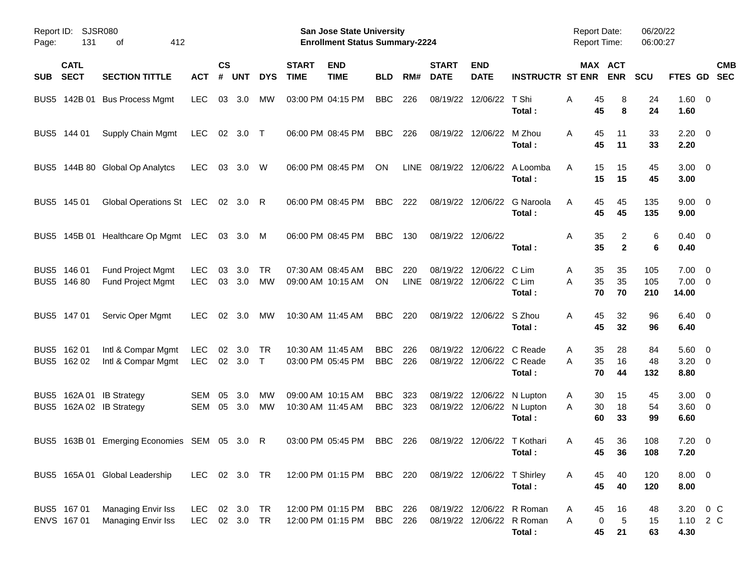| SUB | CATL SECT | SECTION TITTLE | ACT | CS # | UNT | DYS | START TIME | END TIME | BLD | RM# | START DATE | END DATE | INSTRUCTR | ST | MAX ENR | ACT ENR | SCU | FTES | GD | CMB SEC |
|---|---|---|---|---|---|---|---|---|---|---|---|---|---|---|---|---|---|---|---|---|
| BUS5 | 142B 01 | Bus Process Mgmt | LEC | 03 | 3.0 | MW | 03:00 PM | 04:15 PM | BBC | 226 | 08/19/22 | 12/06/22 | T Shi | A | 45 | 8 | 24 | 1.60 | 0 | |
| | | | | | | | | | | | | | **Total :** | | **45** | **8** | **24** | **1.60** | | |
| BUS5 | 144 01 | Supply Chain Mgmt | LEC | 02 | 3.0 | T | 06:00 PM | 08:45 PM | BBC | 226 | 08/19/22 | 12/06/22 | M Zhou | A | 45 | 11 | 33 | 2.20 | 0 | |
| | | | | | | | | | | | | | **Total :** | | **45** | **11** | **33** | **2.20** | | |
| BUS5 | 144B 80 | Global Op Analytcs | LEC | 03 | 3.0 | W | 06:00 PM | 08:45 PM | ON | LINE | 08/19/22 | 12/06/22 | A Loomba | A | 15 | 15 | 45 | 3.00 | 0 | |
| | | | | | | | | | | | | | **Total :** | | **15** | **15** | **45** | **3.00** | | |
| BUS5 | 145 01 | Global Operations St | LEC | 02 | 3.0 | R | 06:00 PM | 08:45 PM | BBC | 222 | 08/19/22 | 12/06/22 | G Naroola | A | 45 | 45 | 135 | 9.00 | 0 | |
| | | | | | | | | | | | | | **Total :** | | **45** | **45** | **135** | **9.00** | | |
| BUS5 | 145B 01 | Healthcare Op Mgmt | LEC | 03 | 3.0 | M | 06:00 PM | 08:45 PM | BBC | 130 | 08/19/22 | 12/06/22 | | A | 35 | 2 | 6 | 0.40 | 0 | |
| | | | | | | | | | | | | | **Total :** | | **35** | **2** | **6** | **0.40** | | |
| BUS5 | 146 01 | Fund Project Mgmt | LEC | 03 | 3.0 | TR | 07:30 AM | 08:45 AM | BBC | 220 | 08/19/22 | 12/06/22 | C Lim | A | 35 | 35 | 105 | 7.00 | 0 | |
| BUS5 | 146 80 | Fund Project Mgmt | LEC | 03 | 3.0 | MW | 09:00 AM | 10:15 AM | ON | LINE | 08/19/22 | 12/06/22 | C Lim | A | 35 | 35 | 105 | 7.00 | 0 | |
| | | | | | | | | | | | | | **Total :** | | **70** | **70** | **210** | **14.00** | | |
| BUS5 | 147 01 | Servic Oper Mgmt | LEC | 02 | 3.0 | MW | 10:30 AM | 11:45 AM | BBC | 220 | 08/19/22 | 12/06/22 | S Zhou | A | 45 | 32 | 96 | 6.40 | 0 | |
| | | | | | | | | | | | | | **Total :** | | **45** | **32** | **96** | **6.40** | | |
| BUS5 | 162 01 | Intl & Compar Mgmt | LEC | 02 | 3.0 | TR | 10:30 AM | 11:45 AM | BBC | 226 | 08/19/22 | 12/06/22 | C Reade | A | 35 | 28 | 84 | 5.60 | 0 | |
| BUS5 | 162 02 | Intl & Compar Mgmt | LEC | 02 | 3.0 | T | 03:00 PM | 05:45 PM | BBC | 226 | 08/19/22 | 12/06/22 | C Reade | A | 35 | 16 | 48 | 3.20 | 0 | |
| | | | | | | | | | | | | | **Total :** | | **70** | **44** | **132** | **8.80** | | |
| BUS5 | 162A 01 | IB Strategy | SEM | 05 | 3.0 | MW | 09:00 AM | 10:15 AM | BBC | 323 | 08/19/22 | 12/06/22 | N Lupton | A | 30 | 15 | 45 | 3.00 | 0 | |
| BUS5 | 162A 02 | IB Strategy | SEM | 05 | 3.0 | MW | 10:30 AM | 11:45 AM | BBC | 323 | 08/19/22 | 12/06/22 | N Lupton | A | 30 | 18 | 54 | 3.60 | 0 | |
| | | | | | | | | | | | | | **Total :** | | **60** | **33** | **99** | **6.60** | | |
| BUS5 | 163B 01 | Emerging Economies | SEM | 05 | 3.0 | R | 03:00 PM | 05:45 PM | BBC | 226 | 08/19/22 | 12/06/22 | T Kothari | A | 45 | 36 | 108 | 7.20 | 0 | |
| | | | | | | | | | | | | | **Total :** | | **45** | **36** | **108** | **7.20** | | |
| BUS5 | 165A 01 | Global Leadership | LEC | 02 | 3.0 | TR | 12:00 PM | 01:15 PM | BBC | 220 | 08/19/22 | 12/06/22 | T Shirley | A | 45 | 40 | 120 | 8.00 | 0 | |
| | | | | | | | | | | | | | **Total :** | | **45** | **40** | **120** | **8.00** | | |
| BUS5 | 167 01 | Managing Envir Iss | LEC | 02 | 3.0 | TR | 12:00 PM | 01:15 PM | BBC | 226 | 08/19/22 | 12/06/22 | R Roman | A | 45 | 16 | 48 | 3.20 | 0 | C |
| ENVS | 167 01 | Managing Envir Iss | LEC | 02 | 3.0 | TR | 12:00 PM | 01:15 PM | BBC | 226 | 08/19/22 | 12/06/22 | R Roman | A | 0 | 5 | 15 | 1.10 | 2 | C |
| | | | | | | | | | | | | | **Total :** | | **45** | **21** | **63** | **4.30** | | |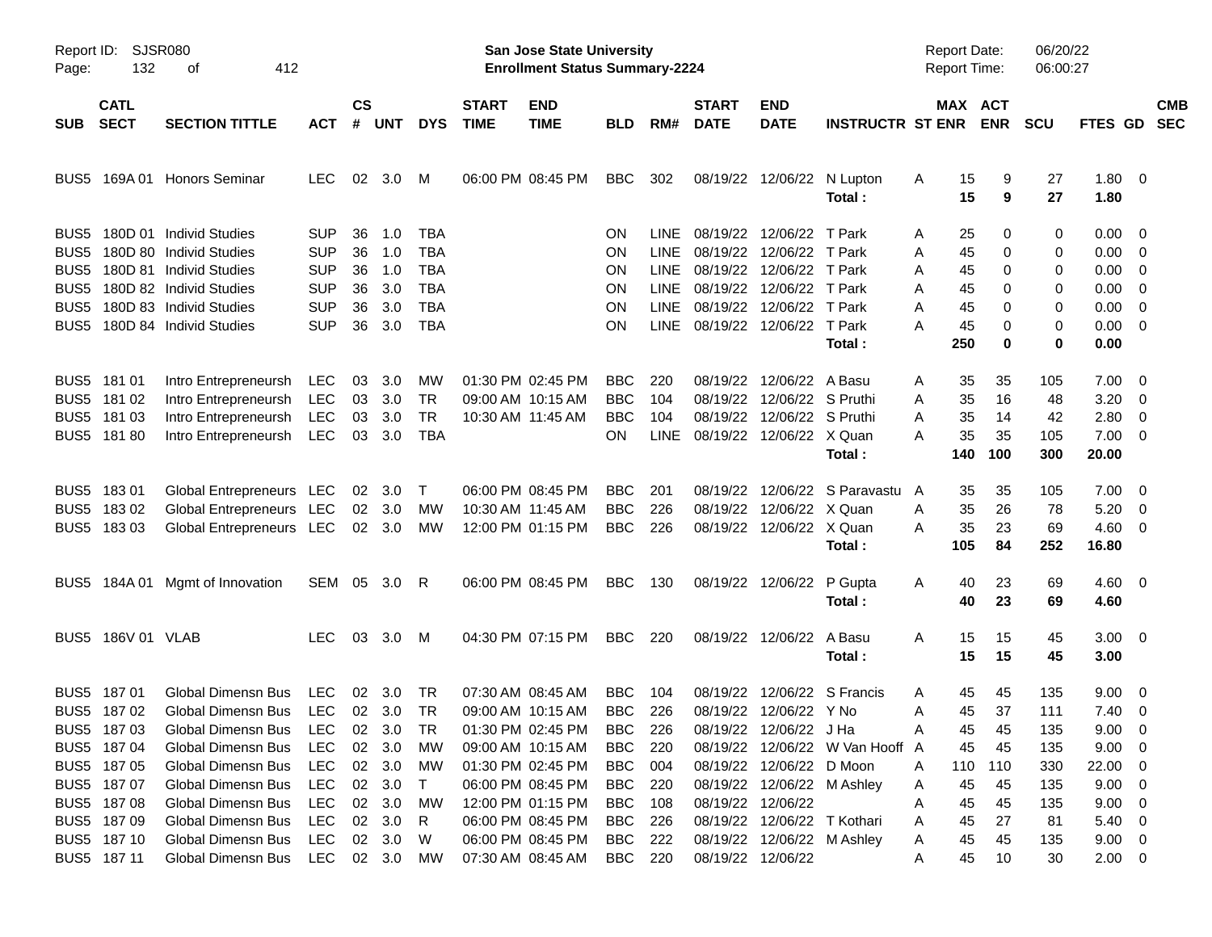Report ID: SJSR080 | San Jose State University | Report Date: 06/20/22
Page: 132 of 412 | **Enrollment Status Summary-2224** | Report Time: 06:00:27

| SUB | CATL SECT | SECTION TITTLE | ACT | CS # | UNT | DYS | START TIME | END TIME | BLD | RM# | START DATE | END DATE | INSTRUCTR | ST | MAX ENR | ACT ENR | SCU | FTES | GD | CMB SEC |
|---|---|---|---|---|---|---|---|---|---|---|---|---|---|---|---|---|---|---|---|---|
| BUS5 | 169A 01 | Honors Seminar | LEC | 02 | 3.0 | M | 06:00 PM | 08:45 PM | BBC | 302 | 08/19/22 | 12/06/22 | N Lupton | A | 15 | 9 | 27 | 1.80 | 0 | |
| | | | | | | | | | | | | | **Total :** | | **15** | **9** | **27** | **1.80** | | |
| BUS5 | 180D 01 | Individ Studies | SUP | 36 | 1.0 | TBA | | | ON | LINE | 08/19/22 | 12/06/22 | T Park | A | 25 | 0 | 0 | 0.00 | 0 | |
| BUS5 | 180D 80 | Individ Studies | SUP | 36 | 1.0 | TBA | | | ON | LINE | 08/19/22 | 12/06/22 | T Park | A | 45 | 0 | 0 | 0.00 | 0 | |
| BUS5 | 180D 81 | Individ Studies | SUP | 36 | 1.0 | TBA | | | ON | LINE | 08/19/22 | 12/06/22 | T Park | A | 45 | 0 | 0 | 0.00 | 0 | |
| BUS5 | 180D 82 | Individ Studies | SUP | 36 | 3.0 | TBA | | | ON | LINE | 08/19/22 | 12/06/22 | T Park | A | 45 | 0 | 0 | 0.00 | 0 | |
| BUS5 | 180D 83 | Individ Studies | SUP | 36 | 3.0 | TBA | | | ON | LINE | 08/19/22 | 12/06/22 | T Park | A | 45 | 0 | 0 | 0.00 | 0 | |
| BUS5 | 180D 84 | Individ Studies | SUP | 36 | 3.0 | TBA | | | ON | LINE | 08/19/22 | 12/06/22 | T Park | A | 45 | 0 | 0 | 0.00 | 0 | |
| | | | | | | | | | | | | | **Total :** | | **250** | **0** | **0** | **0.00** | | |
| BUS5 | 181 01 | Intro Entrepreneursh | LEC | 03 | 3.0 | MW | 01:30 PM | 02:45 PM | BBC | 220 | 08/19/22 | 12/06/22 | A Basu | A | 35 | 35 | 105 | 7.00 | 0 | |
| BUS5 | 181 02 | Intro Entrepreneursh | LEC | 03 | 3.0 | TR | 09:00 AM | 10:15 AM | BBC | 104 | 08/19/22 | 12/06/22 | S Pruthi | A | 35 | 16 | 48 | 3.20 | 0 | |
| BUS5 | 181 03 | Intro Entrepreneursh | LEC | 03 | 3.0 | TR | 10:30 AM | 11:45 AM | BBC | 104 | 08/19/22 | 12/06/22 | S Pruthi | A | 35 | 14 | 42 | 2.80 | 0 | |
| BUS5 | 181 80 | Intro Entrepreneursh | LEC | 03 | 3.0 | TBA | | | ON | LINE | 08/19/22 | 12/06/22 | X Quan | A | 35 | 35 | 105 | 7.00 | 0 | |
| | | | | | | | | | | | | | **Total :** | | **140** | **100** | **300** | **20.00** | | |
| BUS5 | 183 01 | Global Entrepreneurs | LEC | 02 | 3.0 | T | 06:00 PM | 08:45 PM | BBC | 201 | 08/19/22 | 12/06/22 | S Paravastu | A | 35 | 35 | 105 | 7.00 | 0 | |
| BUS5 | 183 02 | Global Entrepreneurs | LEC | 02 | 3.0 | MW | 10:30 AM | 11:45 AM | BBC | 226 | 08/19/22 | 12/06/22 | X Quan | A | 35 | 26 | 78 | 5.20 | 0 | |
| BUS5 | 183 03 | Global Entrepreneurs | LEC | 02 | 3.0 | MW | 12:00 PM | 01:15 PM | BBC | 226 | 08/19/22 | 12/06/22 | X Quan | A | 35 | 23 | 69 | 4.60 | 0 | |
| | | | | | | | | | | | | | **Total :** | | **105** | **84** | **252** | **16.80** | | |
| BUS5 | 184A 01 | Mgmt of Innovation | SEM | 05 | 3.0 | R | 06:00 PM | 08:45 PM | BBC | 130 | 08/19/22 | 12/06/22 | P Gupta | A | 40 | 23 | 69 | 4.60 | 0 | |
| | | | | | | | | | | | | | **Total :** | | **40** | **23** | **69** | **4.60** | | |
| BUS5 | 186V 01 | VLAB | LEC | 03 | 3.0 | M | 04:30 PM | 07:15 PM | BBC | 220 | 08/19/22 | 12/06/22 | A Basu | A | 15 | 15 | 45 | 3.00 | 0 | |
| | | | | | | | | | | | | | **Total :** | | **15** | **15** | **45** | **3.00** | | |
| BUS5 | 187 01 | Global Dimensn Bus | LEC | 02 | 3.0 | TR | 07:30 AM | 08:45 AM | BBC | 104 | 08/19/22 | 12/06/22 | S Francis | A | 45 | 45 | 135 | 9.00 | 0 | |
| BUS5 | 187 02 | Global Dimensn Bus | LEC | 02 | 3.0 | TR | 09:00 AM | 10:15 AM | BBC | 226 | 08/19/22 | 12/06/22 | Y No | A | 45 | 37 | 111 | 7.40 | 0 | |
| BUS5 | 187 03 | Global Dimensn Bus | LEC | 02 | 3.0 | TR | 01:30 PM | 02:45 PM | BBC | 226 | 08/19/22 | 12/06/22 | J Ha | A | 45 | 45 | 135 | 9.00 | 0 | |
| BUS5 | 187 04 | Global Dimensn Bus | LEC | 02 | 3.0 | MW | 09:00 AM | 10:15 AM | BBC | 220 | 08/19/22 | 12/06/22 | W Van Hooff | A | 45 | 45 | 135 | 9.00 | 0 | |
| BUS5 | 187 05 | Global Dimensn Bus | LEC | 02 | 3.0 | MW | 01:30 PM | 02:45 PM | BBC | 004 | 08/19/22 | 12/06/22 | D Moon | A | 110 | 110 | 330 | 22.00 | 0 | |
| BUS5 | 187 07 | Global Dimensn Bus | LEC | 02 | 3.0 | T | 06:00 PM | 08:45 PM | BBC | 220 | 08/19/22 | 12/06/22 | M Ashley | A | 45 | 45 | 135 | 9.00 | 0 | |
| BUS5 | 187 08 | Global Dimensn Bus | LEC | 02 | 3.0 | MW | 12:00 PM | 01:15 PM | BBC | 108 | 08/19/22 | 12/06/22 | | A | 45 | 45 | 135 | 9.00 | 0 | |
| BUS5 | 187 09 | Global Dimensn Bus | LEC | 02 | 3.0 | R | 06:00 PM | 08:45 PM | BBC | 226 | 08/19/22 | 12/06/22 | T Kothari | A | 45 | 27 | 81 | 5.40 | 0 | |
| BUS5 | 187 10 | Global Dimensn Bus | LEC | 02 | 3.0 | W | 06:00 PM | 08:45 PM | BBC | 222 | 08/19/22 | 12/06/22 | M Ashley | A | 45 | 45 | 135 | 9.00 | 0 | |
| BUS5 | 187 11 | Global Dimensn Bus | LEC | 02 | 3.0 | MW | 07:30 AM | 08:45 AM | BBC | 220 | 08/19/22 | 12/06/22 | | A | 45 | 10 | 30 | 2.00 | 0 | |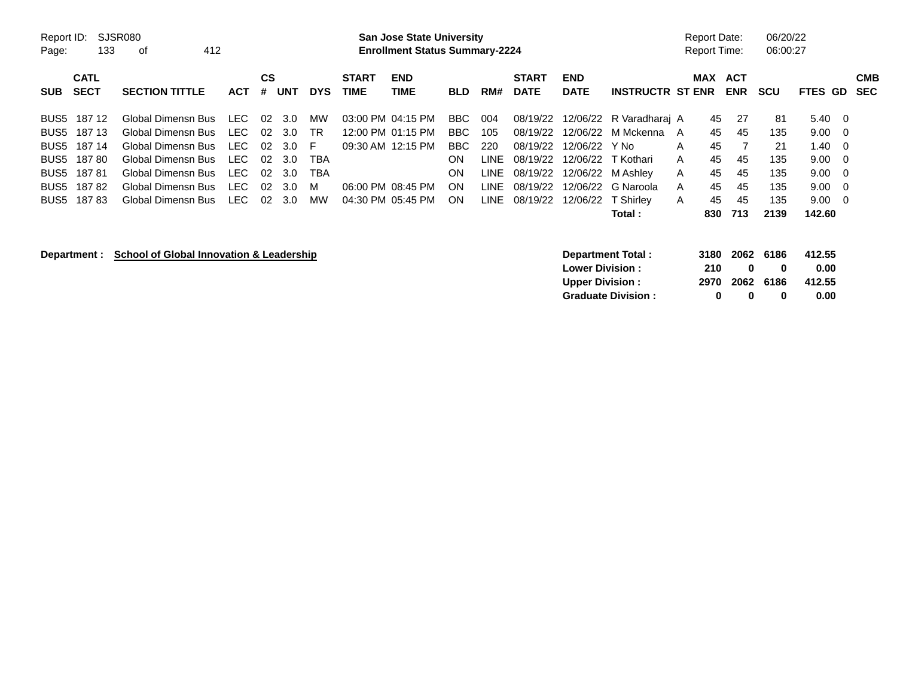Report ID: SJSR080
Page: 133 of 412

**San Jose State University**
**Enrollment Status Summary-2224**

Report Date: 06/20/22
Report Time: 06:00:27

| SUB | CATL SECT | SECTION TITTLE | ACT | CS # | UNT | DYS | START TIME | END TIME | BLD | RM# | START DATE | END DATE | INSTRUCTR | ST | MAX ENR | ACT ENR | SCU | FTES | GD | CMB SEC |
|---|---|---|---|---|---|---|---|---|---|---|---|---|---|---|---|---|---|---|---|---|
| BUS5 | 187 12 | Global Dimensn Bus | LEC | 02 | 3.0 | MW | 03:00 PM | 04:15 PM | BBC | 004 | 08/19/22 | 12/06/22 | R Varadharaj | A | 45 | 27 | 81 | 5.40 | 0 | |
| BUS5 | 187 13 | Global Dimensn Bus | LEC | 02 | 3.0 | TR | 12:00 PM | 01:15 PM | BBC | 105 | 08/19/22 | 12/06/22 | M Mckenna | A | 45 | 45 | 135 | 9.00 | 0 | |
| BUS5 | 187 14 | Global Dimensn Bus | LEC | 02 | 3.0 | F | 09:30 AM | 12:15 PM | BBC | 220 | 08/19/22 | 12/06/22 | Y No | A | 45 | 7 | 21 | 1.40 | 0 | |
| BUS5 | 187 80 | Global Dimensn Bus | LEC | 02 | 3.0 | TBA | | | ON | LINE | 08/19/22 | 12/06/22 | T Kothari | A | 45 | 45 | 135 | 9.00 | 0 | |
| BUS5 | 187 81 | Global Dimensn Bus | LEC | 02 | 3.0 | TBA | | | ON | LINE | 08/19/22 | 12/06/22 | M Ashley | A | 45 | 45 | 135 | 9.00 | 0 | |
| BUS5 | 187 82 | Global Dimensn Bus | LEC | 02 | 3.0 | M | 06:00 PM | 08:45 PM | ON | LINE | 08/19/22 | 12/06/22 | G Naroola | A | 45 | 45 | 135 | 9.00 | 0 | |
| BUS5 | 187 83 | Global Dimensn Bus | LEC | 02 | 3.0 | MW | 04:30 PM | 05:45 PM | ON | LINE | 08/19/22 | 12/06/22 | T Shirley | A | 45 | 45 | 135 | 9.00 | 0 | |
| | | | | | | | | | | | | | **Total :** | | **830** | **713** | **2139** | **142.60** | | |

**Department :** **School of Global Innovation & Leadership**

| | MAX ENR | ACT ENR | SCU | FTES |
|---|---|---|---|---|
| **Department Total :** | **3180** | **2062** | **6186** | **412.55** |
| **Lower Division :** | **210** | **0** | **0** | **0.00** |
| **Upper Division :** | **2970** | **2062** | **6186** | **412.55** |
| **Graduate Division :** | **0** | **0** | **0** | **0.00** |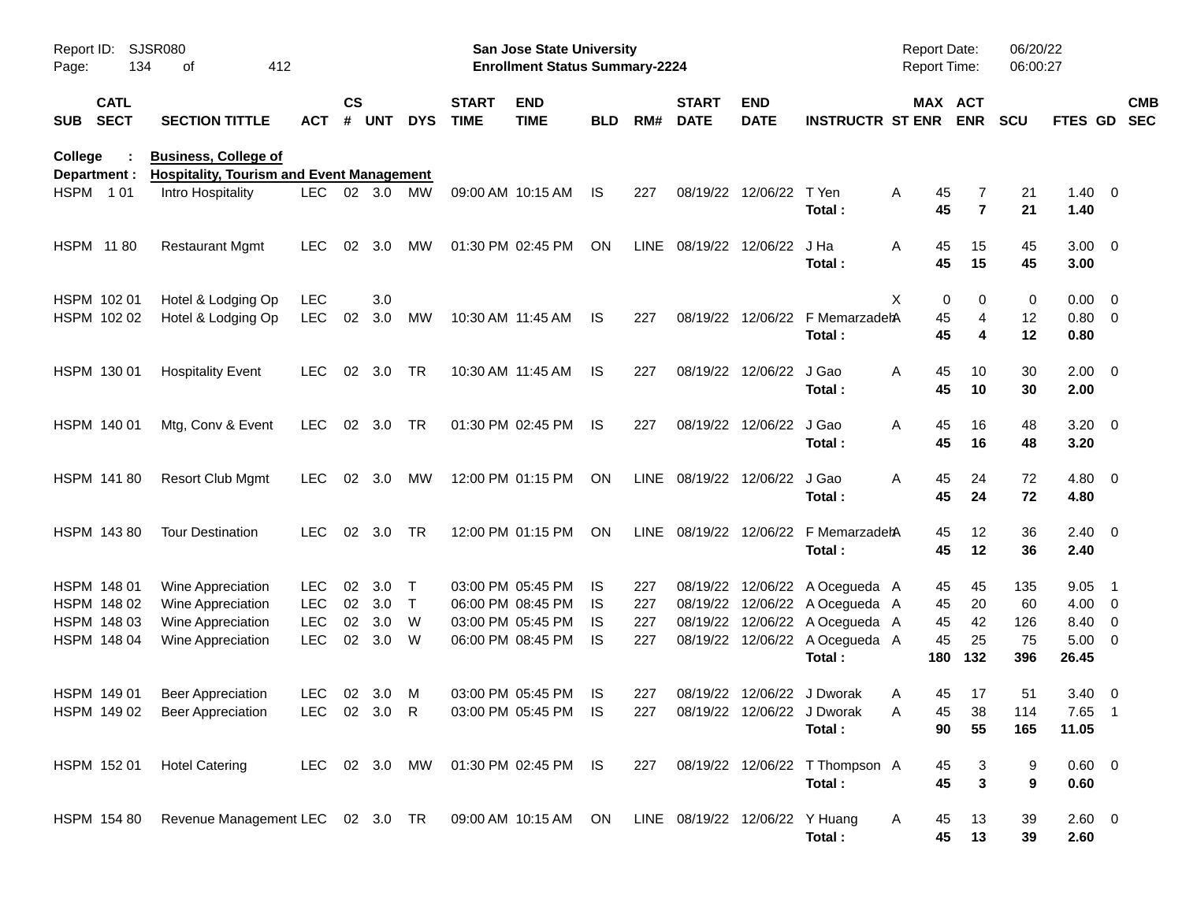Report ID: SJSR080
San Jose State University
Enrollment Status Summary-2224
Report Date: 06/20/22
Report Time: 06:00:27

| SUB | CATL SECT | SECTION TITTLE | ACT | CS # | UNT | DYS | START TIME | END TIME | BLD | RM# | START DATE | END DATE | INSTRUCTR | ST | MAX ENR | ACT ENR | SCU | FTES | GD | CMB SEC |
|---|---|---|---|---|---|---|---|---|---|---|---|---|---|---|---|---|---|---|---|---|
| **College :** | | **Business, College of** | | | | | | | | | | | | | | | | | | |
| **Department :** | | **Hospitality, Tourism and Event Management** | | | | | | | | | | | | | | | | | | |
| HSPM | 1 01 | Intro Hospitality | LEC | 02 | 3.0 | MW | 09:00 AM | 10:15 AM | IS | 227 | 08/19/22 | 12/06/22 | T Yen | A | 45 | 7 | 21 | 1.40 | 0 | |
| | | | | | | | | | | | | | **Total :** | | **45** | **7** | **21** | **1.40** | | |
| HSPM | 11 80 | Restaurant Mgmt | LEC | 02 | 3.0 | MW | 01:30 PM | 02:45 PM | ON | LINE | 08/19/22 | 12/06/22 | J Ha | A | 45 | 15 | 45 | 3.00 | 0 | |
| | | | | | | | | | | | | | **Total :** | | **45** | **15** | **45** | **3.00** | | |
| HSPM | 102 01 | Hotel & Lodging Op | LEC | | 3.0 | | | | | | | | | X | 0 | 0 | 0 | 0.00 | 0 | |
| HSPM | 102 02 | Hotel & Lodging Op | LEC | 02 | 3.0 | MW | 10:30 AM | 11:45 AM | IS | 227 | 08/19/22 | 12/06/22 | F Memarzadeh | A | 45 | 4 | 12 | 0.80 | 0 | |
| | | | | | | | | | | | | | **Total :** | | **45** | **4** | **12** | **0.80** | | |
| HSPM | 130 01 | Hospitality Event | LEC | 02 | 3.0 | TR | 10:30 AM | 11:45 AM | IS | 227 | 08/19/22 | 12/06/22 | J Gao | A | 45 | 10 | 30 | 2.00 | 0 | |
| | | | | | | | | | | | | | **Total :** | | **45** | **10** | **30** | **2.00** | | |
| HSPM | 140 01 | Mtg, Conv & Event | LEC | 02 | 3.0 | TR | 01:30 PM | 02:45 PM | IS | 227 | 08/19/22 | 12/06/22 | J Gao | A | 45 | 16 | 48 | 3.20 | 0 | |
| | | | | | | | | | | | | | **Total :** | | **45** | **16** | **48** | **3.20** | | |
| HSPM | 141 80 | Resort Club Mgmt | LEC | 02 | 3.0 | MW | 12:00 PM | 01:15 PM | ON | LINE | 08/19/22 | 12/06/22 | J Gao | A | 45 | 24 | 72 | 4.80 | 0 | |
| | | | | | | | | | | | | | **Total :** | | **45** | **24** | **72** | **4.80** | | |
| HSPM | 143 80 | Tour Destination | LEC | 02 | 3.0 | TR | 12:00 PM | 01:15 PM | ON | LINE | 08/19/22 | 12/06/22 | F Memarzadeh | A | 45 | 12 | 36 | 2.40 | 0 | |
| | | | | | | | | | | | | | **Total :** | | **45** | **12** | **36** | **2.40** | | |
| HSPM | 148 01 | Wine Appreciation | LEC | 02 | 3.0 | T | 03:00 PM | 05:45 PM | IS | 227 | 08/19/22 | 12/06/22 | A Ocegueda | A | 45 | 45 | 135 | 9.05 | 1 | |
| HSPM | 148 02 | Wine Appreciation | LEC | 02 | 3.0 | T | 06:00 PM | 08:45 PM | IS | 227 | 08/19/22 | 12/06/22 | A Ocegueda | A | 45 | 20 | 60 | 4.00 | 0 | |
| HSPM | 148 03 | Wine Appreciation | LEC | 02 | 3.0 | W | 03:00 PM | 05:45 PM | IS | 227 | 08/19/22 | 12/06/22 | A Ocegueda | A | 45 | 42 | 126 | 8.40 | 0 | |
| HSPM | 148 04 | Wine Appreciation | LEC | 02 | 3.0 | W | 06:00 PM | 08:45 PM | IS | 227 | 08/19/22 | 12/06/22 | A Ocegueda | A | 45 | 25 | 75 | 5.00 | 0 | |
| | | | | | | | | | | | | | **Total :** | | **180** | **132** | **396** | **26.45** | | |
| HSPM | 149 01 | Beer Appreciation | LEC | 02 | 3.0 | M | 03:00 PM | 05:45 PM | IS | 227 | 08/19/22 | 12/06/22 | J Dworak | A | 45 | 17 | 51 | 3.40 | 0 | |
| HSPM | 149 02 | Beer Appreciation | LEC | 02 | 3.0 | R | 03:00 PM | 05:45 PM | IS | 227 | 08/19/22 | 12/06/22 | J Dworak | A | 45 | 38 | 114 | 7.65 | 1 | |
| | | | | | | | | | | | | | **Total :** | | **90** | **55** | **165** | **11.05** | | |
| HSPM | 152 01 | Hotel Catering | LEC | 02 | 3.0 | MW | 01:30 PM | 02:45 PM | IS | 227 | 08/19/22 | 12/06/22 | T Thompson | A | 45 | 3 | 9 | 0.60 | 0 | |
| | | | | | | | | | | | | | **Total :** | | **45** | **3** | **9** | **0.60** | | |
| HSPM | 154 80 | Revenue Management | LEC | 02 | 3.0 | TR | 09:00 AM | 10:15 AM | ON | LINE | 08/19/22 | 12/06/22 | Y Huang | A | 45 | 13 | 39 | 2.60 | 0 | |
| | | | | | | | | | | | | | **Total :** | | **45** | **13** | **39** | **2.60** | | |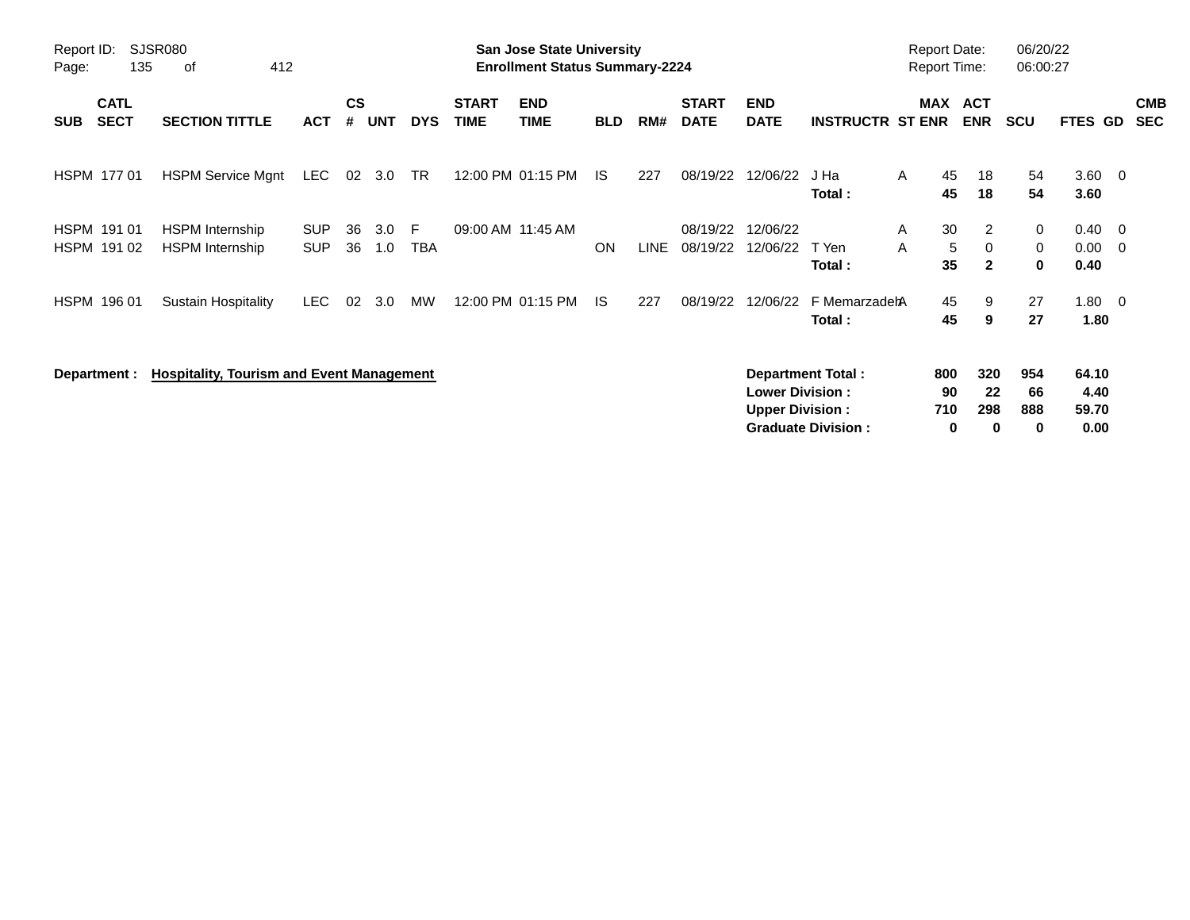Report ID: SJSR080
Page: 135 of 412

**San Jose State University**
**Enrollment Status Summary-2224**

Report Date: 06/20/22
Report Time: 06:00:27

| SUB | CATL SECT | SECTION TITTLE | ACT | CS # | UNT | DYS | START TIME | END TIME | BLD | RM# | START DATE | END DATE | INSTRUCTR | ST | MAX ENR | ACT ENR | SCU | FTES | GD | CMB SEC |
|---|---|---|---|---|---|---|---|---|---|---|---|---|---|---|---|---|---|---|---|---|
| HSPM | 177 01 | HSPM Service Mgnt | LEC | 02 | 3.0 | TR | 12:00 PM | 01:15 PM | IS | 227 | 08/19/22 | 12/06/22 | J Ha | A | 45 | 18 | 54 | 3.60 | 0 | |
| | | | | | | | | | | | | | **Total :** | | **45** | **18** | **54** | **3.60** | | |
| HSPM | 191 01 | HSPM Internship | SUP | 36 | 3.0 | F | 09:00 AM | 11:45 AM | | | 08/19/22 | 12/06/22 | | A | 30 | 2 | 0 | 0.40 | 0 | |
| HSPM | 191 02 | HSPM Internship | SUP | 36 | 1.0 | TBA | | | ON | LINE | 08/19/22 | 12/06/22 | T Yen | A | 5 | 0 | 0 | 0.00 | 0 | |
| | | | | | | | | | | | | | **Total :** | | **35** | **2** | **0** | **0.40** | | |
| HSPM | 196 01 | Sustain Hospitality | LEC | 02 | 3.0 | MW | 12:00 PM | 01:15 PM | IS | 227 | 08/19/22 | 12/06/22 | F Memarzadeh | A | 45 | 9 | 27 | 1.80 | 0 | |
| | | | | | | | | | | | | | **Total :** | | **45** | **9** | **27** | **1.80** | | |

**Department :** **Hospitality, Tourism and Event Management**

| | MAX ENR | ACT ENR | SCU | FTES |
|---|---|---|---|---|
| **Department Total :** | **800** | **320** | **954** | **64.10** |
| **Lower Division :** | **90** | **22** | **66** | **4.40** |
| **Upper Division :** | **710** | **298** | **888** | **59.70** |
| **Graduate Division :** | **0** | **0** | **0** | **0.00** |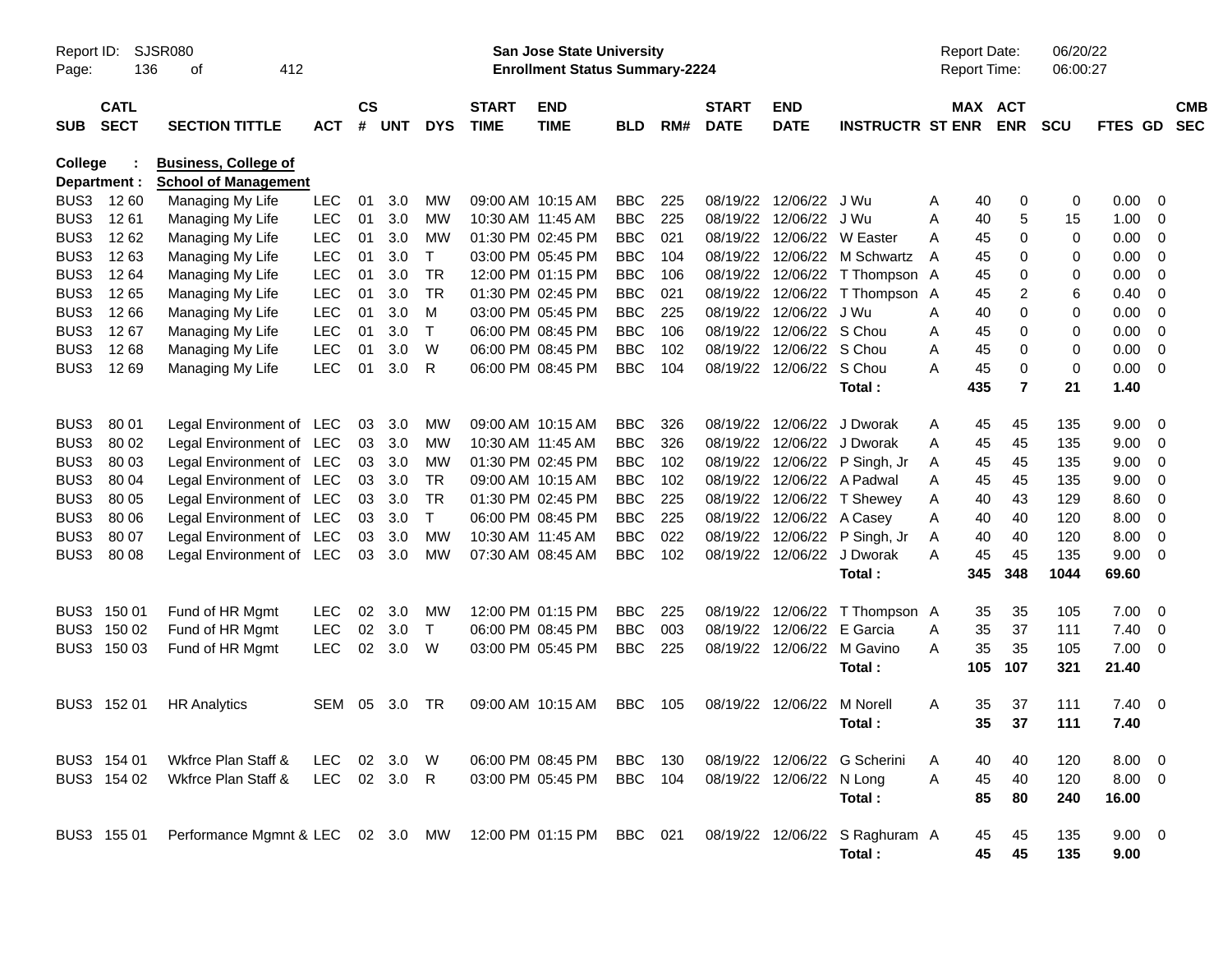Report ID: SJSR080
Page: 136 of 412

**San Jose State University**
**Enrollment Status Summary-2224**

Report Date: 06/20/22
Report Time: 06:00:27

**College : Business, College of**
**Department : School of Management**

| SUB | CATL SECT | SECTION TITTLE | ACT | CS # | UNT | DYS | START TIME | END TIME | BLD | RM# | START DATE | END DATE | INSTRUCTR | ST | MAX ENR | ACT ENR | SCU | FTES | GD | CMB SEC |
|---|---|---|---|---|---|---|---|---|---|---|---|---|---|---|---|---|---|---|---|---|
| BUS3 | 12 60 | Managing My Life | LEC | 01 | 3.0 | MW | 09:00 AM | 10:15 AM | BBC | 225 | 08/19/22 | 12/06/22 | J Wu | A | 40 | 0 | 0 | 0.00 | 0 | |
| BUS3 | 12 61 | Managing My Life | LEC | 01 | 3.0 | MW | 10:30 AM | 11:45 AM | BBC | 225 | 08/19/22 | 12/06/22 | J Wu | A | 40 | 5 | 15 | 1.00 | 0 | |
| BUS3 | 12 62 | Managing My Life | LEC | 01 | 3.0 | MW | 01:30 PM | 02:45 PM | BBC | 021 | 08/19/22 | 12/06/22 | W Easter | A | 45 | 0 | 0 | 0.00 | 0 | |
| BUS3 | 12 63 | Managing My Life | LEC | 01 | 3.0 | T | 03:00 PM | 05:45 PM | BBC | 104 | 08/19/22 | 12/06/22 | M Schwartz | A | 45 | 0 | 0 | 0.00 | 0 | |
| BUS3 | 12 64 | Managing My Life | LEC | 01 | 3.0 | TR | 12:00 PM | 01:15 PM | BBC | 106 | 08/19/22 | 12/06/22 | T Thompson | A | 45 | 0 | 0 | 0.00 | 0 | |
| BUS3 | 12 65 | Managing My Life | LEC | 01 | 3.0 | TR | 01:30 PM | 02:45 PM | BBC | 021 | 08/19/22 | 12/06/22 | T Thompson | A | 45 | 2 | 6 | 0.40 | 0 | |
| BUS3 | 12 66 | Managing My Life | LEC | 01 | 3.0 | M | 03:00 PM | 05:45 PM | BBC | 225 | 08/19/22 | 12/06/22 | J Wu | A | 40 | 0 | 0 | 0.00 | 0 | |
| BUS3 | 12 67 | Managing My Life | LEC | 01 | 3.0 | T | 06:00 PM | 08:45 PM | BBC | 106 | 08/19/22 | 12/06/22 | S Chou | A | 45 | 0 | 0 | 0.00 | 0 | |
| BUS3 | 12 68 | Managing My Life | LEC | 01 | 3.0 | W | 06:00 PM | 08:45 PM | BBC | 102 | 08/19/22 | 12/06/22 | S Chou | A | 45 | 0 | 0 | 0.00 | 0 | |
| BUS3 | 12 69 | Managing My Life | LEC | 01 | 3.0 | R | 06:00 PM | 08:45 PM | BBC | 104 | 08/19/22 | 12/06/22 | S Chou | A | 45 | 0 | 0 | 0.00 | 0 | |
| | | | | | | | | | | | | | **Total :** | | **435** | **7** | **21** | **1.40** | | |
| BUS3 | 80 01 | Legal Environment of | LEC | 03 | 3.0 | MW | 09:00 AM | 10:15 AM | BBC | 326 | 08/19/22 | 12/06/22 | J Dworak | A | 45 | 45 | 135 | 9.00 | 0 | |
| BUS3 | 80 02 | Legal Environment of | LEC | 03 | 3.0 | MW | 10:30 AM | 11:45 AM | BBC | 326 | 08/19/22 | 12/06/22 | J Dworak | A | 45 | 45 | 135 | 9.00 | 0 | |
| BUS3 | 80 03 | Legal Environment of | LEC | 03 | 3.0 | MW | 01:30 PM | 02:45 PM | BBC | 102 | 08/19/22 | 12/06/22 | P Singh, Jr | A | 45 | 45 | 135 | 9.00 | 0 | |
| BUS3 | 80 04 | Legal Environment of | LEC | 03 | 3.0 | TR | 09:00 AM | 10:15 AM | BBC | 102 | 08/19/22 | 12/06/22 | A Padwal | A | 45 | 45 | 135 | 9.00 | 0 | |
| BUS3 | 80 05 | Legal Environment of | LEC | 03 | 3.0 | TR | 01:30 PM | 02:45 PM | BBC | 225 | 08/19/22 | 12/06/22 | T Shewey | A | 40 | 43 | 129 | 8.60 | 0 | |
| BUS3 | 80 06 | Legal Environment of | LEC | 03 | 3.0 | T | 06:00 PM | 08:45 PM | BBC | 225 | 08/19/22 | 12/06/22 | A Casey | A | 40 | 40 | 120 | 8.00 | 0 | |
| BUS3 | 80 07 | Legal Environment of | LEC | 03 | 3.0 | MW | 10:30 AM | 11:45 AM | BBC | 022 | 08/19/22 | 12/06/22 | P Singh, Jr | A | 40 | 40 | 120 | 8.00 | 0 | |
| BUS3 | 80 08 | Legal Environment of | LEC | 03 | 3.0 | MW | 07:30 AM | 08:45 AM | BBC | 102 | 08/19/22 | 12/06/22 | J Dworak | A | 45 | 45 | 135 | 9.00 | 0 | |
| | | | | | | | | | | | | | **Total :** | | **345** | **348** | **1044** | **69.60** | | |
| BUS3 | 150 01 | Fund of HR Mgmt | LEC | 02 | 3.0 | MW | 12:00 PM | 01:15 PM | BBC | 225 | 08/19/22 | 12/06/22 | T Thompson | A | 35 | 35 | 105 | 7.00 | 0 | |
| BUS3 | 150 02 | Fund of HR Mgmt | LEC | 02 | 3.0 | T | 06:00 PM | 08:45 PM | BBC | 003 | 08/19/22 | 12/06/22 | E Garcia | A | 35 | 37 | 111 | 7.40 | 0 | |
| BUS3 | 150 03 | Fund of HR Mgmt | LEC | 02 | 3.0 | W | 03:00 PM | 05:45 PM | BBC | 225 | 08/19/22 | 12/06/22 | M Gavino | A | 35 | 35 | 105 | 7.00 | 0 | |
| | | | | | | | | | | | | | **Total :** | | **105** | **107** | **321** | **21.40** | | |
| BUS3 | 152 01 | HR Analytics | SEM | 05 | 3.0 | TR | 09:00 AM | 10:15 AM | BBC | 105 | 08/19/22 | 12/06/22 | M Norell | A | 35 | 37 | 111 | 7.40 | 0 | |
| | | | | | | | | | | | | | **Total :** | | **35** | **37** | **111** | **7.40** | | |
| BUS3 | 154 01 | Wkfrce Plan Staff & | LEC | 02 | 3.0 | W | 06:00 PM | 08:45 PM | BBC | 130 | 08/19/22 | 12/06/22 | G Scherini | A | 40 | 40 | 120 | 8.00 | 0 | |
| BUS3 | 154 02 | Wkfrce Plan Staff & | LEC | 02 | 3.0 | R | 03:00 PM | 05:45 PM | BBC | 104 | 08/19/22 | 12/06/22 | N Long | A | 45 | 40 | 120 | 8.00 | 0 | |
| | | | | | | | | | | | | | **Total :** | | **85** | **80** | **240** | **16.00** | | |
| BUS3 | 155 01 | Performance Mgmnt & | LEC | 02 | 3.0 | MW | 12:00 PM | 01:15 PM | BBC | 021 | 08/19/22 | 12/06/22 | S Raghuram | A | 45 | 45 | 135 | 9.00 | 0 | |
| | | | | | | | | | | | | | **Total :** | | **45** | **45** | **135** | **9.00** | | |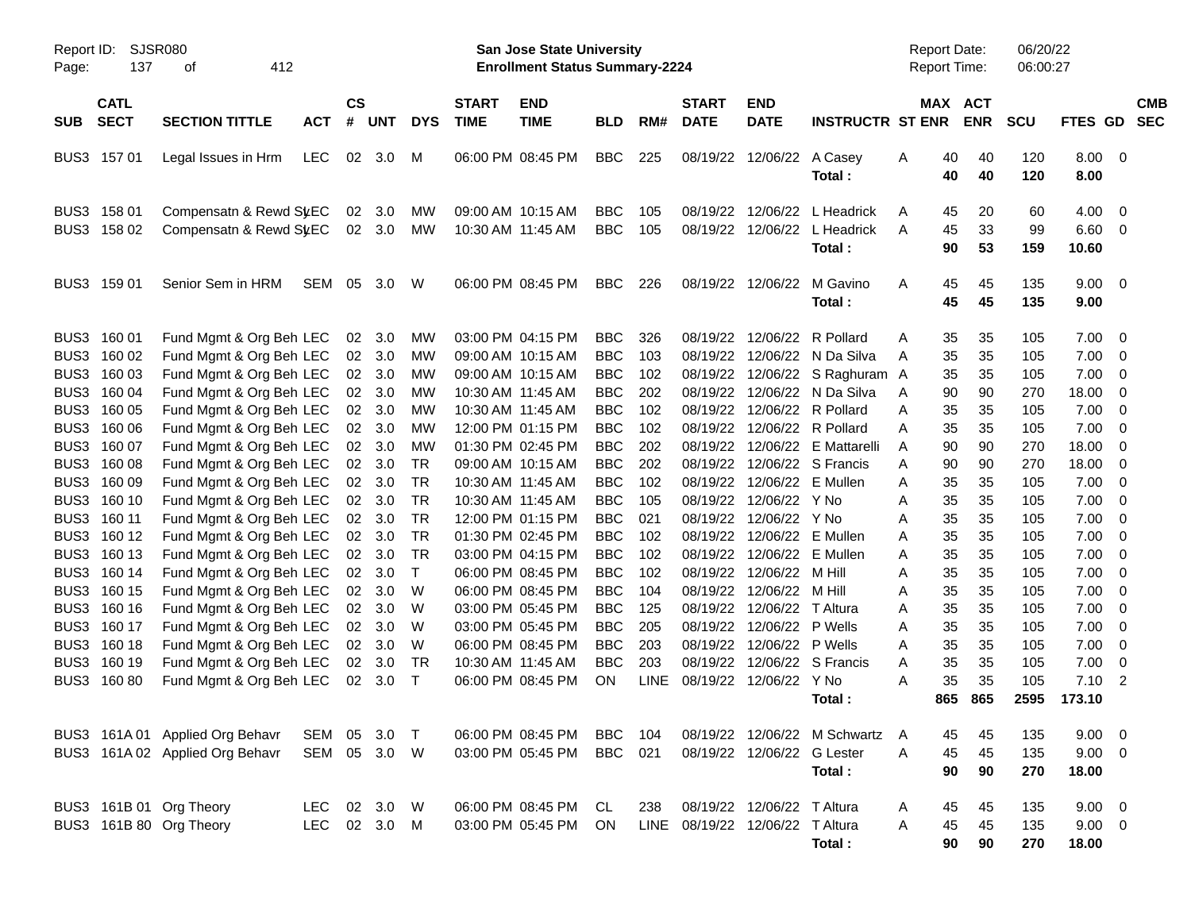Report ID: SJSR080
Page: 137 of 412

**San Jose State University**
**Enrollment Status Summary-2224**

Report Date: 06/20/22
Report Time: 06:00:27

| SUB | CATL SECT | SECTION TITTLE | ACT | CS # | UNT | DYS | START TIME | END TIME | BLD | RM# | START DATE | END DATE | INSTRUCTR | ST | MAX ENR | ACT ENR | SCU | FTES | GD | CMB SEC |
|---|---|---|---|---|---|---|---|---|---|---|---|---|---|---|---|---|---|---|---|---|
| BUS3 | 157 01 | Legal Issues in Hrm | LEC | 02 | 3.0 | M | 06:00 PM | 08:45 PM | BBC | 225 | 08/19/22 | 12/06/22 | A Casey | A | 40 | 40 | 120 | 8.00 | 0 | |
| | | | | | | | | | | | | | **Total :** | | **40** | **40** | **120** | **8.00** | | |
| BUS3 | 158 01 | Compensatn & Rewd Sy | LEC | 02 | 3.0 | MW | 09:00 AM | 10:15 AM | BBC | 105 | 08/19/22 | 12/06/22 | L Headrick | A | 45 | 20 | 60 | 4.00 | 0 | |
| BUS3 | 158 02 | Compensatn & Rewd Sy | LEC | 02 | 3.0 | MW | 10:30 AM | 11:45 AM | BBC | 105 | 08/19/22 | 12/06/22 | L Headrick | A | 45 | 33 | 99 | 6.60 | 0 | |
| | | | | | | | | | | | | | **Total :** | | **90** | **53** | **159** | **10.60** | | |
| BUS3 | 159 01 | Senior Sem in HRM | SEM | 05 | 3.0 | W | 06:00 PM | 08:45 PM | BBC | 226 | 08/19/22 | 12/06/22 | M Gavino | A | 45 | 45 | 135 | 9.00 | 0 | |
| | | | | | | | | | | | | | **Total :** | | **45** | **45** | **135** | **9.00** | | |
| BUS3 | 160 01 | Fund Mgmt & Org Beh | LEC | 02 | 3.0 | MW | 03:00 PM | 04:15 PM | BBC | 326 | 08/19/22 | 12/06/22 | R Pollard | A | 35 | 35 | 105 | 7.00 | 0 | |
| BUS3 | 160 02 | Fund Mgmt & Org Beh | LEC | 02 | 3.0 | MW | 09:00 AM | 10:15 AM | BBC | 103 | 08/19/22 | 12/06/22 | N Da Silva | A | 35 | 35 | 105 | 7.00 | 0 | |
| BUS3 | 160 03 | Fund Mgmt & Org Beh | LEC | 02 | 3.0 | MW | 09:00 AM | 10:15 AM | BBC | 102 | 08/19/22 | 12/06/22 | S Raghuram | A | 35 | 35 | 105 | 7.00 | 0 | |
| BUS3 | 160 04 | Fund Mgmt & Org Beh | LEC | 02 | 3.0 | MW | 10:30 AM | 11:45 AM | BBC | 202 | 08/19/22 | 12/06/22 | N Da Silva | A | 90 | 90 | 270 | 18.00 | 0 | |
| BUS3 | 160 05 | Fund Mgmt & Org Beh | LEC | 02 | 3.0 | MW | 10:30 AM | 11:45 AM | BBC | 102 | 08/19/22 | 12/06/22 | R Pollard | A | 35 | 35 | 105 | 7.00 | 0 | |
| BUS3 | 160 06 | Fund Mgmt & Org Beh | LEC | 02 | 3.0 | MW | 12:00 PM | 01:15 PM | BBC | 102 | 08/19/22 | 12/06/22 | R Pollard | A | 35 | 35 | 105 | 7.00 | 0 | |
| BUS3 | 160 07 | Fund Mgmt & Org Beh | LEC | 02 | 3.0 | MW | 01:30 PM | 02:45 PM | BBC | 202 | 08/19/22 | 12/06/22 | E Mattarelli | A | 90 | 90 | 270 | 18.00 | 0 | |
| BUS3 | 160 08 | Fund Mgmt & Org Beh | LEC | 02 | 3.0 | TR | 09:00 AM | 10:15 AM | BBC | 202 | 08/19/22 | 12/06/22 | S Francis | A | 90 | 90 | 270 | 18.00 | 0 | |
| BUS3 | 160 09 | Fund Mgmt & Org Beh | LEC | 02 | 3.0 | TR | 10:30 AM | 11:45 AM | BBC | 102 | 08/19/22 | 12/06/22 | E Mullen | A | 35 | 35 | 105 | 7.00 | 0 | |
| BUS3 | 160 10 | Fund Mgmt & Org Beh | LEC | 02 | 3.0 | TR | 10:30 AM | 11:45 AM | BBC | 105 | 08/19/22 | 12/06/22 | Y No | A | 35 | 35 | 105 | 7.00 | 0 | |
| BUS3 | 160 11 | Fund Mgmt & Org Beh | LEC | 02 | 3.0 | TR | 12:00 PM | 01:15 PM | BBC | 021 | 08/19/22 | 12/06/22 | Y No | A | 35 | 35 | 105 | 7.00 | 0 | |
| BUS3 | 160 12 | Fund Mgmt & Org Beh | LEC | 02 | 3.0 | TR | 01:30 PM | 02:45 PM | BBC | 102 | 08/19/22 | 12/06/22 | E Mullen | A | 35 | 35 | 105 | 7.00 | 0 | |
| BUS3 | 160 13 | Fund Mgmt & Org Beh | LEC | 02 | 3.0 | TR | 03:00 PM | 04:15 PM | BBC | 102 | 08/19/22 | 12/06/22 | E Mullen | A | 35 | 35 | 105 | 7.00 | 0 | |
| BUS3 | 160 14 | Fund Mgmt & Org Beh | LEC | 02 | 3.0 | T | 06:00 PM | 08:45 PM | BBC | 102 | 08/19/22 | 12/06/22 | M Hill | A | 35 | 35 | 105 | 7.00 | 0 | |
| BUS3 | 160 15 | Fund Mgmt & Org Beh | LEC | 02 | 3.0 | W | 06:00 PM | 08:45 PM | BBC | 104 | 08/19/22 | 12/06/22 | M Hill | A | 35 | 35 | 105 | 7.00 | 0 | |
| BUS3 | 160 16 | Fund Mgmt & Org Beh | LEC | 02 | 3.0 | W | 03:00 PM | 05:45 PM | BBC | 125 | 08/19/22 | 12/06/22 | T Altura | A | 35 | 35 | 105 | 7.00 | 0 | |
| BUS3 | 160 17 | Fund Mgmt & Org Beh | LEC | 02 | 3.0 | W | 03:00 PM | 05:45 PM | BBC | 205 | 08/19/22 | 12/06/22 | P Wells | A | 35 | 35 | 105 | 7.00 | 0 | |
| BUS3 | 160 18 | Fund Mgmt & Org Beh | LEC | 02 | 3.0 | W | 06:00 PM | 08:45 PM | BBC | 203 | 08/19/22 | 12/06/22 | P Wells | A | 35 | 35 | 105 | 7.00 | 0 | |
| BUS3 | 160 19 | Fund Mgmt & Org Beh | LEC | 02 | 3.0 | TR | 10:30 AM | 11:45 AM | BBC | 203 | 08/19/22 | 12/06/22 | S Francis | A | 35 | 35 | 105 | 7.00 | 0 | |
| BUS3 | 160 80 | Fund Mgmt & Org Beh | LEC | 02 | 3.0 | T | 06:00 PM | 08:45 PM | ON | LINE | 08/19/22 | 12/06/22 | Y No | A | 35 | 35 | 105 | 7.10 | 2 | |
| | | | | | | | | | | | | | **Total :** | | **865** | **865** | **2595** | **173.10** | | |
| BUS3 | 161A 01 | Applied Org Behavr | SEM | 05 | 3.0 | T | 06:00 PM | 08:45 PM | BBC | 104 | 08/19/22 | 12/06/22 | M Schwartz | A | 45 | 45 | 135 | 9.00 | 0 | |
| BUS3 | 161A 02 | Applied Org Behavr | SEM | 05 | 3.0 | W | 03:00 PM | 05:45 PM | BBC | 021 | 08/19/22 | 12/06/22 | G Lester | A | 45 | 45 | 135 | 9.00 | 0 | |
| | | | | | | | | | | | | | **Total :** | | **90** | **90** | **270** | **18.00** | | |
| BUS3 | 161B 01 | Org Theory | LEC | 02 | 3.0 | W | 06:00 PM | 08:45 PM | CL | 238 | 08/19/22 | 12/06/22 | T Altura | A | 45 | 45 | 135 | 9.00 | 0 | |
| BUS3 | 161B 80 | Org Theory | LEC | 02 | 3.0 | M | 03:00 PM | 05:45 PM | ON | LINE | 08/19/22 | 12/06/22 | T Altura | A | 45 | 45 | 135 | 9.00 | 0 | |
| | | | | | | | | | | | | | **Total :** | | **90** | **90** | **270** | **18.00** | | |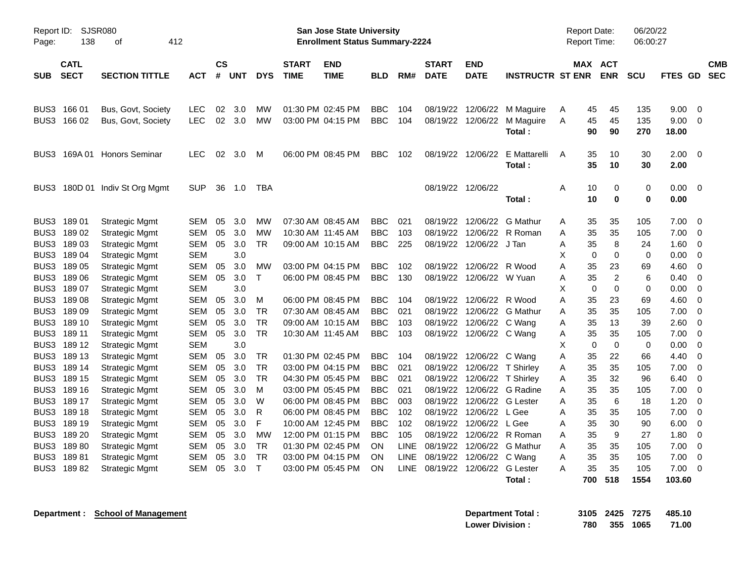Report ID: SJSR080

**San Jose State University**
**Enrollment Status Summary-2224**

Report Date: 06/20/22
Report Time: 06:00:27

| SUB | CATL SECT | SECTION TITTLE | ACT | CS # | UNT | DYS | START TIME | END TIME | BLD | RM# | START DATE | END DATE | INSTRUCTR | ST | MAX ENR | ACT ENR | SCU | FTES | GD | CMB SEC |
|---|---|---|---|---|---|---|---|---|---|---|---|---|---|---|---|---|---|---|---|---|
| BUS3 | 166 01 | Bus, Govt, Society | LEC | 02 | 3.0 | MW | 01:30 PM | 02:45 PM | BBC | 104 | 08/19/22 | 12/06/22 | M Maguire | A | 45 | 45 | 135 | 9.00 | 0 | |
| BUS3 | 166 02 | Bus, Govt, Society | LEC | 02 | 3.0 | MW | 03:00 PM | 04:15 PM | BBC | 104 | 08/19/22 | 12/06/22 | M Maguire | A | 45 | 45 | 135 | 9.00 | 0 | |
| | | | | | | | | | | | | | **Total :** | | **90** | **90** | **270** | **18.00** | | |
| BUS3 | 169A 01 | Honors Seminar | LEC | 02 | 3.0 | M | 06:00 PM | 08:45 PM | BBC | 102 | 08/19/22 | 12/06/22 | E Mattarelli | A | 35 | 10 | 30 | 2.00 | 0 | |
| | | | | | | | | | | | | | **Total :** | | **35** | **10** | **30** | **2.00** | | |
| BUS3 | 180D 01 | Indiv St Org Mgmt | SUP | 36 | 1.0 | TBA | | | | | 08/19/22 | 12/06/22 | | A | 10 | 0 | 0 | 0.00 | 0 | |
| | | | | | | | | | | | | | **Total :** | | **10** | **0** | **0** | **0.00** | | |
| BUS3 | 189 01 | Strategic Mgmt | SEM | 05 | 3.0 | MW | 07:30 AM | 08:45 AM | BBC | 021 | 08/19/22 | 12/06/22 | G Mathur | A | 35 | 35 | 105 | 7.00 | 0 | |
| BUS3 | 189 02 | Strategic Mgmt | SEM | 05 | 3.0 | MW | 10:30 AM | 11:45 AM | BBC | 103 | 08/19/22 | 12/06/22 | R Roman | A | 35 | 35 | 105 | 7.00 | 0 | |
| BUS3 | 189 03 | Strategic Mgmt | SEM | 05 | 3.0 | TR | 09:00 AM | 10:15 AM | BBC | 225 | 08/19/22 | 12/06/22 | J Tan | A | 35 | 8 | 24 | 1.60 | 0 | |
| BUS3 | 189 04 | Strategic Mgmt | SEM | | 3.0 | | | | | | | | | X | 0 | 0 | 0 | 0.00 | 0 | |
| BUS3 | 189 05 | Strategic Mgmt | SEM | 05 | 3.0 | MW | 03:00 PM | 04:15 PM | BBC | 102 | 08/19/22 | 12/06/22 | R Wood | A | 35 | 23 | 69 | 4.60 | 0 | |
| BUS3 | 189 06 | Strategic Mgmt | SEM | 05 | 3.0 | T | 06:00 PM | 08:45 PM | BBC | 130 | 08/19/22 | 12/06/22 | W Yuan | A | 35 | 2 | 6 | 0.40 | 0 | |
| BUS3 | 189 07 | Strategic Mgmt | SEM | | 3.0 | | | | | | | | | X | 0 | 0 | 0 | 0.00 | 0 | |
| BUS3 | 189 08 | Strategic Mgmt | SEM | 05 | 3.0 | M | 06:00 PM | 08:45 PM | BBC | 104 | 08/19/22 | 12/06/22 | R Wood | A | 35 | 23 | 69 | 4.60 | 0 | |
| BUS3 | 189 09 | Strategic Mgmt | SEM | 05 | 3.0 | TR | 07:30 AM | 08:45 AM | BBC | 021 | 08/19/22 | 12/06/22 | G Mathur | A | 35 | 35 | 105 | 7.00 | 0 | |
| BUS3 | 189 10 | Strategic Mgmt | SEM | 05 | 3.0 | TR | 09:00 AM | 10:15 AM | BBC | 103 | 08/19/22 | 12/06/22 | C Wang | A | 35 | 13 | 39 | 2.60 | 0 | |
| BUS3 | 189 11 | Strategic Mgmt | SEM | 05 | 3.0 | TR | 10:30 AM | 11:45 AM | BBC | 103 | 08/19/22 | 12/06/22 | C Wang | A | 35 | 35 | 105 | 7.00 | 0 | |
| BUS3 | 189 12 | Strategic Mgmt | SEM | | 3.0 | | | | | | | | | X | 0 | 0 | 0 | 0.00 | 0 | |
| BUS3 | 189 13 | Strategic Mgmt | SEM | 05 | 3.0 | TR | 01:30 PM | 02:45 PM | BBC | 104 | 08/19/22 | 12/06/22 | C Wang | A | 35 | 22 | 66 | 4.40 | 0 | |
| BUS3 | 189 14 | Strategic Mgmt | SEM | 05 | 3.0 | TR | 03:00 PM | 04:15 PM | BBC | 021 | 08/19/22 | 12/06/22 | T Shirley | A | 35 | 35 | 105 | 7.00 | 0 | |
| BUS3 | 189 15 | Strategic Mgmt | SEM | 05 | 3.0 | TR | 04:30 PM | 05:45 PM | BBC | 021 | 08/19/22 | 12/06/22 | T Shirley | A | 35 | 32 | 96 | 6.40 | 0 | |
| BUS3 | 189 16 | Strategic Mgmt | SEM | 05 | 3.0 | M | 03:00 PM | 05:45 PM | BBC | 021 | 08/19/22 | 12/06/22 | G Radine | A | 35 | 35 | 105 | 7.00 | 0 | |
| BUS3 | 189 17 | Strategic Mgmt | SEM | 05 | 3.0 | W | 06:00 PM | 08:45 PM | BBC | 003 | 08/19/22 | 12/06/22 | G Lester | A | 35 | 6 | 18 | 1.20 | 0 | |
| BUS3 | 189 18 | Strategic Mgmt | SEM | 05 | 3.0 | R | 06:00 PM | 08:45 PM | BBC | 102 | 08/19/22 | 12/06/22 | L Gee | A | 35 | 35 | 105 | 7.00 | 0 | |
| BUS3 | 189 19 | Strategic Mgmt | SEM | 05 | 3.0 | F | 10:00 AM | 12:45 PM | BBC | 102 | 08/19/22 | 12/06/22 | L Gee | A | 35 | 30 | 90 | 6.00 | 0 | |
| BUS3 | 189 20 | Strategic Mgmt | SEM | 05 | 3.0 | MW | 12:00 PM | 01:15 PM | BBC | 105 | 08/19/22 | 12/06/22 | R Roman | A | 35 | 9 | 27 | 1.80 | 0 | |
| BUS3 | 189 80 | Strategic Mgmt | SEM | 05 | 3.0 | TR | 01:30 PM | 02:45 PM | ON | LINE | 08/19/22 | 12/06/22 | G Mathur | A | 35 | 35 | 105 | 7.00 | 0 | |
| BUS3 | 189 81 | Strategic Mgmt | SEM | 05 | 3.0 | TR | 03:00 PM | 04:15 PM | ON | LINE | 08/19/22 | 12/06/22 | C Wang | A | 35 | 35 | 105 | 7.00 | 0 | |
| BUS3 | 189 82 | Strategic Mgmt | SEM | 05 | 3.0 | T | 03:00 PM | 05:45 PM | ON | LINE | 08/19/22 | 12/06/22 | G Lester | A | 35 | 35 | 105 | 7.00 | 0 | |
| | | | | | | | | | | | | | **Total :** | | **700** | **518** | **1554** | **103.60** | | |

**Department : School of Management**

| | MAX ENR | ACT ENR | SCU | FTES |
|---|---|---|---|---|
| **Department Total :** | **3105** | **2425** | **7275** | **485.10** |
| **Lower Division :** | **780** | **355** | **1065** | **71.00** |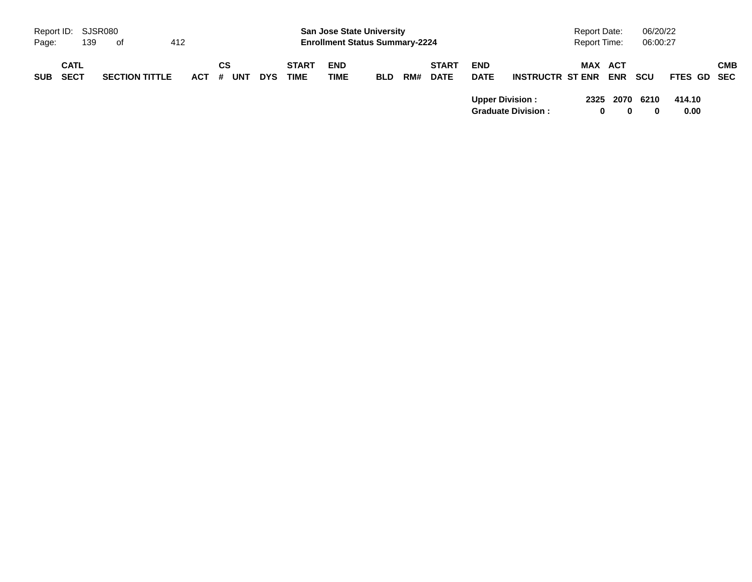| SUB | CATL SECT | SECTION TITTLE | ACT | CS # | UNT | DYS | START TIME | END TIME | BLD | RM# | START DATE | END DATE | INSTRUCTR | ST | MAX ENR | ACT ENR | SCU | FTES | GD | CMB SEC |
|---|---|---|---|---|---|---|---|---|---|---|---|---|---|---|---|---|---|---|---|---|
| | | | | | | | | | | | | **Upper Division :** | | | **2325** | **2070** | **6210** | **414.10** | | |
| | | | | | | | | | | | | **Graduate Division :** | | | **0** | **0** | **0** | **0.00** | | |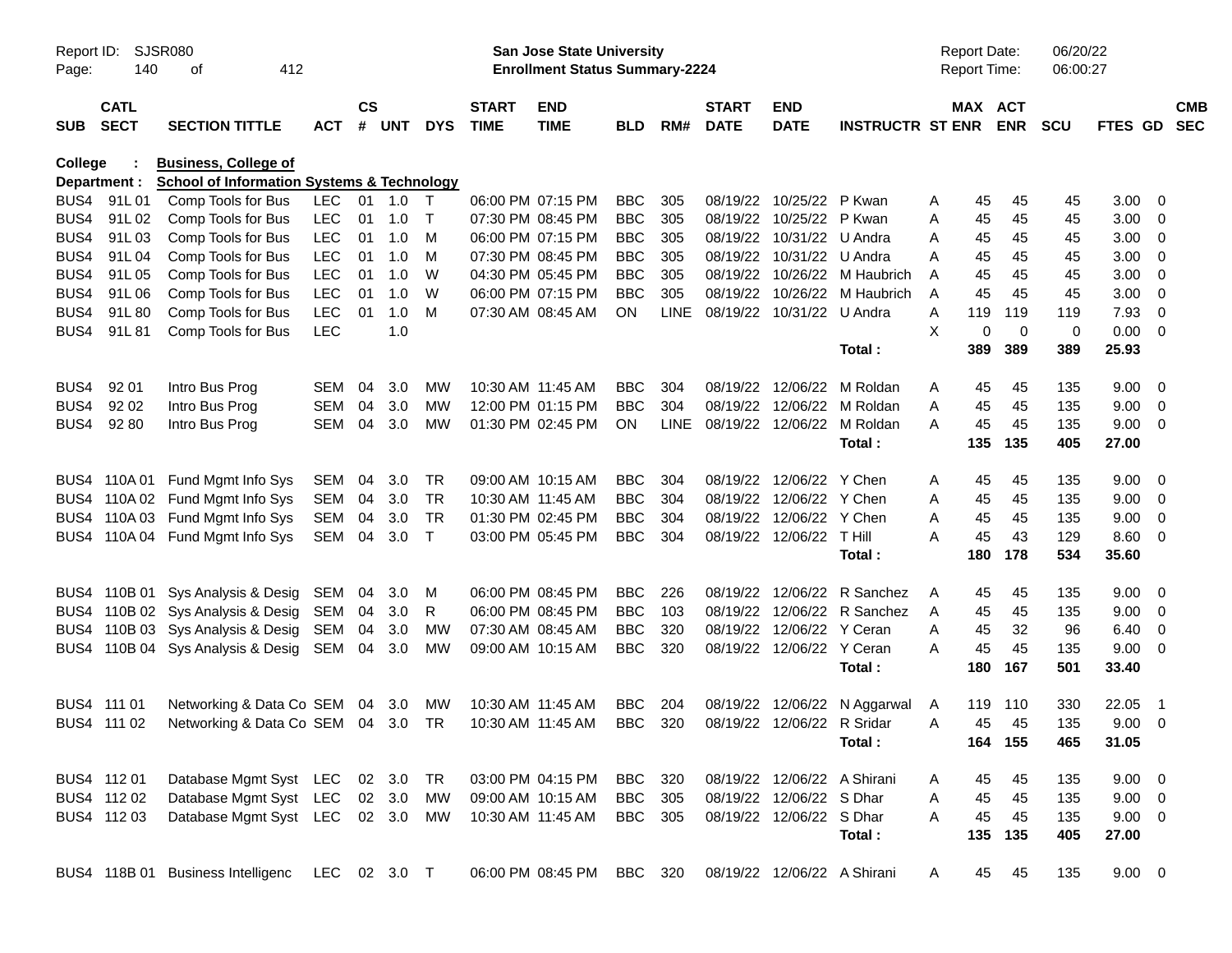Report ID: SJSR080
**San Jose State University**
**Enrollment Status Summary-2224**
Report Date: 06/20/22
Report Time: 06:00:27

**College : Business, College of**
**Department : School of Information Systems & Technology**

| SUB | CATL SECT | SECTION TITTLE | ACT | CS # | UNT | DYS | START TIME | END TIME | BLD | RM# | START DATE | END DATE | INSTRUCTR | ST | MAX ENR | ACT ENR | SCU | FTES | GD | CMB SEC |
|---|---|---|---|---|---|---|---|---|---|---|---|---|---|---|---|---|---|---|---|---|
| BUS4 | 91L 01 | Comp Tools for Bus | LEC | 01 | 1.0 | T | 06:00 PM | 07:15 PM | BBC | 305 | 08/19/22 | 10/25/22 | P Kwan | A | 45 | 45 | 45 | 3.00 | 0 | |
| BUS4 | 91L 02 | Comp Tools for Bus | LEC | 01 | 1.0 | T | 07:30 PM | 08:45 PM | BBC | 305 | 08/19/22 | 10/25/22 | P Kwan | A | 45 | 45 | 45 | 3.00 | 0 | |
| BUS4 | 91L 03 | Comp Tools for Bus | LEC | 01 | 1.0 | M | 06:00 PM | 07:15 PM | BBC | 305 | 08/19/22 | 10/31/22 | U Andra | A | 45 | 45 | 45 | 3.00 | 0 | |
| BUS4 | 91L 04 | Comp Tools for Bus | LEC | 01 | 1.0 | M | 07:30 PM | 08:45 PM | BBC | 305 | 08/19/22 | 10/31/22 | U Andra | A | 45 | 45 | 45 | 3.00 | 0 | |
| BUS4 | 91L 05 | Comp Tools for Bus | LEC | 01 | 1.0 | W | 04:30 PM | 05:45 PM | BBC | 305 | 08/19/22 | 10/26/22 | M Haubrich | A | 45 | 45 | 45 | 3.00 | 0 | |
| BUS4 | 91L 06 | Comp Tools for Bus | LEC | 01 | 1.0 | W | 06:00 PM | 07:15 PM | BBC | 305 | 08/19/22 | 10/26/22 | M Haubrich | A | 45 | 45 | 45 | 3.00 | 0 | |
| BUS4 | 91L 80 | Comp Tools for Bus | LEC | 01 | 1.0 | M | 07:30 AM | 08:45 AM | ON | LINE | 08/19/22 | 10/31/22 | U Andra | A | 119 | 119 | 119 | 7.93 | 0 | |
| BUS4 | 91L 81 | Comp Tools for Bus | LEC | | 1.0 | | | | | | | | | X | 0 | 0 | 0 | 0.00 | 0 | |
| | | | | | | | | | | | | | **Total :** | | **389** | **389** | **389** | **25.93** | | |
| BUS4 | 92 01 | Intro Bus Prog | SEM | 04 | 3.0 | MW | 10:30 AM | 11:45 AM | BBC | 304 | 08/19/22 | 12/06/22 | M Roldan | A | 45 | 45 | 135 | 9.00 | 0 | |
| BUS4 | 92 02 | Intro Bus Prog | SEM | 04 | 3.0 | MW | 12:00 PM | 01:15 PM | BBC | 304 | 08/19/22 | 12/06/22 | M Roldan | A | 45 | 45 | 135 | 9.00 | 0 | |
| BUS4 | 92 80 | Intro Bus Prog | SEM | 04 | 3.0 | MW | 01:30 PM | 02:45 PM | ON | LINE | 08/19/22 | 12/06/22 | M Roldan | A | 45 | 45 | 135 | 9.00 | 0 | |
| | | | | | | | | | | | | | **Total :** | | **135** | **135** | **405** | **27.00** | | |
| BUS4 | 110A 01 | Fund Mgmt Info Sys | SEM | 04 | 3.0 | TR | 09:00 AM | 10:15 AM | BBC | 304 | 08/19/22 | 12/06/22 | Y Chen | A | 45 | 45 | 135 | 9.00 | 0 | |
| BUS4 | 110A 02 | Fund Mgmt Info Sys | SEM | 04 | 3.0 | TR | 10:30 AM | 11:45 AM | BBC | 304 | 08/19/22 | 12/06/22 | Y Chen | A | 45 | 45 | 135 | 9.00 | 0 | |
| BUS4 | 110A 03 | Fund Mgmt Info Sys | SEM | 04 | 3.0 | TR | 01:30 PM | 02:45 PM | BBC | 304 | 08/19/22 | 12/06/22 | Y Chen | A | 45 | 45 | 135 | 9.00 | 0 | |
| BUS4 | 110A 04 | Fund Mgmt Info Sys | SEM | 04 | 3.0 | T | 03:00 PM | 05:45 PM | BBC | 304 | 08/19/22 | 12/06/22 | T Hill | A | 45 | 43 | 129 | 8.60 | 0 | |
| | | | | | | | | | | | | | **Total :** | | **180** | **178** | **534** | **35.60** | | |
| BUS4 | 110B 01 | Sys Analysis & Desig | SEM | 04 | 3.0 | M | 06:00 PM | 08:45 PM | BBC | 226 | 08/19/22 | 12/06/22 | R Sanchez | A | 45 | 45 | 135 | 9.00 | 0 | |
| BUS4 | 110B 02 | Sys Analysis & Desig | SEM | 04 | 3.0 | R | 06:00 PM | 08:45 PM | BBC | 103 | 08/19/22 | 12/06/22 | R Sanchez | A | 45 | 45 | 135 | 9.00 | 0 | |
| BUS4 | 110B 03 | Sys Analysis & Desig | SEM | 04 | 3.0 | MW | 07:30 AM | 08:45 AM | BBC | 320 | 08/19/22 | 12/06/22 | Y Ceran | A | 45 | 32 | 96 | 6.40 | 0 | |
| BUS4 | 110B 04 | Sys Analysis & Desig | SEM | 04 | 3.0 | MW | 09:00 AM | 10:15 AM | BBC | 320 | 08/19/22 | 12/06/22 | Y Ceran | A | 45 | 45 | 135 | 9.00 | 0 | |
| | | | | | | | | | | | | | **Total :** | | **180** | **167** | **501** | **33.40** | | |
| BUS4 | 111 01 | Networking & Data Co | SEM | 04 | 3.0 | MW | 10:30 AM | 11:45 AM | BBC | 204 | 08/19/22 | 12/06/22 | N Aggarwal | A | 119 | 110 | 330 | 22.05 | 1 | |
| BUS4 | 111 02 | Networking & Data Co | SEM | 04 | 3.0 | TR | 10:30 AM | 11:45 AM | BBC | 320 | 08/19/22 | 12/06/22 | R Sridar | A | 45 | 45 | 135 | 9.00 | 0 | |
| | | | | | | | | | | | | | **Total :** | | **164** | **155** | **465** | **31.05** | | |
| BUS4 | 112 01 | Database Mgmt Syst | LEC | 02 | 3.0 | TR | 03:00 PM | 04:15 PM | BBC | 320 | 08/19/22 | 12/06/22 | A Shirani | A | 45 | 45 | 135 | 9.00 | 0 | |
| BUS4 | 112 02 | Database Mgmt Syst | LEC | 02 | 3.0 | MW | 09:00 AM | 10:15 AM | BBC | 305 | 08/19/22 | 12/06/22 | S Dhar | A | 45 | 45 | 135 | 9.00 | 0 | |
| BUS4 | 112 03 | Database Mgmt Syst | LEC | 02 | 3.0 | MW | 10:30 AM | 11:45 AM | BBC | 305 | 08/19/22 | 12/06/22 | S Dhar | A | 45 | 45 | 135 | 9.00 | 0 | |
| | | | | | | | | | | | | | **Total :** | | **135** | **135** | **405** | **27.00** | | |
| BUS4 | 118B 01 | Business Intelligenc | LEC | 02 | 3.0 | T | 06:00 PM | 08:45 PM | BBC | 320 | 08/19/22 | 12/06/22 | A Shirani | A | 45 | 45 | 135 | 9.00 | 0 | |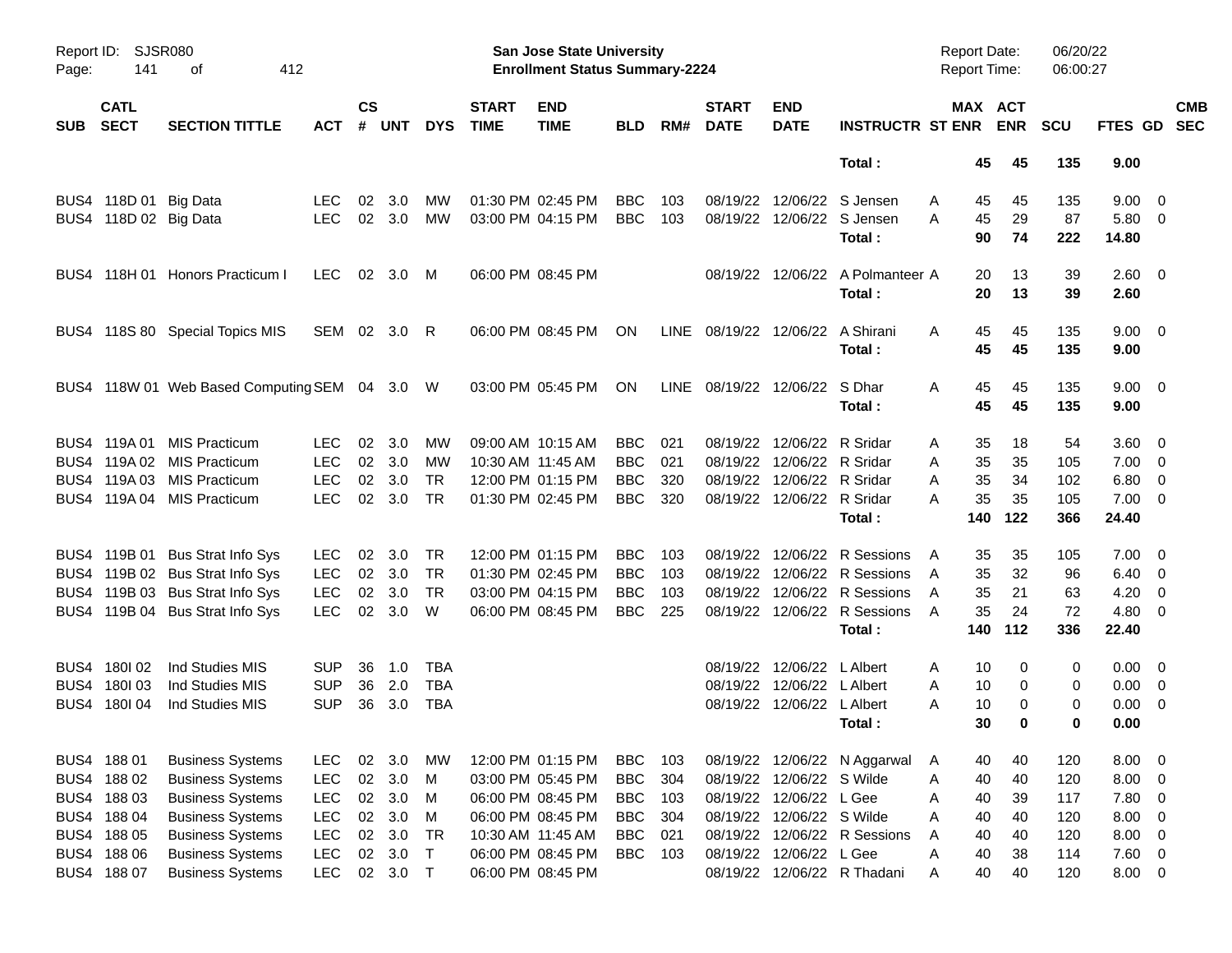| SUB | CATL SECT | SECTION TITTLE | ACT | CS # | UNT | DYS | START TIME | END TIME | BLD | RM# | START DATE | END DATE | INSTRUCTR | ST | MAX ENR | ACT ENR | SCU | FTES | GD | CMB SEC |
|---|---|---|---|---|---|---|---|---|---|---|---|---|---|---|---|---|---|---|---|---|
| | | | | | | | | | | | | | Total : | | 45 | 45 | 135 | 9.00 | | |
| BUS4 | 118D 01 | Big Data | LEC | 02 | 3.0 | MW | 01:30 PM | 02:45 PM | BBC | 103 | 08/19/22 | 12/06/22 | S Jensen | A | 45 | 45 | 135 | 9.00 | 0 | |
| BUS4 | 118D 02 | Big Data | LEC | 02 | 3.0 | MW | 03:00 PM | 04:15 PM | BBC | 103 | 08/19/22 | 12/06/22 | S Jensen | A | 45 | 29 | 87 | 5.80 | 0 | |
| | | | | | | | | | | | | | Total : | | 90 | 74 | 222 | 14.80 | | |
| BUS4 | 118H 01 | Honors Practicum I | LEC | 02 | 3.0 | M | 06:00 PM | 08:45 PM | | | 08/19/22 | 12/06/22 | A Polmanteer | A | 20 | 13 | 39 | 2.60 | 0 | |
| | | | | | | | | | | | | | Total : | | 20 | 13 | 39 | 2.60 | | |
| BUS4 | 118S 80 | Special Topics MIS | SEM | 02 | 3.0 | R | 06:00 PM | 08:45 PM | ON | LINE | 08/19/22 | 12/06/22 | A Shirani | A | 45 | 45 | 135 | 9.00 | 0 | |
| | | | | | | | | | | | | | Total : | | 45 | 45 | 135 | 9.00 | | |
| BUS4 | 118W 01 | Web Based Computing | SEM | 04 | 3.0 | W | 03:00 PM | 05:45 PM | ON | LINE | 08/19/22 | 12/06/22 | S Dhar | A | 45 | 45 | 135 | 9.00 | 0 | |
| | | | | | | | | | | | | | Total : | | 45 | 45 | 135 | 9.00 | | |
| BUS4 | 119A 01 | MIS Practicum | LEC | 02 | 3.0 | MW | 09:00 AM | 10:15 AM | BBC | 021 | 08/19/22 | 12/06/22 | R Sridar | A | 35 | 18 | 54 | 3.60 | 0 | |
| BUS4 | 119A 02 | MIS Practicum | LEC | 02 | 3.0 | MW | 10:30 AM | 11:45 AM | BBC | 021 | 08/19/22 | 12/06/22 | R Sridar | A | 35 | 35 | 105 | 7.00 | 0 | |
| BUS4 | 119A 03 | MIS Practicum | LEC | 02 | 3.0 | TR | 12:00 PM | 01:15 PM | BBC | 320 | 08/19/22 | 12/06/22 | R Sridar | A | 35 | 34 | 102 | 6.80 | 0 | |
| BUS4 | 119A 04 | MIS Practicum | LEC | 02 | 3.0 | TR | 01:30 PM | 02:45 PM | BBC | 320 | 08/19/22 | 12/06/22 | R Sridar | A | 35 | 35 | 105 | 7.00 | 0 | |
| | | | | | | | | | | | | | Total : | | 140 | 122 | 366 | 24.40 | | |
| BUS4 | 119B 01 | Bus Strat Info Sys | LEC | 02 | 3.0 | TR | 12:00 PM | 01:15 PM | BBC | 103 | 08/19/22 | 12/06/22 | R Sessions | A | 35 | 35 | 105 | 7.00 | 0 | |
| BUS4 | 119B 02 | Bus Strat Info Sys | LEC | 02 | 3.0 | TR | 01:30 PM | 02:45 PM | BBC | 103 | 08/19/22 | 12/06/22 | R Sessions | A | 35 | 32 | 96 | 6.40 | 0 | |
| BUS4 | 119B 03 | Bus Strat Info Sys | LEC | 02 | 3.0 | TR | 03:00 PM | 04:15 PM | BBC | 103 | 08/19/22 | 12/06/22 | R Sessions | A | 35 | 21 | 63 | 4.20 | 0 | |
| BUS4 | 119B 04 | Bus Strat Info Sys | LEC | 02 | 3.0 | W | 06:00 PM | 08:45 PM | BBC | 225 | 08/19/22 | 12/06/22 | R Sessions | A | 35 | 24 | 72 | 4.80 | 0 | |
| | | | | | | | | | | | | | Total : | | 140 | 112 | 336 | 22.40 | | |
| BUS4 | 180I 02 | Ind Studies MIS | SUP | 36 | 1.0 | TBA | | | | | 08/19/22 | 12/06/22 | L Albert | A | 10 | 0 | 0 | 0.00 | 0 | |
| BUS4 | 180I 03 | Ind Studies MIS | SUP | 36 | 2.0 | TBA | | | | | 08/19/22 | 12/06/22 | L Albert | A | 10 | 0 | 0 | 0.00 | 0 | |
| BUS4 | 180I 04 | Ind Studies MIS | SUP | 36 | 3.0 | TBA | | | | | 08/19/22 | 12/06/22 | L Albert | A | 10 | 0 | 0 | 0.00 | 0 | |
| | | | | | | | | | | | | | Total : | | 30 | 0 | 0 | 0.00 | | |
| BUS4 | 188 01 | Business Systems | LEC | 02 | 3.0 | MW | 12:00 PM | 01:15 PM | BBC | 103 | 08/19/22 | 12/06/22 | N Aggarwal | A | 40 | 40 | 120 | 8.00 | 0 | |
| BUS4 | 188 02 | Business Systems | LEC | 02 | 3.0 | M | 03:00 PM | 05:45 PM | BBC | 304 | 08/19/22 | 12/06/22 | S Wilde | A | 40 | 40 | 120 | 8.00 | 0 | |
| BUS4 | 188 03 | Business Systems | LEC | 02 | 3.0 | M | 06:00 PM | 08:45 PM | BBC | 103 | 08/19/22 | 12/06/22 | L Gee | A | 40 | 39 | 117 | 7.80 | 0 | |
| BUS4 | 188 04 | Business Systems | LEC | 02 | 3.0 | M | 06:00 PM | 08:45 PM | BBC | 304 | 08/19/22 | 12/06/22 | S Wilde | A | 40 | 40 | 120 | 8.00 | 0 | |
| BUS4 | 188 05 | Business Systems | LEC | 02 | 3.0 | TR | 10:30 AM | 11:45 AM | BBC | 021 | 08/19/22 | 12/06/22 | R Sessions | A | 40 | 40 | 120 | 8.00 | 0 | |
| BUS4 | 188 06 | Business Systems | LEC | 02 | 3.0 | T | 06:00 PM | 08:45 PM | BBC | 103 | 08/19/22 | 12/06/22 | L Gee | A | 40 | 38 | 114 | 7.60 | 0 | |
| BUS4 | 188 07 | Business Systems | LEC | 02 | 3.0 | T | 06:00 PM | 08:45 PM | | | 08/19/22 | 12/06/22 | R Thadani | A | 40 | 40 | 120 | 8.00 | 0 | |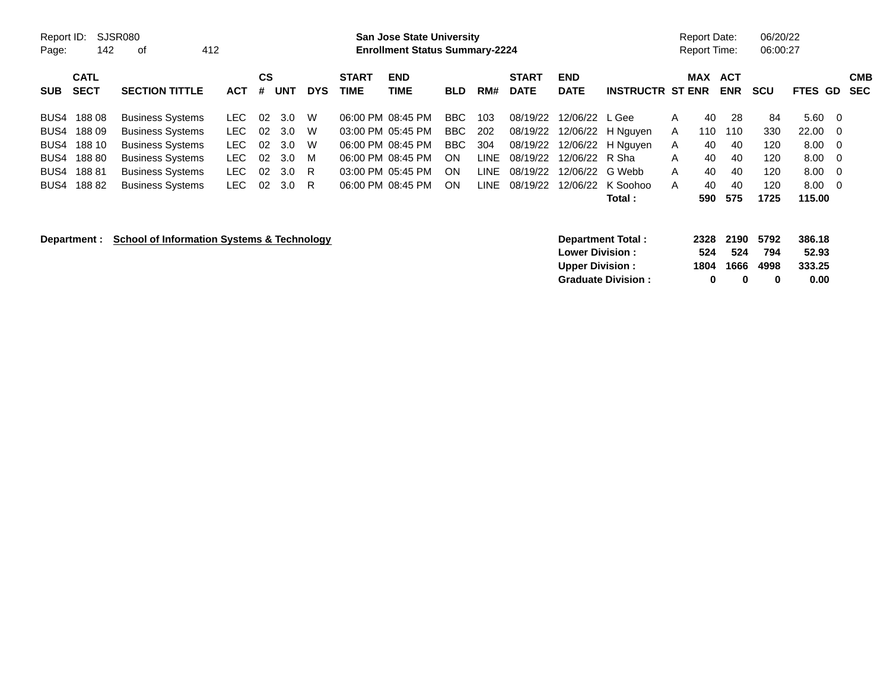Report ID: SJSR080
Page: 142 of 412

**San Jose State University**
**Enrollment Status Summary-2224**

Report Date: 06/20/22
Report Time: 06:00:27

| SUB | CATL SECT | SECTION TITTLE | ACT | CS # | UNT | DYS | START TIME | END TIME | BLD | RM# | START DATE | END DATE | INSTRUCTR | ST | MAX ENR | ACT ENR | SCU | FTES | GD | CMB SEC |
|---|---|---|---|---|---|---|---|---|---|---|---|---|---|---|---|---|---|---|---|---|
| BUS4 | 188 08 | Business Systems | LEC | 02 | 3.0 | W | 06:00 PM | 08:45 PM | BBC | 103 | 08/19/22 | 12/06/22 | L Gee | A | 40 | 28 | 84 | 5.60 | 0 | |
| BUS4 | 188 09 | Business Systems | LEC | 02 | 3.0 | W | 03:00 PM | 05:45 PM | BBC | 202 | 08/19/22 | 12/06/22 | H Nguyen | A | 110 | 110 | 330 | 22.00 | 0 | |
| BUS4 | 188 10 | Business Systems | LEC | 02 | 3.0 | W | 06:00 PM | 08:45 PM | BBC | 304 | 08/19/22 | 12/06/22 | H Nguyen | A | 40 | 40 | 120 | 8.00 | 0 | |
| BUS4 | 188 80 | Business Systems | LEC | 02 | 3.0 | M | 06:00 PM | 08:45 PM | ON | LINE | 08/19/22 | 12/06/22 | R Sha | A | 40 | 40 | 120 | 8.00 | 0 | |
| BUS4 | 188 81 | Business Systems | LEC | 02 | 3.0 | R | 03:00 PM | 05:45 PM | ON | LINE | 08/19/22 | 12/06/22 | G Webb | A | 40 | 40 | 120 | 8.00 | 0 | |
| BUS4 | 188 82 | Business Systems | LEC | 02 | 3.0 | R | 06:00 PM | 08:45 PM | ON | LINE | 08/19/22 | 12/06/22 | K Soohoo | A | 40 | 40 | 120 | 8.00 | 0 | |
| | | | | | | | | | | | | | **Total :** | | **590** | **575** | **1725** | **115.00** | | |

**Department :** **School of Information Systems & Technology**

| | MAX ENR | ACT ENR | SCU | FTES |
|---|---|---|---|---|
| **Department Total :** | **2328** | **2190** | **5792** | **386.18** |
| **Lower Division :** | **524** | **524** | **794** | **52.93** |
| **Upper Division :** | **1804** | **1666** | **4998** | **333.25** |
| **Graduate Division :** | **0** | **0** | **0** | **0.00** |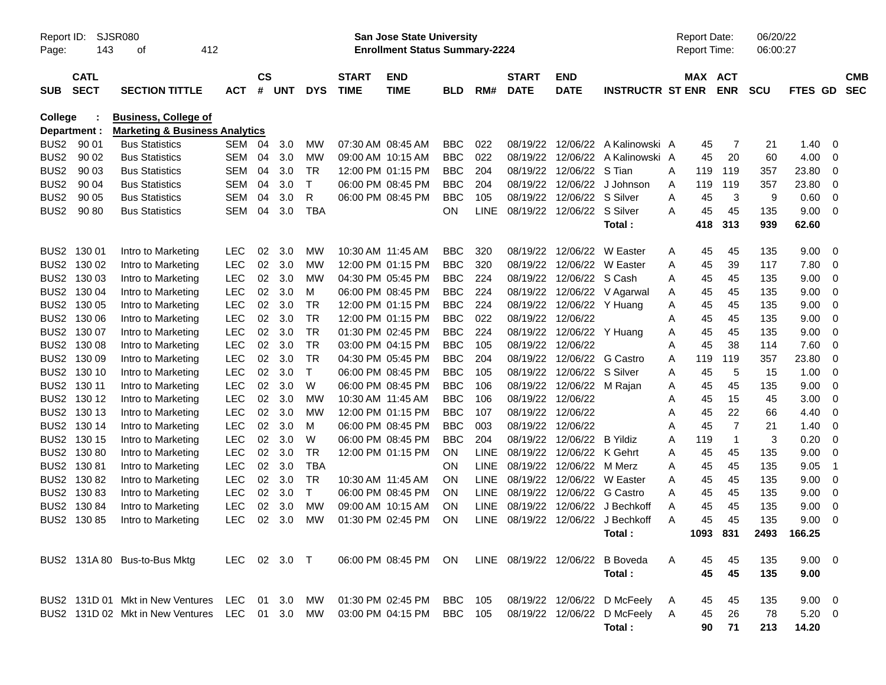Report ID: SJSR080
San Jose State University
Enrollment Status Summary-2224
Report Date: 06/20/22
Report Time: 06:00:27

**College : Business, College of**
**Department : Marketing & Business Analytics**

| SUB | CATL SECT | SECTION TITTLE | ACT | CS # | UNT | DYS | START TIME | END TIME | BLD | RM# | START DATE | END DATE | INSTRUCTR | ST | MAX ENR | ACT ENR | SCU | FTES | GD | CMB SEC |
|---|---|---|---|---|---|---|---|---|---|---|---|---|---|---|---|---|---|---|---|---|
| BUS2 | 90 01 | Bus Statistics | SEM | 04 | 3.0 | MW | 07:30 AM | 08:45 AM | BBC | 022 | 08/19/22 | 12/06/22 | A Kalinowski | A | 45 | 7 | 21 | 1.40 | 0 | |
| BUS2 | 90 02 | Bus Statistics | SEM | 04 | 3.0 | MW | 09:00 AM | 10:15 AM | BBC | 022 | 08/19/22 | 12/06/22 | A Kalinowski | A | 45 | 20 | 60 | 4.00 | 0 | |
| BUS2 | 90 03 | Bus Statistics | SEM | 04 | 3.0 | TR | 12:00 PM | 01:15 PM | BBC | 204 | 08/19/22 | 12/06/22 | S Tian | A | 119 | 119 | 357 | 23.80 | 0 | |
| BUS2 | 90 04 | Bus Statistics | SEM | 04 | 3.0 | T | 06:00 PM | 08:45 PM | BBC | 204 | 08/19/22 | 12/06/22 | J Johnson | A | 119 | 119 | 357 | 23.80 | 0 | |
| BUS2 | 90 05 | Bus Statistics | SEM | 04 | 3.0 | R | 06:00 PM | 08:45 PM | BBC | 105 | 08/19/22 | 12/06/22 | S Silver | A | 45 | 3 | 9 | 0.60 | 0 | |
| BUS2 | 90 80 | Bus Statistics | SEM | 04 | 3.0 | TBA | | | ON | LINE | 08/19/22 | 12/06/22 | S Silver | A | 45 | 45 | 135 | 9.00 | 0 | |
| | | | | | | | | | | | | | **Total :** | | **418** | **313** | **939** | **62.60** | | |
| BUS2 | 130 01 | Intro to Marketing | LEC | 02 | 3.0 | MW | 10:30 AM | 11:45 AM | BBC | 320 | 08/19/22 | 12/06/22 | W Easter | A | 45 | 45 | 135 | 9.00 | 0 | |
| BUS2 | 130 02 | Intro to Marketing | LEC | 02 | 3.0 | MW | 12:00 PM | 01:15 PM | BBC | 320 | 08/19/22 | 12/06/22 | W Easter | A | 45 | 39 | 117 | 7.80 | 0 | |
| BUS2 | 130 03 | Intro to Marketing | LEC | 02 | 3.0 | MW | 04:30 PM | 05:45 PM | BBC | 224 | 08/19/22 | 12/06/22 | S Cash | A | 45 | 45 | 135 | 9.00 | 0 | |
| BUS2 | 130 04 | Intro to Marketing | LEC | 02 | 3.0 | M | 06:00 PM | 08:45 PM | BBC | 224 | 08/19/22 | 12/06/22 | V Agarwal | A | 45 | 45 | 135 | 9.00 | 0 | |
| BUS2 | 130 05 | Intro to Marketing | LEC | 02 | 3.0 | TR | 12:00 PM | 01:15 PM | BBC | 224 | 08/19/22 | 12/06/22 | Y Huang | A | 45 | 45 | 135 | 9.00 | 0 | |
| BUS2 | 130 06 | Intro to Marketing | LEC | 02 | 3.0 | TR | 12:00 PM | 01:15 PM | BBC | 022 | 08/19/22 | 12/06/22 | | A | 45 | 45 | 135 | 9.00 | 0 | |
| BUS2 | 130 07 | Intro to Marketing | LEC | 02 | 3.0 | TR | 01:30 PM | 02:45 PM | BBC | 224 | 08/19/22 | 12/06/22 | Y Huang | A | 45 | 45 | 135 | 9.00 | 0 | |
| BUS2 | 130 08 | Intro to Marketing | LEC | 02 | 3.0 | TR | 03:00 PM | 04:15 PM | BBC | 105 | 08/19/22 | 12/06/22 | | A | 45 | 38 | 114 | 7.60 | 0 | |
| BUS2 | 130 09 | Intro to Marketing | LEC | 02 | 3.0 | TR | 04:30 PM | 05:45 PM | BBC | 204 | 08/19/22 | 12/06/22 | G Castro | A | 119 | 119 | 357 | 23.80 | 0 | |
| BUS2 | 130 10 | Intro to Marketing | LEC | 02 | 3.0 | T | 06:00 PM | 08:45 PM | BBC | 105 | 08/19/22 | 12/06/22 | S Silver | A | 45 | 5 | 15 | 1.00 | 0 | |
| BUS2 | 130 11 | Intro to Marketing | LEC | 02 | 3.0 | W | 06:00 PM | 08:45 PM | BBC | 106 | 08/19/22 | 12/06/22 | M Rajan | A | 45 | 45 | 135 | 9.00 | 0 | |
| BUS2 | 130 12 | Intro to Marketing | LEC | 02 | 3.0 | MW | 10:30 AM | 11:45 AM | BBC | 106 | 08/19/22 | 12/06/22 | | A | 45 | 15 | 45 | 3.00 | 0 | |
| BUS2 | 130 13 | Intro to Marketing | LEC | 02 | 3.0 | MW | 12:00 PM | 01:15 PM | BBC | 107 | 08/19/22 | 12/06/22 | | A | 45 | 22 | 66 | 4.40 | 0 | |
| BUS2 | 130 14 | Intro to Marketing | LEC | 02 | 3.0 | M | 06:00 PM | 08:45 PM | BBC | 003 | 08/19/22 | 12/06/22 | | A | 45 | 7 | 21 | 1.40 | 0 | |
| BUS2 | 130 15 | Intro to Marketing | LEC | 02 | 3.0 | W | 06:00 PM | 08:45 PM | BBC | 204 | 08/19/22 | 12/06/22 | B Yildiz | A | 119 | 1 | 3 | 0.20 | 0 | |
| BUS2 | 130 80 | Intro to Marketing | LEC | 02 | 3.0 | TR | 12:00 PM | 01:15 PM | ON | LINE | 08/19/22 | 12/06/22 | K Gehrt | A | 45 | 45 | 135 | 9.00 | 0 | |
| BUS2 | 130 81 | Intro to Marketing | LEC | 02 | 3.0 | TBA | | | ON | LINE | 08/19/22 | 12/06/22 | M Merz | A | 45 | 45 | 135 | 9.05 | 1 | |
| BUS2 | 130 82 | Intro to Marketing | LEC | 02 | 3.0 | TR | 10:30 AM | 11:45 AM | ON | LINE | 08/19/22 | 12/06/22 | W Easter | A | 45 | 45 | 135 | 9.00 | 0 | |
| BUS2 | 130 83 | Intro to Marketing | LEC | 02 | 3.0 | T | 06:00 PM | 08:45 PM | ON | LINE | 08/19/22 | 12/06/22 | G Castro | A | 45 | 45 | 135 | 9.00 | 0 | |
| BUS2 | 130 84 | Intro to Marketing | LEC | 02 | 3.0 | MW | 09:00 AM | 10:15 AM | ON | LINE | 08/19/22 | 12/06/22 | J Bechkoff | A | 45 | 45 | 135 | 9.00 | 0 | |
| BUS2 | 130 85 | Intro to Marketing | LEC | 02 | 3.0 | MW | 01:30 PM | 02:45 PM | ON | LINE | 08/19/22 | 12/06/22 | J Bechkoff | A | 45 | 45 | 135 | 9.00 | 0 | |
| | | | | | | | | | | | | | **Total :** | | **1093** | **831** | **2493** | **166.25** | | |
| BUS2 | 131A 80 | Bus-to-Bus Mktg | LEC | 02 | 3.0 | T | 06:00 PM | 08:45 PM | ON | LINE | 08/19/22 | 12/06/22 | B Boveda | A | 45 | 45 | 135 | 9.00 | 0 | |
| | | | | | | | | | | | | | **Total :** | | **45** | **45** | **135** | **9.00** | | |
| BUS2 | 131D 01 | Mkt in New Ventures | LEC | 01 | 3.0 | MW | 01:30 PM | 02:45 PM | BBC | 105 | 08/19/22 | 12/06/22 | D McFeely | A | 45 | 45 | 135 | 9.00 | 0 | |
| BUS2 | 131D 02 | Mkt in New Ventures | LEC | 01 | 3.0 | MW | 03:00 PM | 04:15 PM | BBC | 105 | 08/19/22 | 12/06/22 | D McFeely | A | 45 | 26 | 78 | 5.20 | 0 | |
| | | | | | | | | | | | | | **Total :** | | **90** | **71** | **213** | **14.20** | | |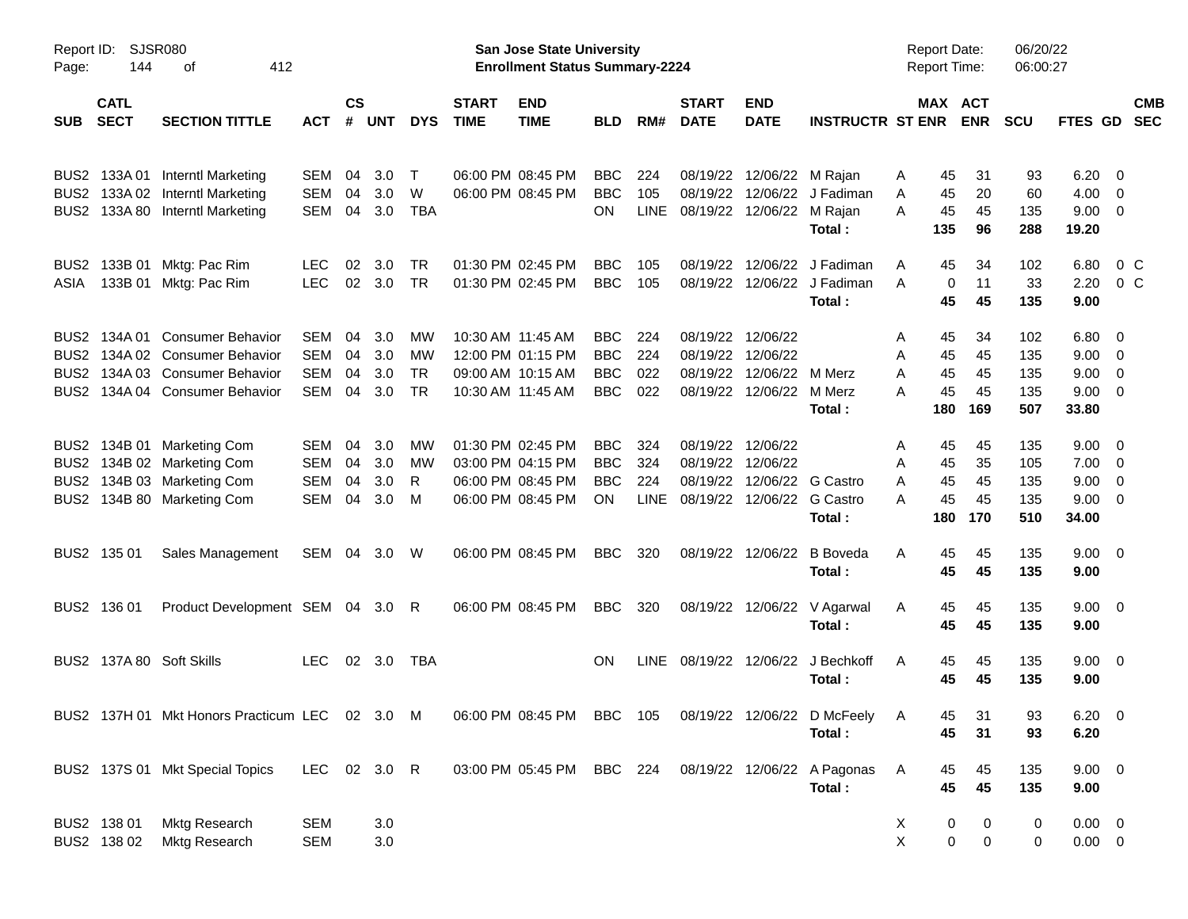**San Jose State University**
**Enrollment Status Summary-2224**

Report ID: SJSR080
Report Date: 06/20/22
Report Time: 06:00:27

| SUB | CATL SECT | SECTION TITTLE | ACT | CS # | UNT | DYS | START TIME | END TIME | BLD | RM# | START DATE | END DATE | INSTRUCTR | ST | MAX ENR | ACT ENR | SCU | FTES | GD | CMB SEC |
|---|---|---|---|---|---|---|---|---|---|---|---|---|---|---|---|---|---|---|---|---|
| BUS2 | 133A 01 | Interntl Marketing | SEM | 04 | 3.0 | T | 06:00 PM | 08:45 PM | BBC | 224 | 08/19/22 | 12/06/22 | M Rajan | A | 45 | 31 | 93 | 6.20 | 0 | |
| BUS2 | 133A 02 | Interntl Marketing | SEM | 04 | 3.0 | W | 06:00 PM | 08:45 PM | BBC | 105 | 08/19/22 | 12/06/22 | J Fadiman | A | 45 | 20 | 60 | 4.00 | 0 | |
| BUS2 | 133A 80 | Interntl Marketing | SEM | 04 | 3.0 | TBA | | | ON | LINE | 08/19/22 | 12/06/22 | M Rajan | A | 45 | 45 | 135 | 9.00 | 0 | |
| | | | | | | | | | | | | | **Total :** | | **135** | **96** | **288** | **19.20** | | |
| BUS2 | 133B 01 | Mktg: Pac Rim | LEC | 02 | 3.0 | TR | 01:30 PM | 02:45 PM | BBC | 105 | 08/19/22 | 12/06/22 | J Fadiman | A | 45 | 34 | 102 | 6.80 | 0 | C |
| ASIA | 133B 01 | Mktg: Pac Rim | LEC | 02 | 3.0 | TR | 01:30 PM | 02:45 PM | BBC | 105 | 08/19/22 | 12/06/22 | J Fadiman | A | 0 | 11 | 33 | 2.20 | 0 | C |
| | | | | | | | | | | | | | **Total :** | | **45** | **45** | **135** | **9.00** | | |
| BUS2 | 134A 01 | Consumer Behavior | SEM | 04 | 3.0 | MW | 10:30 AM | 11:45 AM | BBC | 224 | 08/19/22 | 12/06/22 | | A | 45 | 34 | 102 | 6.80 | 0 | |
| BUS2 | 134A 02 | Consumer Behavior | SEM | 04 | 3.0 | MW | 12:00 PM | 01:15 PM | BBC | 224 | 08/19/22 | 12/06/22 | | A | 45 | 45 | 135 | 9.00 | 0 | |
| BUS2 | 134A 03 | Consumer Behavior | SEM | 04 | 3.0 | TR | 09:00 AM | 10:15 AM | BBC | 022 | 08/19/22 | 12/06/22 | M Merz | A | 45 | 45 | 135 | 9.00 | 0 | |
| BUS2 | 134A 04 | Consumer Behavior | SEM | 04 | 3.0 | TR | 10:30 AM | 11:45 AM | BBC | 022 | 08/19/22 | 12/06/22 | M Merz | A | 45 | 45 | 135 | 9.00 | 0 | |
| | | | | | | | | | | | | | **Total :** | | **180** | **169** | **507** | **33.80** | | |
| BUS2 | 134B 01 | Marketing Com | SEM | 04 | 3.0 | MW | 01:30 PM | 02:45 PM | BBC | 324 | 08/19/22 | 12/06/22 | | A | 45 | 45 | 135 | 9.00 | 0 | |
| BUS2 | 134B 02 | Marketing Com | SEM | 04 | 3.0 | MW | 03:00 PM | 04:15 PM | BBC | 324 | 08/19/22 | 12/06/22 | | A | 45 | 35 | 105 | 7.00 | 0 | |
| BUS2 | 134B 03 | Marketing Com | SEM | 04 | 3.0 | R | 06:00 PM | 08:45 PM | BBC | 224 | 08/19/22 | 12/06/22 | G Castro | A | 45 | 45 | 135 | 9.00 | 0 | |
| BUS2 | 134B 80 | Marketing Com | SEM | 04 | 3.0 | M | 06:00 PM | 08:45 PM | ON | LINE | 08/19/22 | 12/06/22 | G Castro | A | 45 | 45 | 135 | 9.00 | 0 | |
| | | | | | | | | | | | | | **Total :** | | **180** | **170** | **510** | **34.00** | | |
| BUS2 | 135 01 | Sales Management | SEM | 04 | 3.0 | W | 06:00 PM | 08:45 PM | BBC | 320 | 08/19/22 | 12/06/22 | B Boveda | A | 45 | 45 | 135 | 9.00 | 0 | |
| | | | | | | | | | | | | | **Total :** | | **45** | **45** | **135** | **9.00** | | |
| BUS2 | 136 01 | Product Development | SEM | 04 | 3.0 | R | 06:00 PM | 08:45 PM | BBC | 320 | 08/19/22 | 12/06/22 | V Agarwal | A | 45 | 45 | 135 | 9.00 | 0 | |
| | | | | | | | | | | | | | **Total :** | | **45** | **45** | **135** | **9.00** | | |
| BUS2 | 137A 80 | Soft Skills | LEC | 02 | 3.0 | TBA | | | ON | LINE | 08/19/22 | 12/06/22 | J Bechkoff | A | 45 | 45 | 135 | 9.00 | 0 | |
| | | | | | | | | | | | | | **Total :** | | **45** | **45** | **135** | **9.00** | | |
| BUS2 | 137H 01 | Mkt Honors Practicum | LEC | 02 | 3.0 | M | 06:00 PM | 08:45 PM | BBC | 105 | 08/19/22 | 12/06/22 | D McFeely | A | 45 | 31 | 93 | 6.20 | 0 | |
| | | | | | | | | | | | | | **Total :** | | **45** | **31** | **93** | **6.20** | | |
| BUS2 | 137S 01 | Mkt Special Topics | LEC | 02 | 3.0 | R | 03:00 PM | 05:45 PM | BBC | 224 | 08/19/22 | 12/06/22 | A Pagonas | A | 45 | 45 | 135 | 9.00 | 0 | |
| | | | | | | | | | | | | | **Total :** | | **45** | **45** | **135** | **9.00** | | |
| BUS2 | 138 01 | Mktg Research | SEM | | 3.0 | | | | | | | | | X | 0 | 0 | 0 | 0.00 | 0 | |
| BUS2 | 138 02 | Mktg Research | SEM | | 3.0 | | | | | | | | | X | 0 | 0 | 0 | 0.00 | 0 | |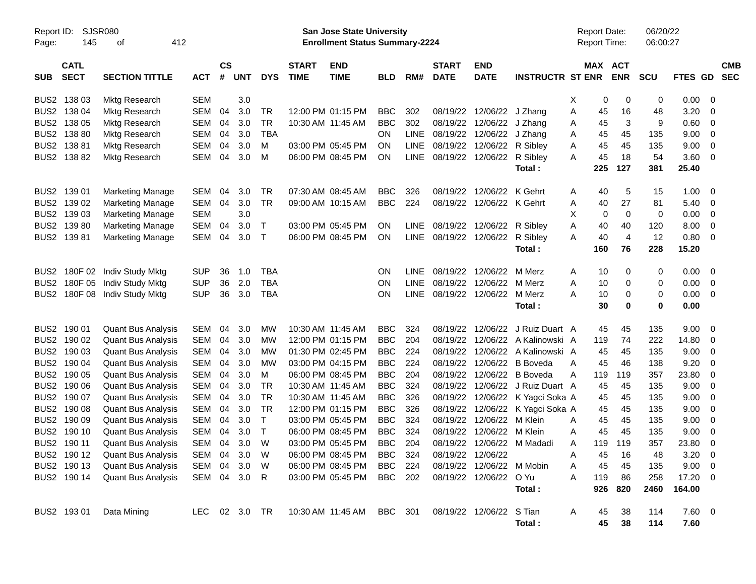Report ID: SJSR080
Page: 145 of 412

**San Jose State University**
**Enrollment Status Summary-2224**

Report Date: 06/20/22
Report Time: 06:00:27

| SUB | CATL SECT | SECTION TITTLE | ACT | CS # | UNT | DYS | START TIME | END TIME | BLD | RM# | START DATE | END DATE | INSTRUCTR | ST | MAX ENR | ACT ENR | SCU | FTES | GD | CMB SEC |
|---|---|---|---|---|---|---|---|---|---|---|---|---|---|---|---|---|---|---|---|---|
| BUS2 | 138 03 | Mktg Research | SEM | | 3.0 | | | | | | | | | X | 0 | 0 | 0 | 0.00 | 0 | |
| BUS2 | 138 04 | Mktg Research | SEM | 04 | 3.0 | TR | 12:00 PM | 01:15 PM | BBC | 302 | 08/19/22 | 12/06/22 | J Zhang | A | 45 | 16 | 48 | 3.20 | 0 | |
| BUS2 | 138 05 | Mktg Research | SEM | 04 | 3.0 | TR | 10:30 AM | 11:45 AM | BBC | 302 | 08/19/22 | 12/06/22 | J Zhang | A | 45 | 3 | 9 | 0.60 | 0 | |
| BUS2 | 138 80 | Mktg Research | SEM | 04 | 3.0 | TBA | | | ON | LINE | 08/19/22 | 12/06/22 | J Zhang | A | 45 | 45 | 135 | 9.00 | 0 | |
| BUS2 | 138 81 | Mktg Research | SEM | 04 | 3.0 | M | 03:00 PM | 05:45 PM | ON | LINE | 08/19/22 | 12/06/22 | R Sibley | A | 45 | 45 | 135 | 9.00 | 0 | |
| BUS2 | 138 82 | Mktg Research | SEM | 04 | 3.0 | M | 06:00 PM | 08:45 PM | ON | LINE | 08/19/22 | 12/06/22 | R Sibley | A | 45 | 18 | 54 | 3.60 | 0 | |
| | | | | | | | | | | | | | **Total :** | | **225** | **127** | **381** | **25.40** | | |
| BUS2 | 139 01 | Marketing Manage | SEM | 04 | 3.0 | TR | 07:30 AM | 08:45 AM | BBC | 326 | 08/19/22 | 12/06/22 | K Gehrt | A | 40 | 5 | 15 | 1.00 | 0 | |
| BUS2 | 139 02 | Marketing Manage | SEM | 04 | 3.0 | TR | 09:00 AM | 10:15 AM | BBC | 224 | 08/19/22 | 12/06/22 | K Gehrt | A | 40 | 27 | 81 | 5.40 | 0 | |
| BUS2 | 139 03 | Marketing Manage | SEM | | 3.0 | | | | | | | | | X | 0 | 0 | 0 | 0.00 | 0 | |
| BUS2 | 139 80 | Marketing Manage | SEM | 04 | 3.0 | T | 03:00 PM | 05:45 PM | ON | LINE | 08/19/22 | 12/06/22 | R Sibley | A | 40 | 40 | 120 | 8.00 | 0 | |
| BUS2 | 139 81 | Marketing Manage | SEM | 04 | 3.0 | T | 06:00 PM | 08:45 PM | ON | LINE | 08/19/22 | 12/06/22 | R Sibley | A | 40 | 4 | 12 | 0.80 | 0 | |
| | | | | | | | | | | | | | **Total :** | | **160** | **76** | **228** | **15.20** | | |
| BUS2 | 180F 02 | Indiv Study Mktg | SUP | 36 | 1.0 | TBA | | | ON | LINE | 08/19/22 | 12/06/22 | M Merz | A | 10 | 0 | 0 | 0.00 | 0 | |
| BUS2 | 180F 05 | Indiv Study Mktg | SUP | 36 | 2.0 | TBA | | | ON | LINE | 08/19/22 | 12/06/22 | M Merz | A | 10 | 0 | 0 | 0.00 | 0 | |
| BUS2 | 180F 08 | Indiv Study Mktg | SUP | 36 | 3.0 | TBA | | | ON | LINE | 08/19/22 | 12/06/22 | M Merz | A | 10 | 0 | 0 | 0.00 | 0 | |
| | | | | | | | | | | | | | **Total :** | | **30** | **0** | **0** | **0.00** | | |
| BUS2 | 190 01 | Quant Bus Analysis | SEM | 04 | 3.0 | MW | 10:30 AM | 11:45 AM | BBC | 324 | 08/19/22 | 12/06/22 | J Ruiz Duart | A | 45 | 45 | 135 | 9.00 | 0 | |
| BUS2 | 190 02 | Quant Bus Analysis | SEM | 04 | 3.0 | MW | 12:00 PM | 01:15 PM | BBC | 204 | 08/19/22 | 12/06/22 | A Kalinowski | A | 119 | 74 | 222 | 14.80 | 0 | |
| BUS2 | 190 03 | Quant Bus Analysis | SEM | 04 | 3.0 | MW | 01:30 PM | 02:45 PM | BBC | 224 | 08/19/22 | 12/06/22 | A Kalinowski | A | 45 | 45 | 135 | 9.00 | 0 | |
| BUS2 | 190 04 | Quant Bus Analysis | SEM | 04 | 3.0 | MW | 03:00 PM | 04:15 PM | BBC | 224 | 08/19/22 | 12/06/22 | B Boveda | A | 45 | 46 | 138 | 9.20 | 0 | |
| BUS2 | 190 05 | Quant Bus Analysis | SEM | 04 | 3.0 | M | 06:00 PM | 08:45 PM | BBC | 204 | 08/19/22 | 12/06/22 | B Boveda | A | 119 | 119 | 357 | 23.80 | 0 | |
| BUS2 | 190 06 | Quant Bus Analysis | SEM | 04 | 3.0 | TR | 10:30 AM | 11:45 AM | BBC | 324 | 08/19/22 | 12/06/22 | J Ruiz Duart | A | 45 | 45 | 135 | 9.00 | 0 | |
| BUS2 | 190 07 | Quant Bus Analysis | SEM | 04 | 3.0 | TR | 10:30 AM | 11:45 AM | BBC | 326 | 08/19/22 | 12/06/22 | K Yagci Soka | A | 45 | 45 | 135 | 9.00 | 0 | |
| BUS2 | 190 08 | Quant Bus Analysis | SEM | 04 | 3.0 | TR | 12:00 PM | 01:15 PM | BBC | 326 | 08/19/22 | 12/06/22 | K Yagci Soka | A | 45 | 45 | 135 | 9.00 | 0 | |
| BUS2 | 190 09 | Quant Bus Analysis | SEM | 04 | 3.0 | T | 03:00 PM | 05:45 PM | BBC | 324 | 08/19/22 | 12/06/22 | M Klein | A | 45 | 45 | 135 | 9.00 | 0 | |
| BUS2 | 190 10 | Quant Bus Analysis | SEM | 04 | 3.0 | T | 06:00 PM | 08:45 PM | BBC | 324 | 08/19/22 | 12/06/22 | M Klein | A | 45 | 45 | 135 | 9.00 | 0 | |
| BUS2 | 190 11 | Quant Bus Analysis | SEM | 04 | 3.0 | W | 03:00 PM | 05:45 PM | BBC | 204 | 08/19/22 | 12/06/22 | M Madadi | A | 119 | 119 | 357 | 23.80 | 0 | |
| BUS2 | 190 12 | Quant Bus Analysis | SEM | 04 | 3.0 | W | 06:00 PM | 08:45 PM | BBC | 324 | 08/19/22 | 12/06/22 | | A | 45 | 16 | 48 | 3.20 | 0 | |
| BUS2 | 190 13 | Quant Bus Analysis | SEM | 04 | 3.0 | W | 06:00 PM | 08:45 PM | BBC | 224 | 08/19/22 | 12/06/22 | M Mobin | A | 45 | 45 | 135 | 9.00 | 0 | |
| BUS2 | 190 14 | Quant Bus Analysis | SEM | 04 | 3.0 | R | 03:00 PM | 05:45 PM | BBC | 202 | 08/19/22 | 12/06/22 | O Yu | A | 119 | 86 | 258 | 17.20 | 0 | |
| | | | | | | | | | | | | | **Total :** | | **926** | **820** | **2460** | **164.00** | | |
| BUS2 | 193 01 | Data Mining | LEC | 02 | 3.0 | TR | 10:30 AM | 11:45 AM | BBC | 301 | 08/19/22 | 12/06/22 | S Tian | A | 45 | 38 | 114 | 7.60 | 0 | |
| | | | | | | | | | | | | | **Total :** | | **45** | **38** | **114** | **7.60** | | |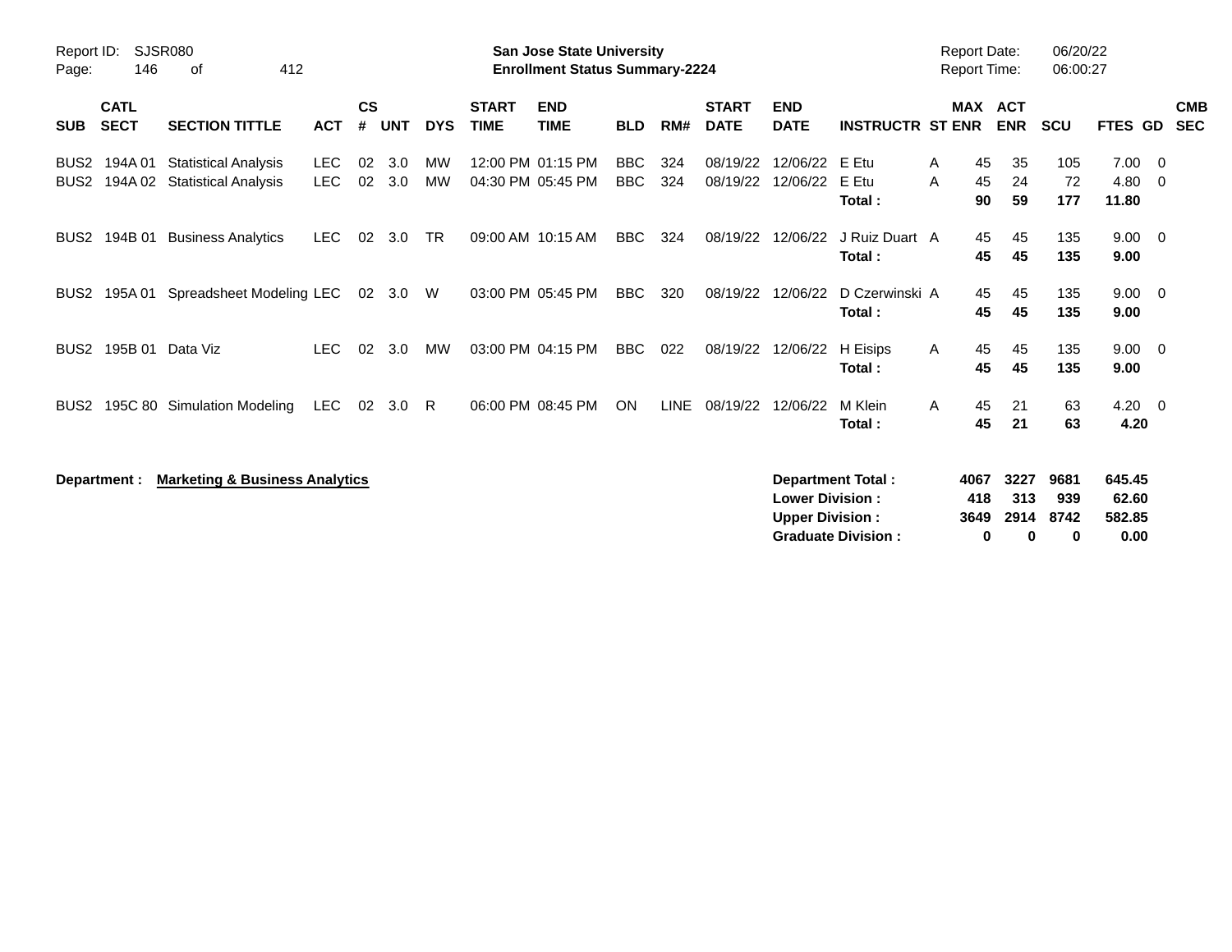**San Jose State University**
**Enrollment Status Summary-2224**

Report ID: SJSR080
Report Date: 06/20/22
Report Time: 06:00:27

| SUB | CATL SECT | SECTION TITTLE | ACT | CS # | UNT | DYS | START TIME | END TIME | BLD | RM# | START DATE | END DATE | INSTRUCTR | ST | MAX ENR | ACT ENR | SCU | FTES | GD | CMB SEC |
|---|---|---|---|---|---|---|---|---|---|---|---|---|---|---|---|---|---|---|---|---|
| BUS2 | 194A 01 | Statistical Analysis | LEC | 02 | 3.0 | MW | 12:00 PM | 01:15 PM | BBC | 324 | 08/19/22 | 12/06/22 | E Etu | A | 45 | 35 | 105 | 7.00 | 0 | |
| BUS2 | 194A 02 | Statistical Analysis | LEC | 02 | 3.0 | MW | 04:30 PM | 05:45 PM | BBC | 324 | 08/19/22 | 12/06/22 | E Etu | A | 45 | 24 | 72 | 4.80 | 0 | |
| | | | | | | | | | | | | | **Total :** | | **90** | **59** | **177** | **11.80** | | |
| BUS2 | 194B 01 | Business Analytics | LEC | 02 | 3.0 | TR | 09:00 AM | 10:15 AM | BBC | 324 | 08/19/22 | 12/06/22 | J Ruiz Duart | A | 45 | 45 | 135 | 9.00 | 0 | |
| | | | | | | | | | | | | | **Total :** | | **45** | **45** | **135** | **9.00** | | |
| BUS2 | 195A 01 | Spreadsheet Modeling | LEC | 02 | 3.0 | W | 03:00 PM | 05:45 PM | BBC | 320 | 08/19/22 | 12/06/22 | D Czerwinski | A | 45 | 45 | 135 | 9.00 | 0 | |
| | | | | | | | | | | | | | **Total :** | | **45** | **45** | **135** | **9.00** | | |
| BUS2 | 195B 01 | Data Viz | LEC | 02 | 3.0 | MW | 03:00 PM | 04:15 PM | BBC | 022 | 08/19/22 | 12/06/22 | H Eisips | A | 45 | 45 | 135 | 9.00 | 0 | |
| | | | | | | | | | | | | | **Total :** | | **45** | **45** | **135** | **9.00** | | |
| BUS2 | 195C 80 | Simulation Modeling | LEC | 02 | 3.0 | R | 06:00 PM | 08:45 PM | ON | LINE | 08/19/22 | 12/06/22 | M Klein | A | 45 | 21 | 63 | 4.20 | 0 | |
| | | | | | | | | | | | | | **Total :** | | **45** | **21** | **63** | **4.20** | | |

**Department :** **Marketing & Business Analytics**

| | MAX ENR | ACT ENR | SCU | FTES |
|---|---|---|---|---|
| **Department Total :** | **4067** | **3227** | **9681** | **645.45** |
| **Lower Division :** | **418** | **313** | **939** | **62.60** |
| **Upper Division :** | **3649** | **2914** | **8742** | **582.85** |
| **Graduate Division :** | **0** | **0** | **0** | **0.00** |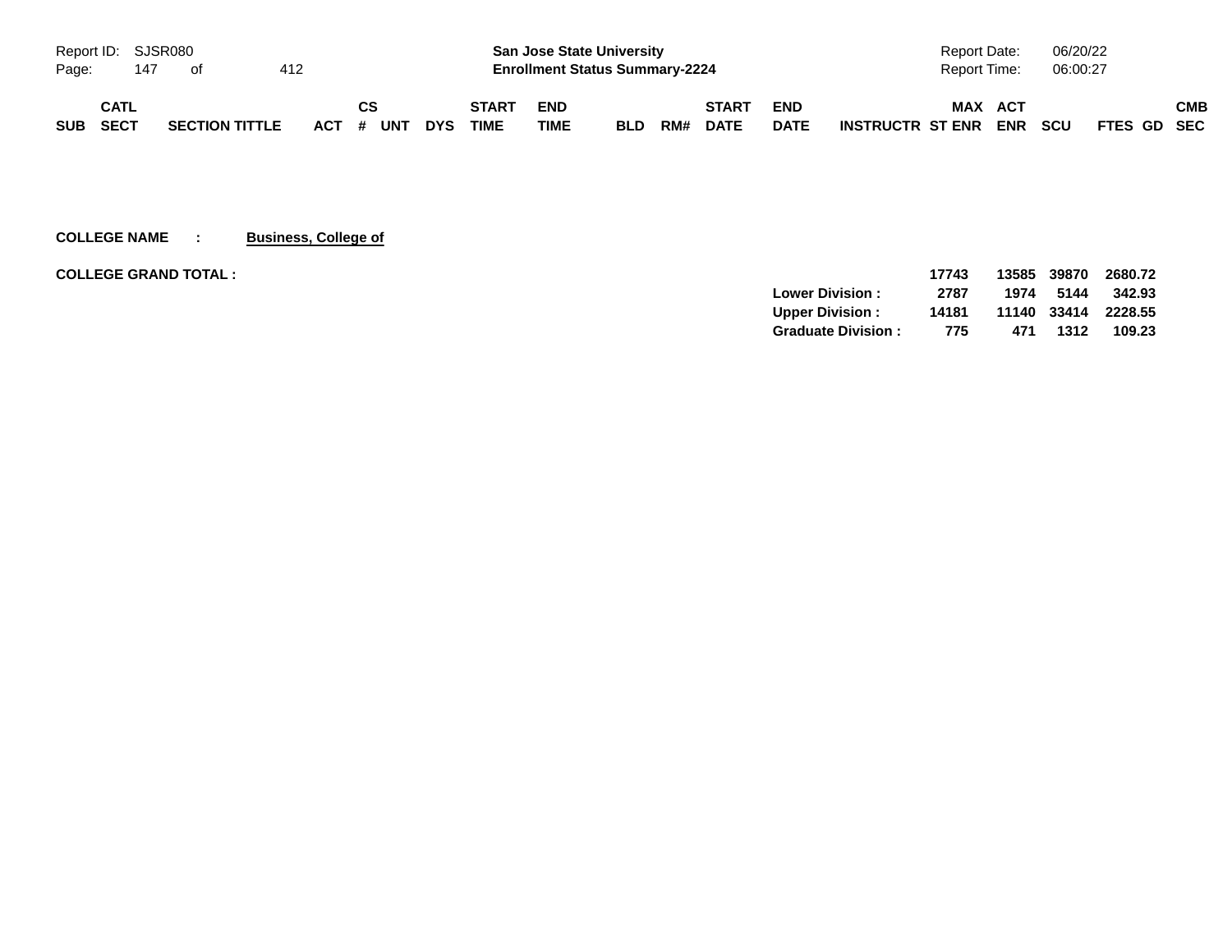| SUB | CATL SECT | SECTION TITTLE | ACT | CS # | UNT | DYS | START TIME | END TIME | BLD | RM# | START DATE | END DATE | INSTRUCTR | MAX ST ENR | ACT ENR | SCU | FTES | GD | CMB SEC |
|---|---|---|---|---|---|---|---|---|---|---|---|---|---|---|---|---|---|---|---|

**COLLEGE NAME : Business, College of**

| | | MAX ST ENR | ACT ENR | SCU | FTES |
|---|---|---|---|---|---|
| **COLLEGE GRAND TOTAL :** | | **17743** | **13585** | **39870** | **2680.72** |
| | **Lower Division :** | **2787** | **1974** | **5144** | **342.93** |
| | **Upper Division :** | **14181** | **11140** | **33414** | **2228.55** |
| | **Graduate Division :** | **775** | **471** | **1312** | **109.23** |